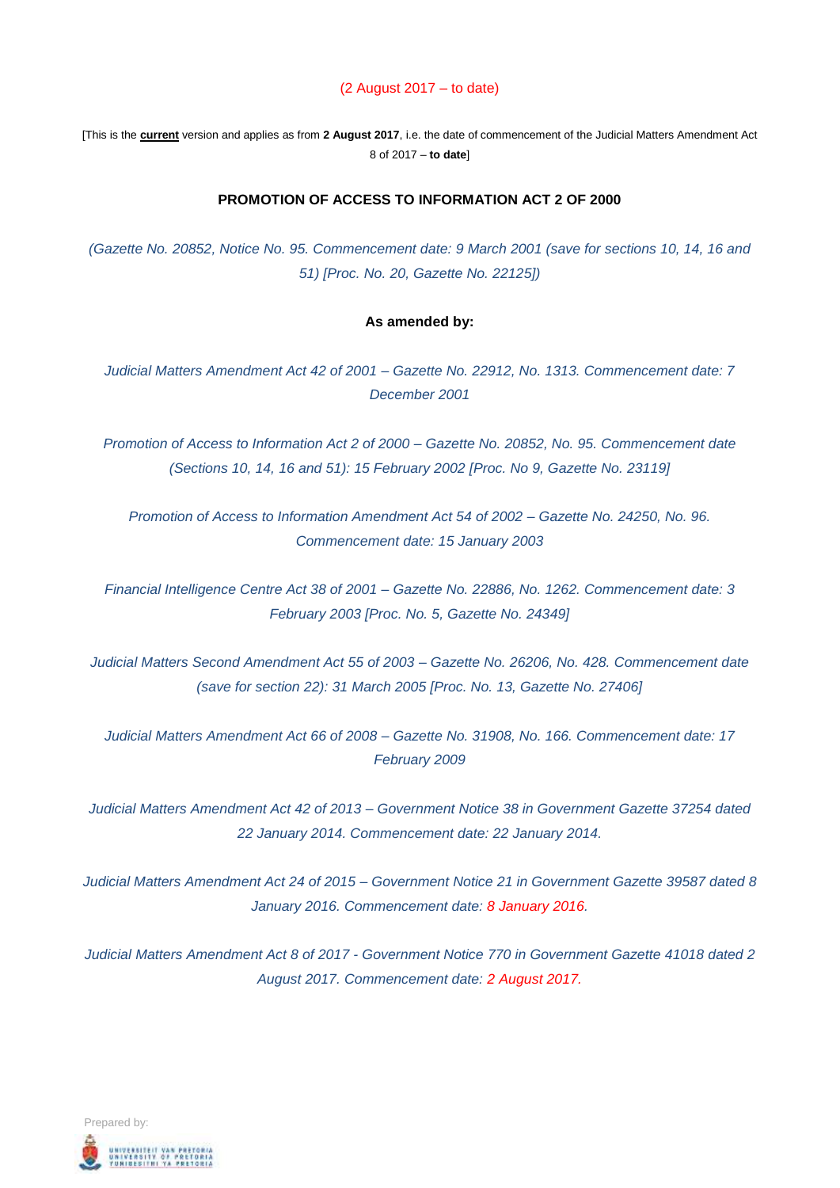(2 August 2017 – to date)

[This is the **current** version and applies as from **2 August 2017**, i.e. the date of commencement of the Judicial Matters Amendment Act 8 of 2017 – **to date**]

# PROMOTION OF ACCESS TO INFORMATION ACT 2 OF 2000

*(Gazette No. 20852, Notice No. 95. Commencement date: 9 March 2001 (save for sections 10, 14, 16 and 51) [Proc. No. 20, Gazette No. 22125])*

**As amended by:**

*Judicial Matters Amendment Act 42 of 2001 – Gazette No. 22912, No. 1313. Commencement date: 7 December 2001*

*Promotion of Access to Information Act 2 of 2000 – Gazette No. 20852, No. 95. Commencement date (Sections 10, 14, 16 and 51): 15 February 2002 [Proc. No 9, Gazette No. 23119]*

*Promotion of Access to Information Amendment Act 54 of 2002 – Gazette No. 24250, No. 96. Commencement date: 15 January 2003*

*Financial Intelligence Centre Act 38 of 2001 – Gazette No. 22886, No. 1262. Commencement date: 3 February 2003 [Proc. No. 5, Gazette No. 24349]*

*Judicial Matters Second Amendment Act 55 of 2003 – Gazette No. 26206, No. 428. Commencement date (save for section 22): 31 March 2005 [Proc. No. 13, Gazette No. 27406]*

*Judicial Matters Amendment Act 66 of 2008 – Gazette No. 31908, No. 166. Commencement date: 17 February 2009*

*Judicial Matters Amendment Act 42 of 2013 – Government Notice 38 in Government Gazette 37254 dated 22 January 2014. Commencement date: 22 January 2014.*

*Judicial Matters Amendment Act 24 of 2015 – Government Notice 21 in Government Gazette 39587 dated 8 January 2016. Commencement date: 8 January 2016.*

*Judicial Matters Amendment Act 8 of 2017 - Government Notice 770 in Government Gazette 41018 dated 2 August 2017. Commencement date: 2 August 2017.*

Prepared by:

UNIVERSITEIT VAN PRETORIA
UNIVERSITY OF PRETORIA
YUNIBESITHI YA PRETORIA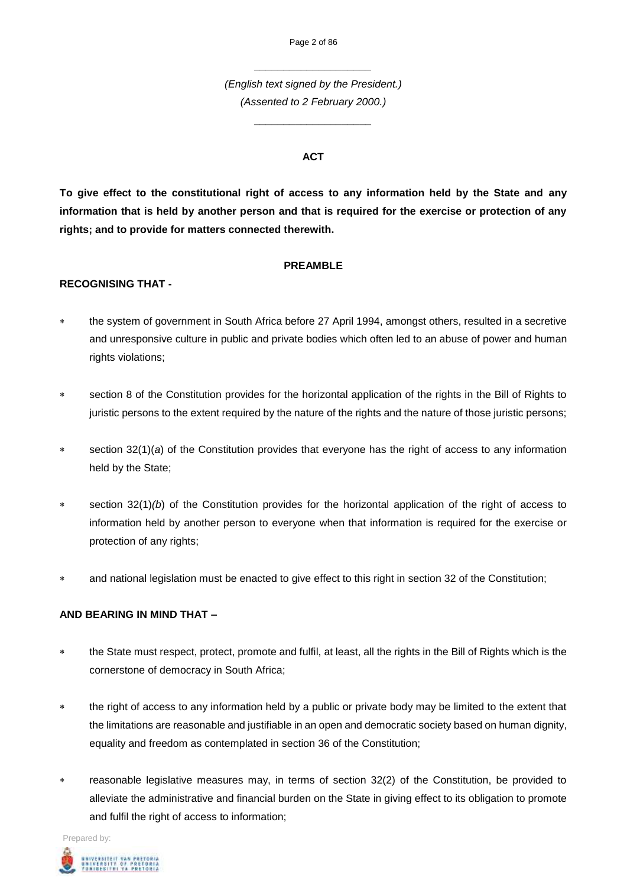---

*(English text signed by the President.)*

*(Assented to 2 February 2000.)*

---

**ACT**

**To give effect to the constitutional right of access to any information held by the State and any information that is held by another person and that is required for the exercise or protection of any rights; and to provide for matters connected therewith.**

**PREAMBLE**

**RECOGNISING THAT -**

* the system of government in South Africa before 27 April 1994, amongst others, resulted in a secretive and unresponsive culture in public and private bodies which often led to an abuse of power and human rights violations;

* section 8 of the Constitution provides for the horizontal application of the rights in the Bill of Rights to juristic persons to the extent required by the nature of the rights and the nature of those juristic persons;

* section 32(1)(*a*) of the Constitution provides that everyone has the right of access to any information held by the State;

* section 32(1)*(b*) of the Constitution provides for the horizontal application of the right of access to information held by another person to everyone when that information is required for the exercise or protection of any rights;

* and national legislation must be enacted to give effect to this right in section 32 of the Constitution;

**AND BEARING IN MIND THAT –**

* the State must respect, protect, promote and fulfil, at least, all the rights in the Bill of Rights which is the cornerstone of democracy in South Africa;

* the right of access to any information held by a public or private body may be limited to the extent that the limitations are reasonable and justifiable in an open and democratic society based on human dignity, equality and freedom as contemplated in section 36 of the Constitution;

* reasonable legislative measures may, in terms of section 32(2) of the Constitution, be provided to alleviate the administrative and financial burden on the State in giving effect to its obligation to promote and fulfil the right of access to information;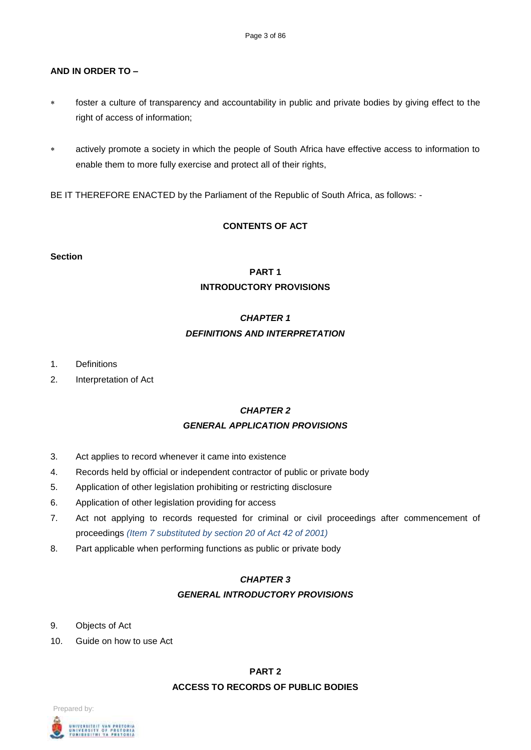**AND IN ORDER TO –**

- foster a culture of transparency and accountability in public and private bodies by giving effect to the right of access of information;

- actively promote a society in which the people of South Africa have effective access to information to enable them to more fully exercise and protect all of their rights,

BE IT THEREFORE ENACTED by the Parliament of the Republic of South Africa, as follows: -

## CONTENTS OF ACT

**Section**

## PART 1
## INTRODUCTORY PROVISIONS

### *CHAPTER 1*
### *DEFINITIONS AND INTERPRETATION*

1. Definitions
2. Interpretation of Act

### *CHAPTER 2*
### *GENERAL APPLICATION PROVISIONS*

3. Act applies to record whenever it came into existence
4. Records held by official or independent contractor of public or private body
5. Application of other legislation prohibiting or restricting disclosure
6. Application of other legislation providing for access
7. Act not applying to records requested for criminal or civil proceedings after commencement of proceedings *(Item 7 substituted by section 20 of Act 42 of 2001)*
8. Part applicable when performing functions as public or private body

### *CHAPTER 3*
### *GENERAL INTRODUCTORY PROVISIONS*

9. Objects of Act
10. Guide on how to use Act

## PART 2
## ACCESS TO RECORDS OF PUBLIC BODIES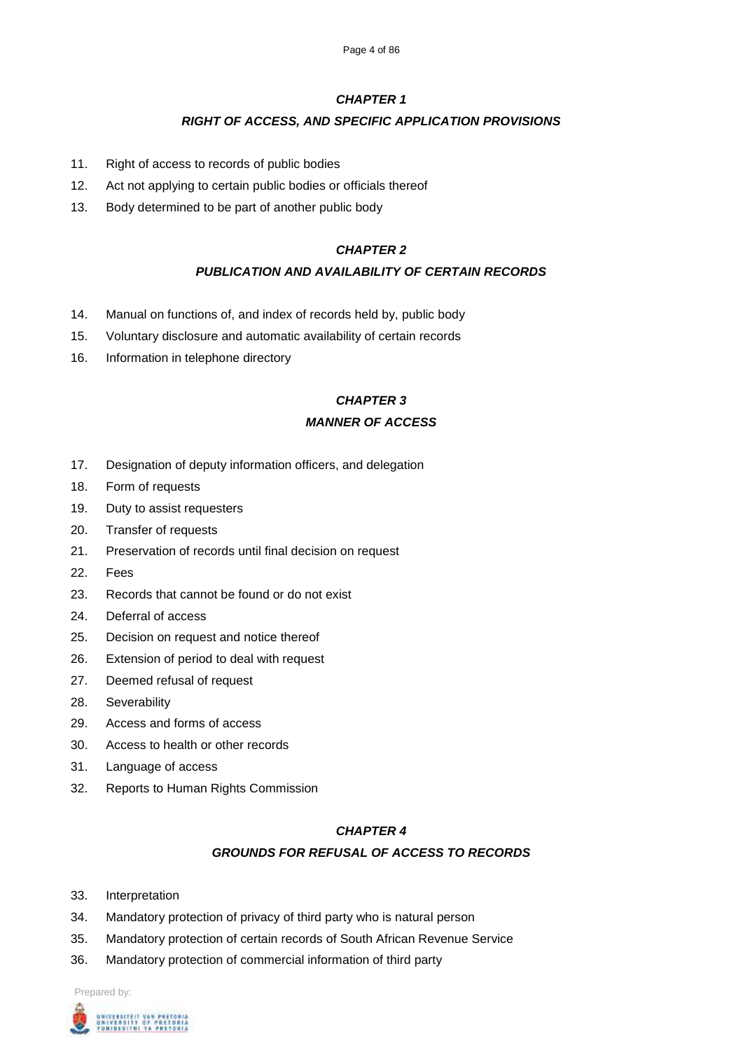### *CHAPTER 1*

### *RIGHT OF ACCESS, AND SPECIFIC APPLICATION PROVISIONS*

11. Right of access to records of public bodies
12. Act not applying to certain public bodies or officials thereof
13. Body determined to be part of another public body

### *CHAPTER 2*

### *PUBLICATION AND AVAILABILITY OF CERTAIN RECORDS*

14. Manual on functions of, and index of records held by, public body
15. Voluntary disclosure and automatic availability of certain records
16. Information in telephone directory

### *CHAPTER 3*

### *MANNER OF ACCESS*

17. Designation of deputy information officers, and delegation
18. Form of requests
19. Duty to assist requesters
20. Transfer of requests
21. Preservation of records until final decision on request
22. Fees
23. Records that cannot be found or do not exist
24. Deferral of access
25. Decision on request and notice thereof
26. Extension of period to deal with request
27. Deemed refusal of request
28. Severability
29. Access and forms of access
30. Access to health or other records
31. Language of access
32. Reports to Human Rights Commission

### *CHAPTER 4*

### *GROUNDS FOR REFUSAL OF ACCESS TO RECORDS*

33. Interpretation
34. Mandatory protection of privacy of third party who is natural person
35. Mandatory protection of certain records of South African Revenue Service
36. Mandatory protection of commercial information of third party

Prepared by: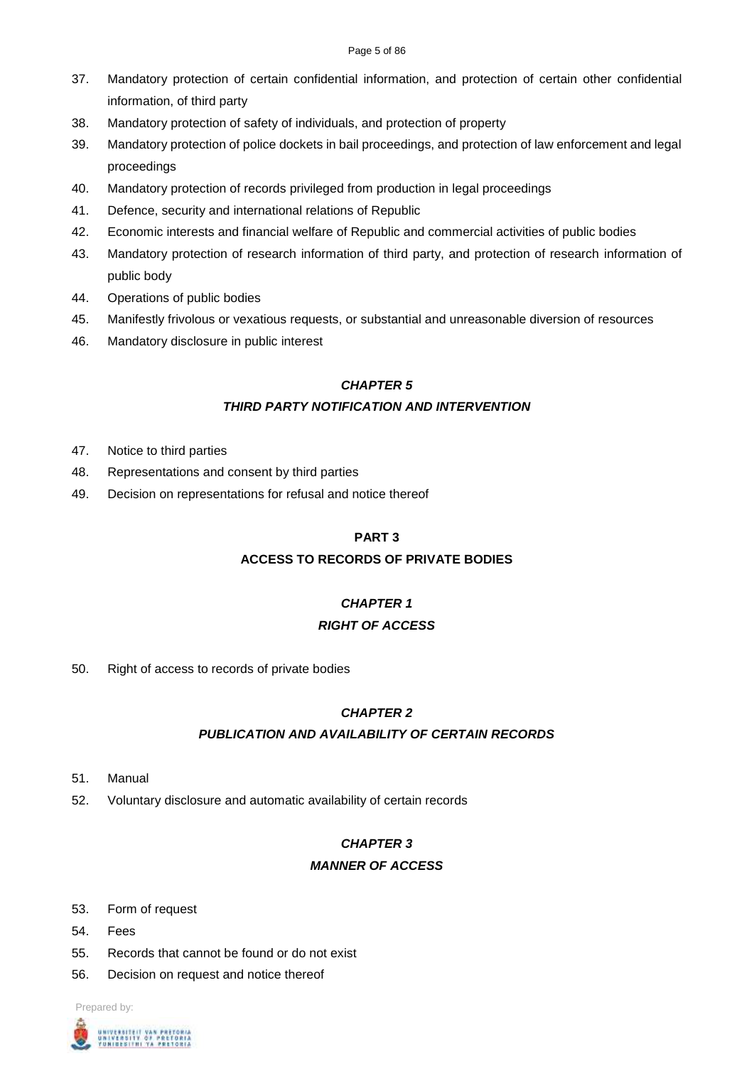37. Mandatory protection of certain confidential information, and protection of certain other confidential information, of third party
38. Mandatory protection of safety of individuals, and protection of property
39. Mandatory protection of police dockets in bail proceedings, and protection of law enforcement and legal proceedings
40. Mandatory protection of records privileged from production in legal proceedings
41. Defence, security and international relations of Republic
42. Economic interests and financial welfare of Republic and commercial activities of public bodies
43. Mandatory protection of research information of third party, and protection of research information of public body
44. Operations of public bodies
45. Manifestly frivolous or vexatious requests, or substantial and unreasonable diversion of resources
46. Mandatory disclosure in public interest

### *CHAPTER 5*

### *THIRD PARTY NOTIFICATION AND INTERVENTION*

47. Notice to third parties
48. Representations and consent by third parties
49. Decision on representations for refusal and notice thereof

## PART 3

## ACCESS TO RECORDS OF PRIVATE BODIES

### *CHAPTER 1*

### *RIGHT OF ACCESS*

50. Right of access to records of private bodies

### *CHAPTER 2*

### *PUBLICATION AND AVAILABILITY OF CERTAIN RECORDS*

51. Manual
52. Voluntary disclosure and automatic availability of certain records

### *CHAPTER 3*

### *MANNER OF ACCESS*

53. Form of request
54. Fees
55. Records that cannot be found or do not exist
56. Decision on request and notice thereof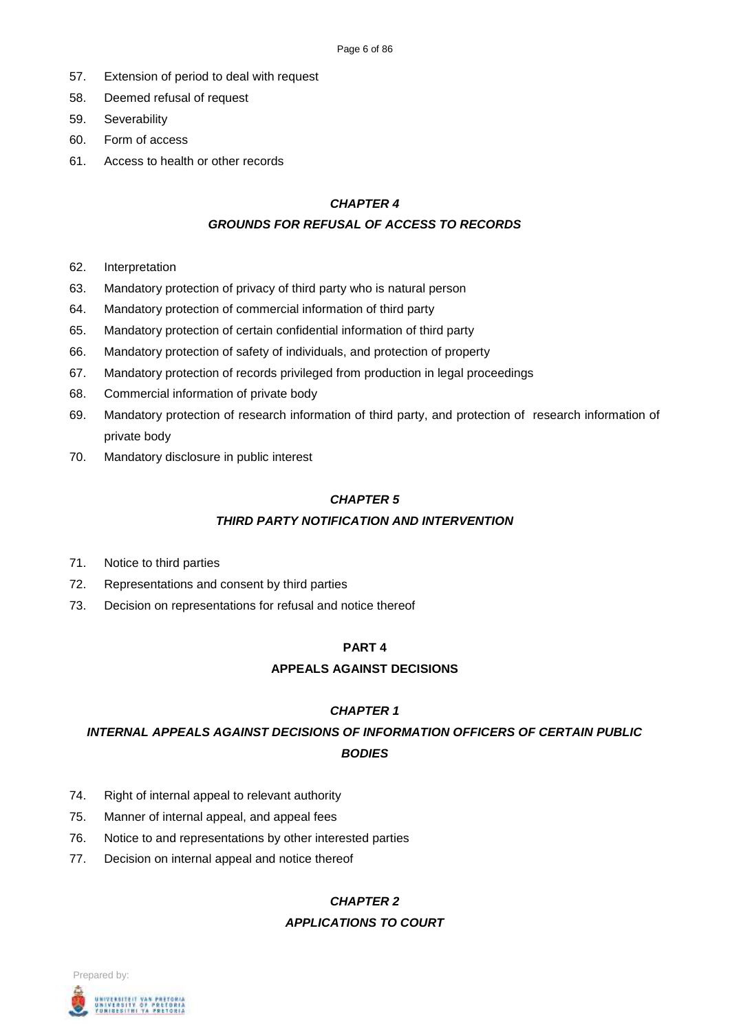57. Extension of period to deal with request
58. Deemed refusal of request
59. Severability
60. Form of access
61. Access to health or other records

### ***CHAPTER 4***

### ***GROUNDS FOR REFUSAL OF ACCESS TO RECORDS***

62. Interpretation
63. Mandatory protection of privacy of third party who is natural person
64. Mandatory protection of commercial information of third party
65. Mandatory protection of certain confidential information of third party
66. Mandatory protection of safety of individuals, and protection of property
67. Mandatory protection of records privileged from production in legal proceedings
68. Commercial information of private body
69. Mandatory protection of research information of third party, and protection of research information of private body
70. Mandatory disclosure in public interest

### ***CHAPTER 5***

### ***THIRD PARTY NOTIFICATION AND INTERVENTION***

71. Notice to third parties
72. Representations and consent by third parties
73. Decision on representations for refusal and notice thereof

## **PART 4**

## **APPEALS AGAINST DECISIONS**

### ***CHAPTER 1***

### ***INTERNAL APPEALS AGAINST DECISIONS OF INFORMATION OFFICERS OF CERTAIN PUBLIC BODIES***

74. Right of internal appeal to relevant authority
75. Manner of internal appeal, and appeal fees
76. Notice to and representations by other interested parties
77. Decision on internal appeal and notice thereof

### ***CHAPTER 2***

### ***APPLICATIONS TO COURT***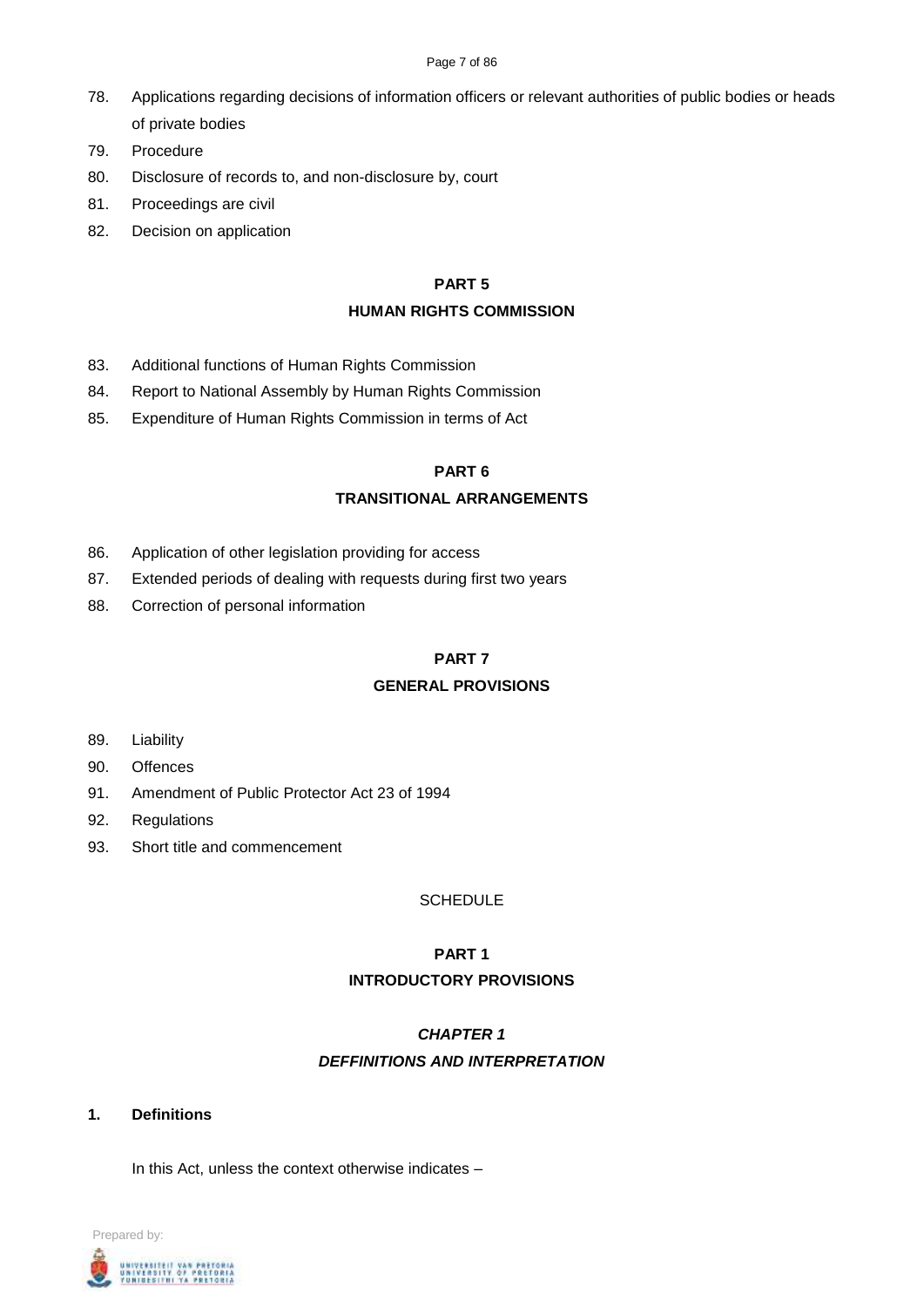78. Applications regarding decisions of information officers or relevant authorities of public bodies or heads of private bodies
79. Procedure
80. Disclosure of records to, and non-disclosure by, court
81. Proceedings are civil
82. Decision on application

**PART 5**

**HUMAN RIGHTS COMMISSION**

83. Additional functions of Human Rights Commission
84. Report to National Assembly by Human Rights Commission
85. Expenditure of Human Rights Commission in terms of Act

**PART 6**

**TRANSITIONAL ARRANGEMENTS**

86. Application of other legislation providing for access
87. Extended periods of dealing with requests during first two years
88. Correction of personal information

**PART 7**

**GENERAL PROVISIONS**

89. Liability
90. Offences
91. Amendment of Public Protector Act 23 of 1994
92. Regulations
93. Short title and commencement

SCHEDULE

## PART 1

## INTRODUCTORY PROVISIONS

### *CHAPTER 1*

### *DEFFINITIONS AND INTERPRETATION*

**1. Definitions**

In this Act, unless the context otherwise indicates –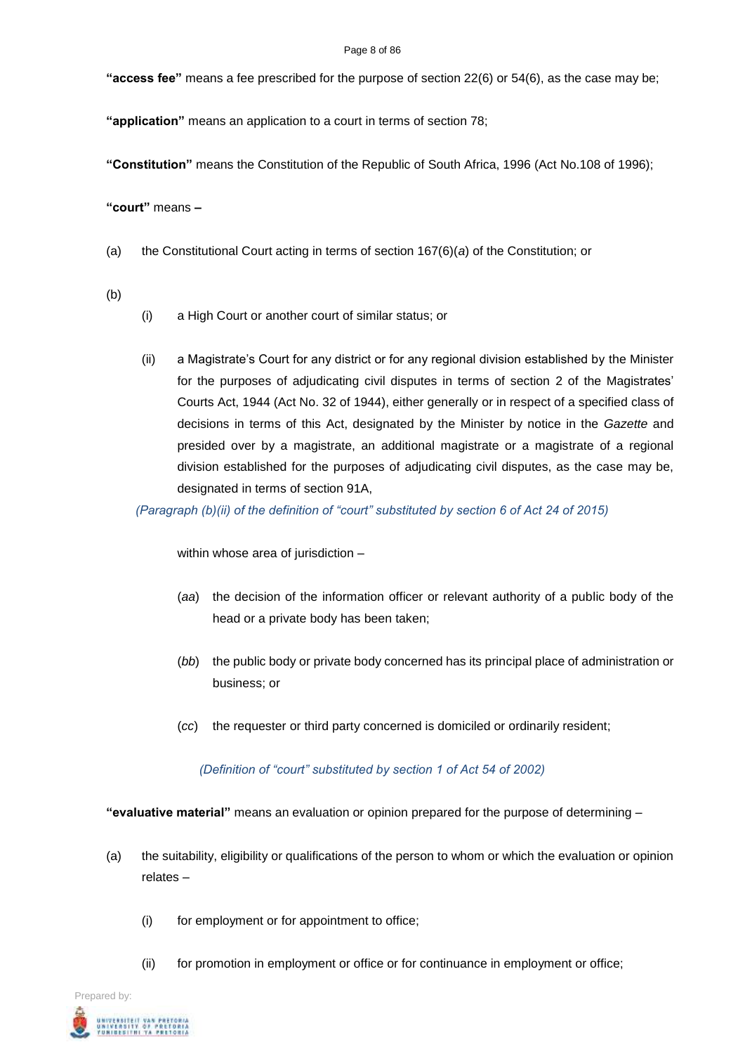**"access fee"** means a fee prescribed for the purpose of section 22(6) or 54(6), as the case may be;

**"application"** means an application to a court in terms of section 78;

**"Constitution"** means the Constitution of the Republic of South Africa, 1996 (Act No.108 of 1996);

**"court"** means –

(a) the Constitutional Court acting in terms of section 167(6)(*a*) of the Constitution; or

(b)

(i) a High Court or another court of similar status; or

(ii) a Magistrate's Court for any district or for any regional division established by the Minister for the purposes of adjudicating civil disputes in terms of section 2 of the Magistrates' Courts Act, 1944 (Act No. 32 of 1944), either generally or in respect of a specified class of decisions in terms of this Act, designated by the Minister by notice in the *Gazette* and presided over by a magistrate, an additional magistrate or a magistrate of a regional division established for the purposes of adjudicating civil disputes, as the case may be, designated in terms of section 91A,

*(Paragraph (b)(ii) of the definition of "court" substituted by section 6 of Act 24 of 2015)*

within whose area of jurisdiction –

(*aa*) the decision of the information officer or relevant authority of a public body of the head or a private body has been taken;

(*bb*) the public body or private body concerned has its principal place of administration or business; or

(*cc*) the requester or third party concerned is domiciled or ordinarily resident;

*(Definition of "court" substituted by section 1 of Act 54 of 2002)*

**"evaluative material"** means an evaluation or opinion prepared for the purpose of determining –

(a) the suitability, eligibility or qualifications of the person to whom or which the evaluation or opinion relates –

(i) for employment or for appointment to office;

(ii) for promotion in employment or office or for continuance in employment or office;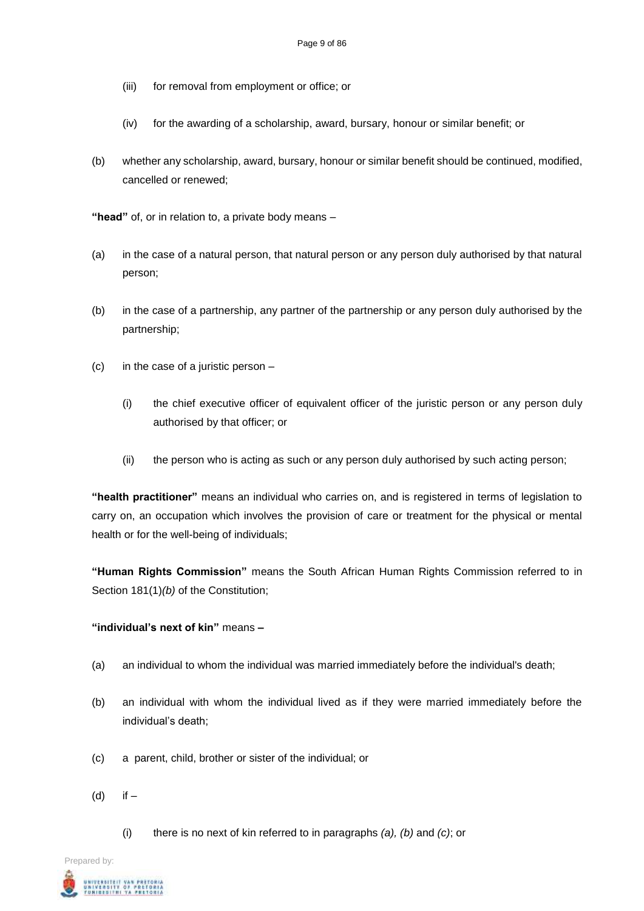(iii) for removal from employment or office; or

(iv) for the awarding of a scholarship, award, bursary, honour or similar benefit; or

(b) whether any scholarship, award, bursary, honour or similar benefit should be continued, modified, cancelled or renewed;

**"head"** of, or in relation to, a private body means –

(a) in the case of a natural person, that natural person or any person duly authorised by that natural person;

(b) in the case of a partnership, any partner of the partnership or any person duly authorised by the partnership;

(c) in the case of a juristic person –

(i) the chief executive officer of equivalent officer of the juristic person or any person duly authorised by that officer; or

(ii) the person who is acting as such or any person duly authorised by such acting person;

**"health practitioner"** means an individual who carries on, and is registered in terms of legislation to carry on, an occupation which involves the provision of care or treatment for the physical or mental health or for the well-being of individuals;

**"Human Rights Commission"** means the South African Human Rights Commission referred to in Section 181(1)*(b)* of the Constitution;

**"individual's next of kin"** means **–**

(a) an individual to whom the individual was married immediately before the individual's death;

(b) an individual with whom the individual lived as if they were married immediately before the individual's death;

(c) a parent, child, brother or sister of the individual; or

(d) if –

(i) there is no next of kin referred to in paragraphs *(a), (b)* and *(c)*; or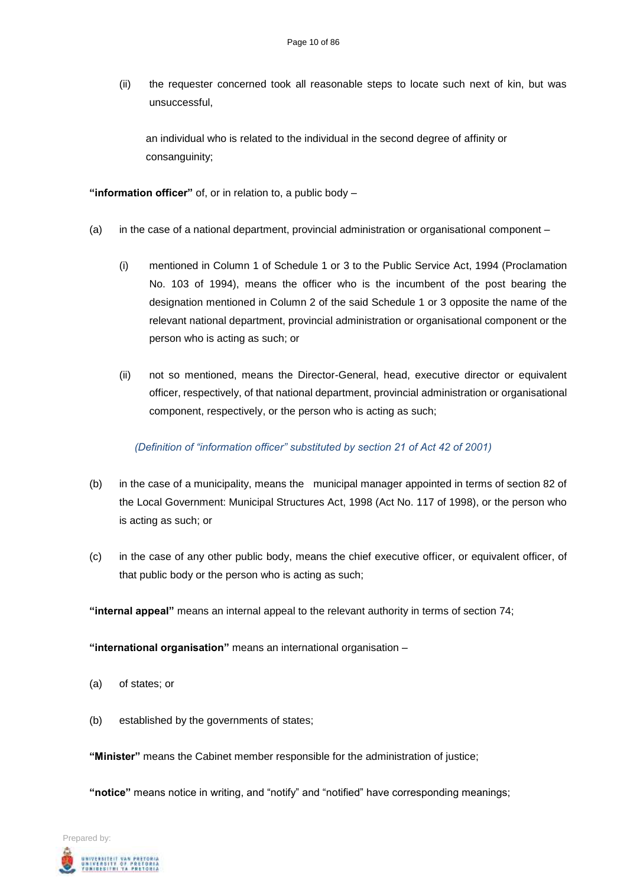(ii) the requester concerned took all reasonable steps to locate such next of kin, but was unsuccessful,

an individual who is related to the individual in the second degree of affinity or consanguinity;

**"information officer"** of, or in relation to, a public body –

(a) in the case of a national department, provincial administration or organisational component –

(i) mentioned in Column 1 of Schedule 1 or 3 to the Public Service Act, 1994 (Proclamation No. 103 of 1994), means the officer who is the incumbent of the post bearing the designation mentioned in Column 2 of the said Schedule 1 or 3 opposite the name of the relevant national department, provincial administration or organisational component or the person who is acting as such; or

(ii) not so mentioned, means the Director-General, head, executive director or equivalent officer, respectively, of that national department, provincial administration or organisational component, respectively, or the person who is acting as such;

*(Definition of "information officer" substituted by section 21 of Act 42 of 2001)*

(b) in the case of a municipality, means the municipal manager appointed in terms of section 82 of the Local Government: Municipal Structures Act, 1998 (Act No. 117 of 1998), or the person who is acting as such; or

(c) in the case of any other public body, means the chief executive officer, or equivalent officer, of that public body or the person who is acting as such;

**"internal appeal"** means an internal appeal to the relevant authority in terms of section 74;

**"international organisation"** means an international organisation –

(a) of states; or

(b) established by the governments of states;

**"Minister"** means the Cabinet member responsible for the administration of justice;

**"notice"** means notice in writing, and "notify" and "notified" have corresponding meanings;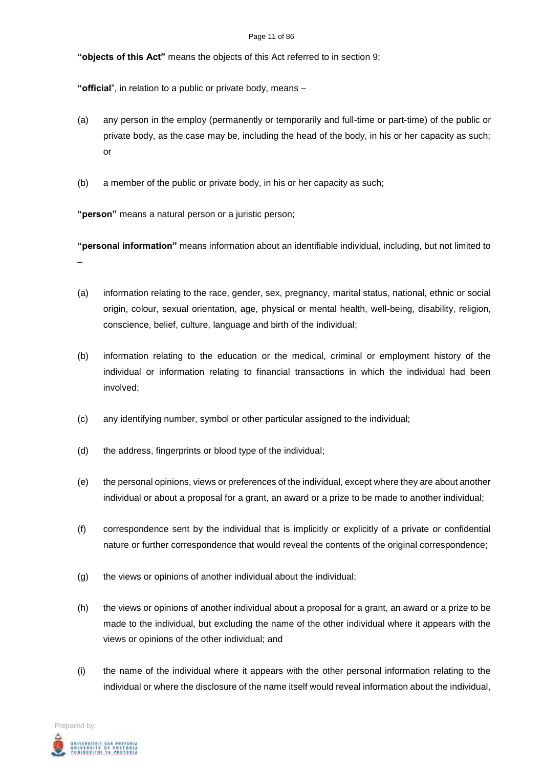**"objects of this Act"** means the objects of this Act referred to in section 9;

**"official"**, in relation to a public or private body, means –

(a) any person in the employ (permanently or temporarily and full-time or part-time) of the public or private body, as the case may be, including the head of the body, in his or her capacity as such; or

(b) a member of the public or private body, in his or her capacity as such;

**"person"** means a natural person or a juristic person;

**"personal information"** means information about an identifiable individual, including, but not limited to –

(a) information relating to the race, gender, sex, pregnancy, marital status, national, ethnic or social origin, colour, sexual orientation, age, physical or mental health, well-being, disability, religion, conscience, belief, culture, language and birth of the individual;

(b) information relating to the education or the medical, criminal or employment history of the individual or information relating to financial transactions in which the individual had been involved;

(c) any identifying number, symbol or other particular assigned to the individual;

(d) the address, fingerprints or blood type of the individual;

(e) the personal opinions, views or preferences of the individual, except where they are about another individual or about a proposal for a grant, an award or a prize to be made to another individual;

(f) correspondence sent by the individual that is implicitly or explicitly of a private or confidential nature or further correspondence that would reveal the contents of the original correspondence;

(g) the views or opinions of another individual about the individual;

(h) the views or opinions of another individual about a proposal for a grant, an award or a prize to be made to the individual, but excluding the name of the other individual where it appears with the views or opinions of the other individual; and

(i) the name of the individual where it appears with the other personal information relating to the individual or where the disclosure of the name itself would reveal information about the individual,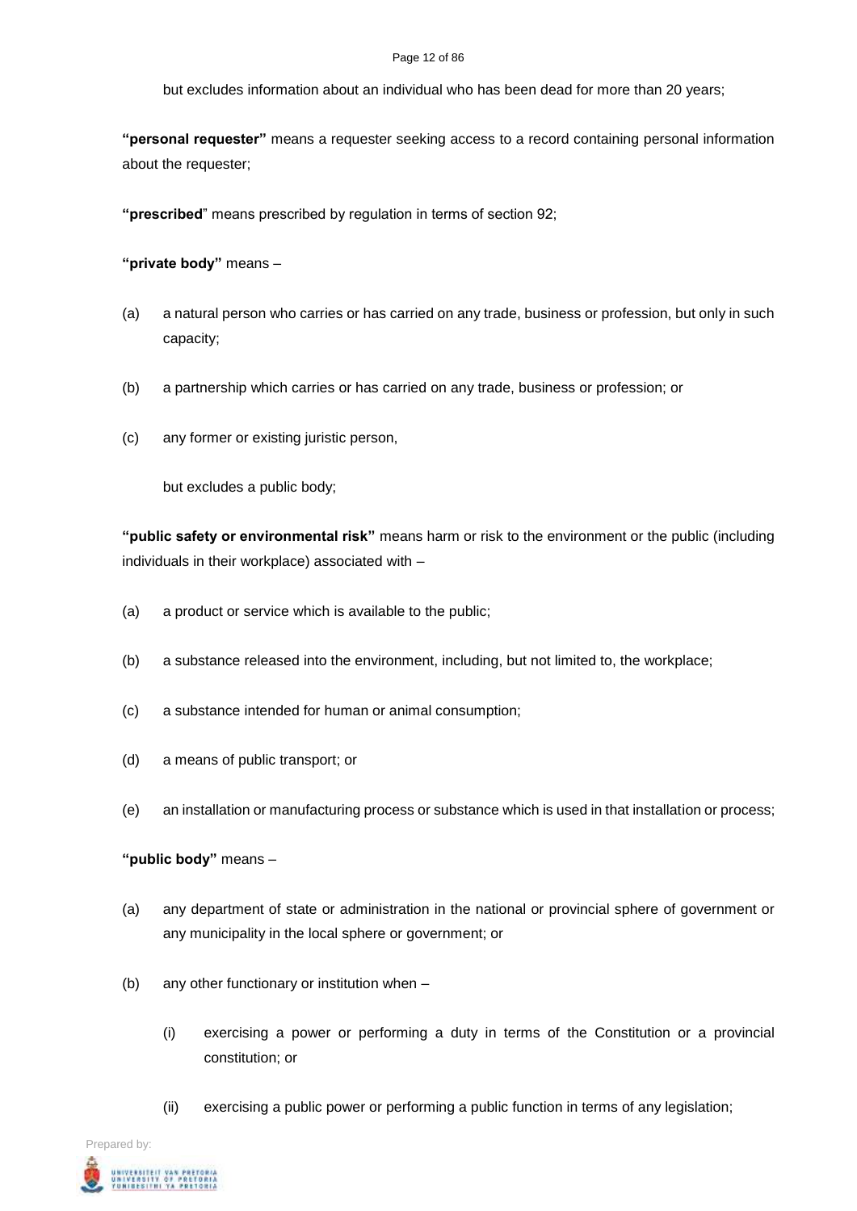but excludes information about an individual who has been dead for more than 20 years;

**"personal requester"** means a requester seeking access to a record containing personal information about the requester;

**"prescribed**" means prescribed by regulation in terms of section 92;

**"private body"** means –

(a) a natural person who carries or has carried on any trade, business or profession, but only in such capacity;

(b) a partnership which carries or has carried on any trade, business or profession; or

(c) any former or existing juristic person,

but excludes a public body;

**"public safety or environmental risk"** means harm or risk to the environment or the public (including individuals in their workplace) associated with –

(a) a product or service which is available to the public;

(b) a substance released into the environment, including, but not limited to, the workplace;

(c) a substance intended for human or animal consumption;

(d) a means of public transport; or

(e) an installation or manufacturing process or substance which is used in that installation or process;

**"public body"** means –

(a) any department of state or administration in the national or provincial sphere of government or any municipality in the local sphere or government; or

(b) any other functionary or institution when –

(i) exercising a power or performing a duty in terms of the Constitution or a provincial constitution; or

(ii) exercising a public power or performing a public function in terms of any legislation;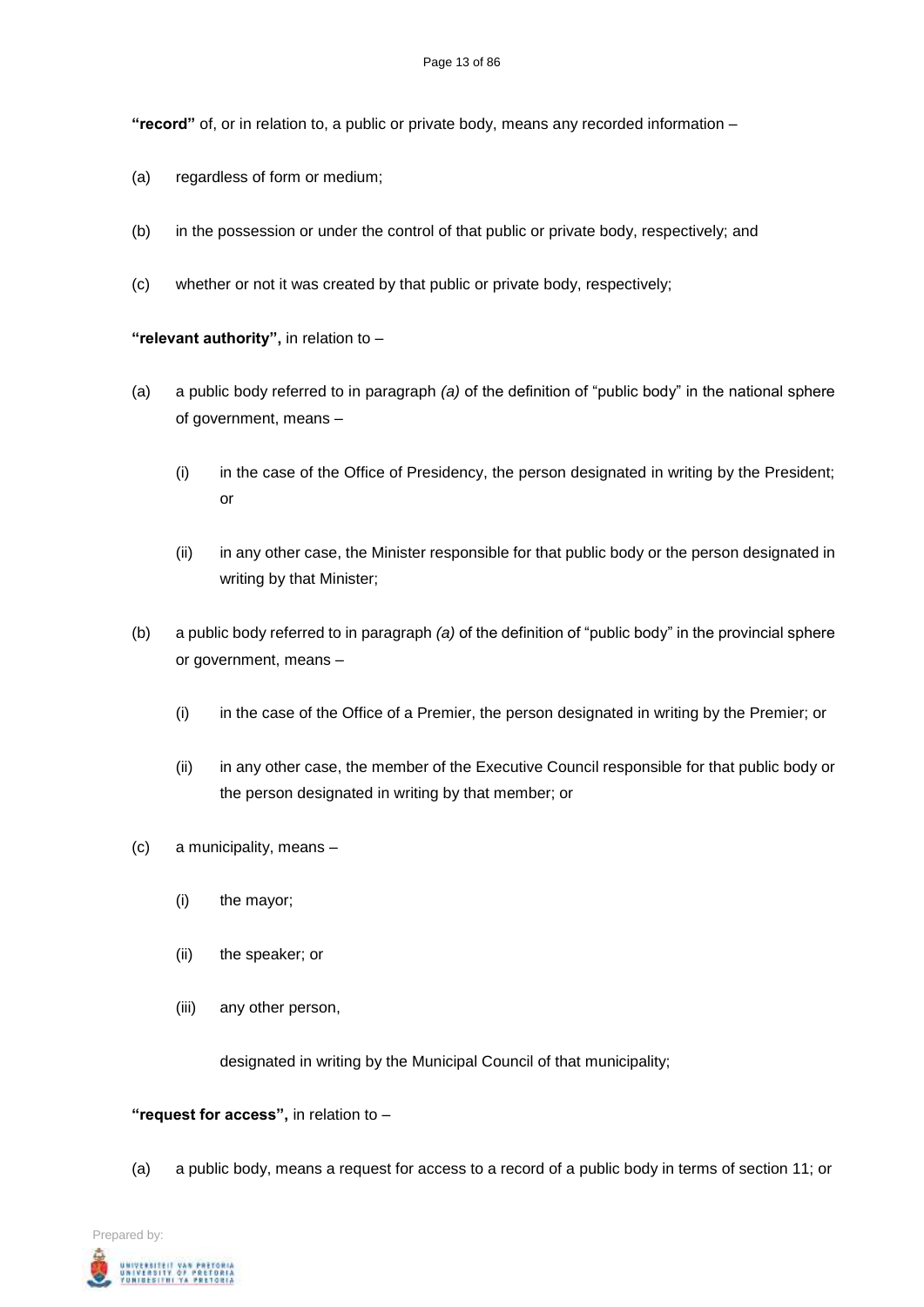**"record"** of, or in relation to, a public or private body, means any recorded information –

(a) regardless of form or medium;

(b) in the possession or under the control of that public or private body, respectively; and

(c) whether or not it was created by that public or private body, respectively;

**"relevant authority",** in relation to –

(a) a public body referred to in paragraph *(a)* of the definition of "public body" in the national sphere of government, means –

  (i) in the case of the Office of Presidency, the person designated in writing by the President; or

  (ii) in any other case, the Minister responsible for that public body or the person designated in writing by that Minister;

(b) a public body referred to in paragraph *(a)* of the definition of "public body" in the provincial sphere or government, means –

  (i) in the case of the Office of a Premier, the person designated in writing by the Premier; or

  (ii) in any other case, the member of the Executive Council responsible for that public body or the person designated in writing by that member; or

(c) a municipality, means –

  (i) the mayor;

  (ii) the speaker; or

  (iii) any other person,

  designated in writing by the Municipal Council of that municipality;

**"request for access",** in relation to –

(a) a public body, means a request for access to a record of a public body in terms of section 11; or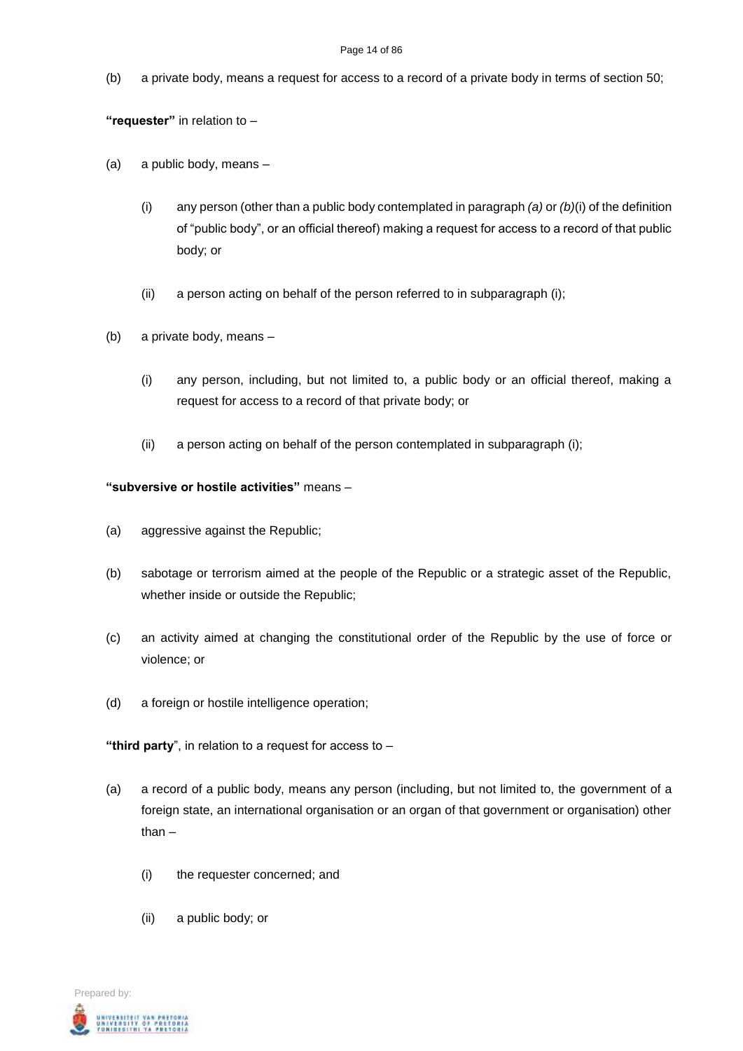(b) a private body, means a request for access to a record of a private body in terms of section 50;

**"requester"** in relation to –

(a) a public body, means –

(i) any person (other than a public body contemplated in paragraph *(a)* or *(b)*(i) of the definition of "public body", or an official thereof) making a request for access to a record of that public body; or

(ii) a person acting on behalf of the person referred to in subparagraph (i);

(b) a private body, means –

(i) any person, including, but not limited to, a public body or an official thereof, making a request for access to a record of that private body; or

(ii) a person acting on behalf of the person contemplated in subparagraph (i);

**"subversive or hostile activities"** means –

(a) aggressive against the Republic;

(b) sabotage or terrorism aimed at the people of the Republic or a strategic asset of the Republic, whether inside or outside the Republic;

(c) an activity aimed at changing the constitutional order of the Republic by the use of force or violence; or

(d) a foreign or hostile intelligence operation;

**"third party"**, in relation to a request for access to –

(a) a record of a public body, means any person (including, but not limited to, the government of a foreign state, an international organisation or an organ of that government or organisation) other than –

(i) the requester concerned; and

(ii) a public body; or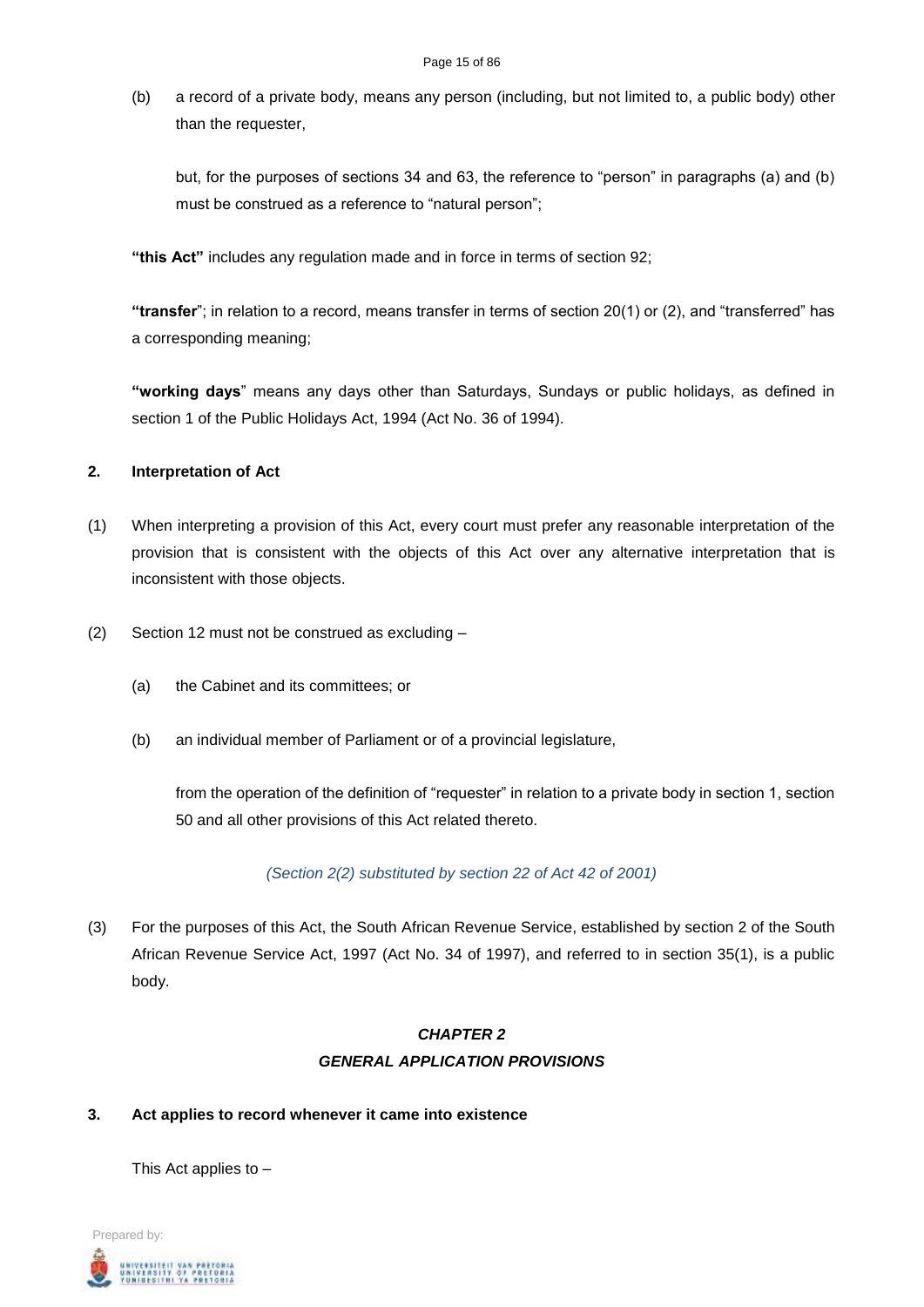(b) a record of a private body, means any person (including, but not limited to, a public body) other than the requester,

but, for the purposes of sections 34 and 63, the reference to "person" in paragraphs (a) and (b) must be construed as a reference to "natural person";

**"this Act"** includes any regulation made and in force in terms of section 92;

**"transfer"**; in relation to a record, means transfer in terms of section 20(1) or (2), and "transferred" has a corresponding meaning;

**"working days"** means any days other than Saturdays, Sundays or public holidays, as defined in section 1 of the Public Holidays Act, 1994 (Act No. 36 of 1994).

**2. Interpretation of Act**

(1) When interpreting a provision of this Act, every court must prefer any reasonable interpretation of the provision that is consistent with the objects of this Act over any alternative interpretation that is inconsistent with those objects.

(2) Section 12 must not be construed as excluding –

(a) the Cabinet and its committees; or

(b) an individual member of Parliament or of a provincial legislature,

from the operation of the definition of "requester" in relation to a private body in section 1, section 50 and all other provisions of this Act related thereto.

*(Section 2(2) substituted by section 22 of Act 42 of 2001)*

(3) For the purposes of this Act, the South African Revenue Service, established by section 2 of the South African Revenue Service Act, 1997 (Act No. 34 of 1997), and referred to in section 35(1), is a public body.

## *CHAPTER 2*
## *GENERAL APPLICATION PROVISIONS*

**3. Act applies to record whenever it came into existence**

This Act applies to –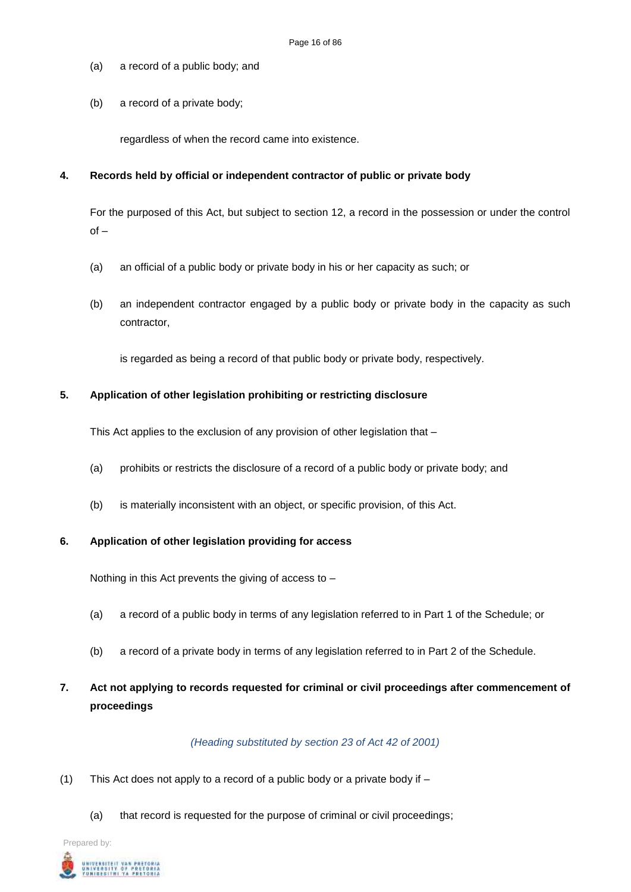(a) a record of a public body; and

(b) a record of a private body;

regardless of when the record came into existence.

**4. Records held by official or independent contractor of public or private body**

For the purposed of this Act, but subject to section 12, a record in the possession or under the control of –

(a) an official of a public body or private body in his or her capacity as such; or

(b) an independent contractor engaged by a public body or private body in the capacity as such contractor,

is regarded as being a record of that public body or private body, respectively.

**5. Application of other legislation prohibiting or restricting disclosure**

This Act applies to the exclusion of any provision of other legislation that –

(a) prohibits or restricts the disclosure of a record of a public body or private body; and

(b) is materially inconsistent with an object, or specific provision, of this Act.

**6. Application of other legislation providing for access**

Nothing in this Act prevents the giving of access to –

(a) a record of a public body in terms of any legislation referred to in Part 1 of the Schedule; or

(b) a record of a private body in terms of any legislation referred to in Part 2 of the Schedule.

**7. Act not applying to records requested for criminal or civil proceedings after commencement of proceedings**

*(Heading substituted by section 23 of Act 42 of 2001)*

(1) This Act does not apply to a record of a public body or a private body if –

(a) that record is requested for the purpose of criminal or civil proceedings;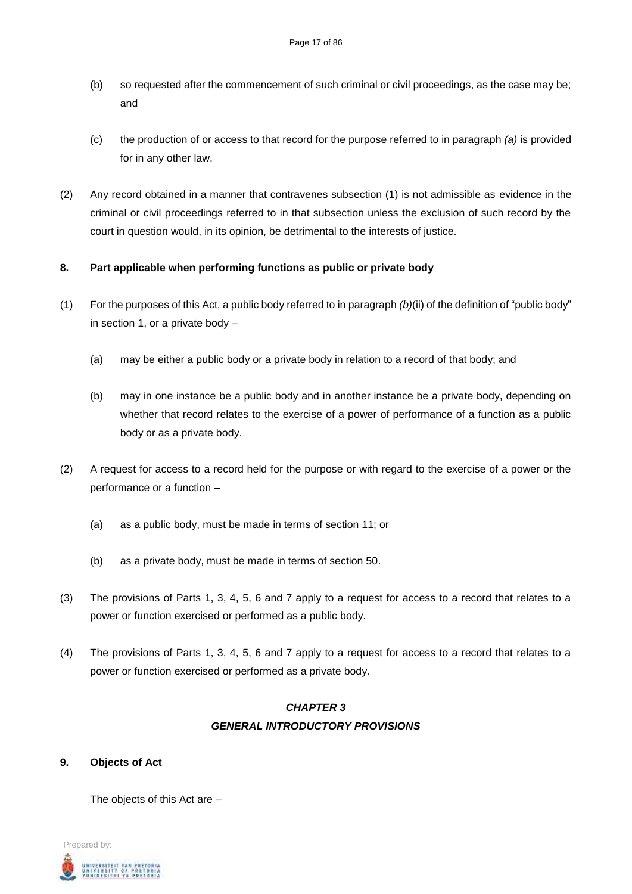(b) so requested after the commencement of such criminal or civil proceedings, as the case may be; and

(c) the production of or access to that record for the purpose referred to in paragraph *(a)* is provided for in any other law.

(2) Any record obtained in a manner that contravenes subsection (1) is not admissible as evidence in the criminal or civil proceedings referred to in that subsection unless the exclusion of such record by the court in question would, in its opinion, be detrimental to the interests of justice.

**8. Part applicable when performing functions as public or private body**

(1) For the purposes of this Act, a public body referred to in paragraph *(b)*(ii) of the definition of "public body" in section 1, or a private body –

(a) may be either a public body or a private body in relation to a record of that body; and

(b) may in one instance be a public body and in another instance be a private body, depending on whether that record relates to the exercise of a power of performance of a function as a public body or as a private body.

(2) A request for access to a record held for the purpose or with regard to the exercise of a power or the performance or a function –

(a) as a public body, must be made in terms of section 11; or

(b) as a private body, must be made in terms of section 50.

(3) The provisions of Parts 1, 3, 4, 5, 6 and 7 apply to a request for access to a record that relates to a power or function exercised or performed as a public body.

(4) The provisions of Parts 1, 3, 4, 5, 6 and 7 apply to a request for access to a record that relates to a power or function exercised or performed as a private body.

## *CHAPTER 3*
## *GENERAL INTRODUCTORY PROVISIONS*

**9. Objects of Act**

The objects of this Act are –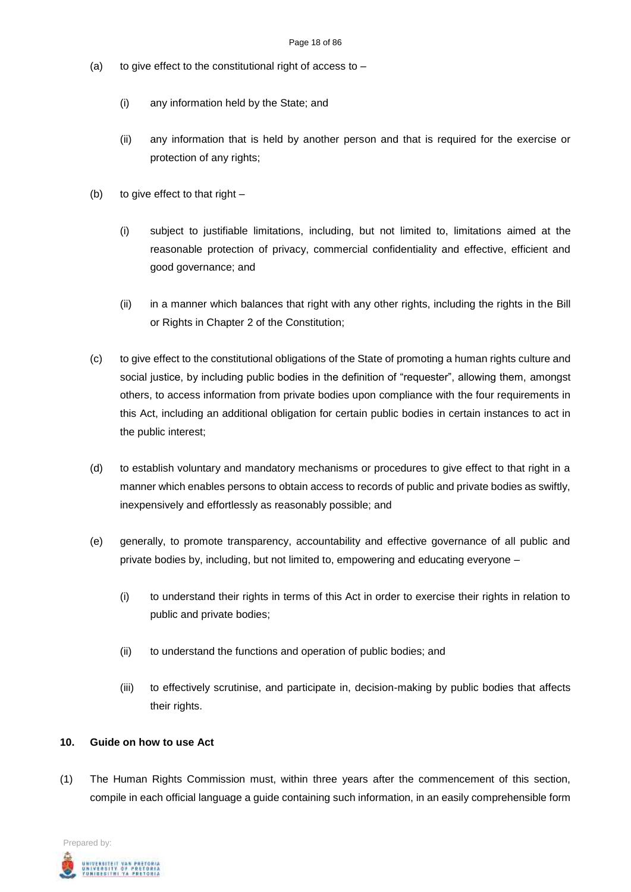(a) to give effect to the constitutional right of access to –

  (i) any information held by the State; and

  (ii) any information that is held by another person and that is required for the exercise or protection of any rights;

(b) to give effect to that right –

  (i) subject to justifiable limitations, including, but not limited to, limitations aimed at the reasonable protection of privacy, commercial confidentiality and effective, efficient and good governance; and

  (ii) in a manner which balances that right with any other rights, including the rights in the Bill or Rights in Chapter 2 of the Constitution;

(c) to give effect to the constitutional obligations of the State of promoting a human rights culture and social justice, by including public bodies in the definition of "requester", allowing them, amongst others, to access information from private bodies upon compliance with the four requirements in this Act, including an additional obligation for certain public bodies in certain instances to act in the public interest;

(d) to establish voluntary and mandatory mechanisms or procedures to give effect to that right in a manner which enables persons to obtain access to records of public and private bodies as swiftly, inexpensively and effortlessly as reasonably possible; and

(e) generally, to promote transparency, accountability and effective governance of all public and private bodies by, including, but not limited to, empowering and educating everyone –

  (i) to understand their rights in terms of this Act in order to exercise their rights in relation to public and private bodies;

  (ii) to understand the functions and operation of public bodies; and

  (iii) to effectively scrutinise, and participate in, decision-making by public bodies that affects their rights.

**10. Guide on how to use Act**

(1) The Human Rights Commission must, within three years after the commencement of this section, compile in each official language a guide containing such information, in an easily comprehensible form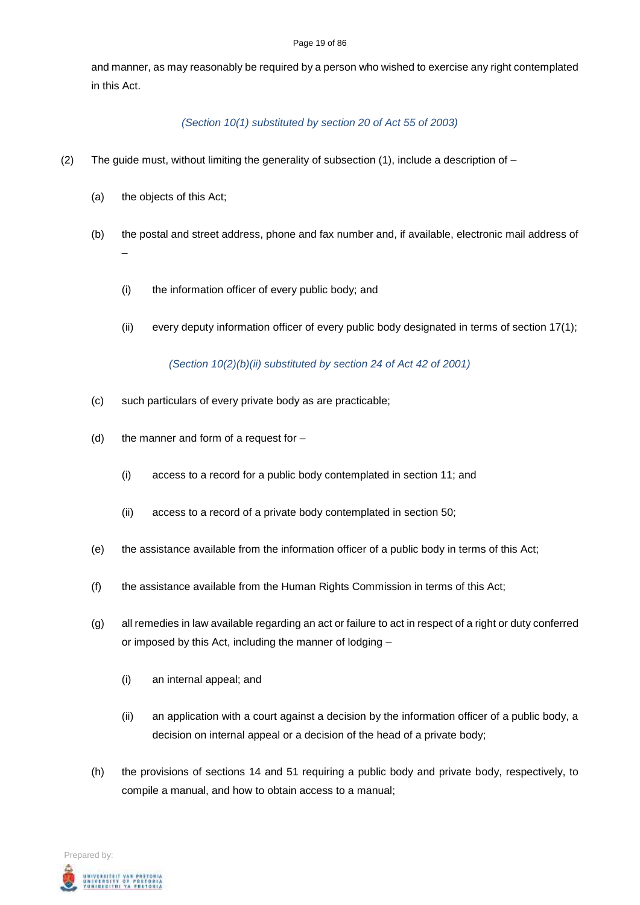and manner, as may reasonably be required by a person who wished to exercise any right contemplated in this Act.

*(Section 10(1) substituted by section 20 of Act 55 of 2003)*

(2) The guide must, without limiting the generality of subsection (1), include a description of –

(a) the objects of this Act;

(b) the postal and street address, phone and fax number and, if available, electronic mail address of –

(i) the information officer of every public body; and

(ii) every deputy information officer of every public body designated in terms of section 17(1);

*(Section 10(2)(b)(ii) substituted by section 24 of Act 42 of 2001)*

(c) such particulars of every private body as are practicable;

(d) the manner and form of a request for –

(i) access to a record for a public body contemplated in section 11; and

(ii) access to a record of a private body contemplated in section 50;

(e) the assistance available from the information officer of a public body in terms of this Act;

(f) the assistance available from the Human Rights Commission in terms of this Act;

(g) all remedies in law available regarding an act or failure to act in respect of a right or duty conferred or imposed by this Act, including the manner of lodging –

(i) an internal appeal; and

(ii) an application with a court against a decision by the information officer of a public body, a decision on internal appeal or a decision of the head of a private body;

(h) the provisions of sections 14 and 51 requiring a public body and private body, respectively, to compile a manual, and how to obtain access to a manual;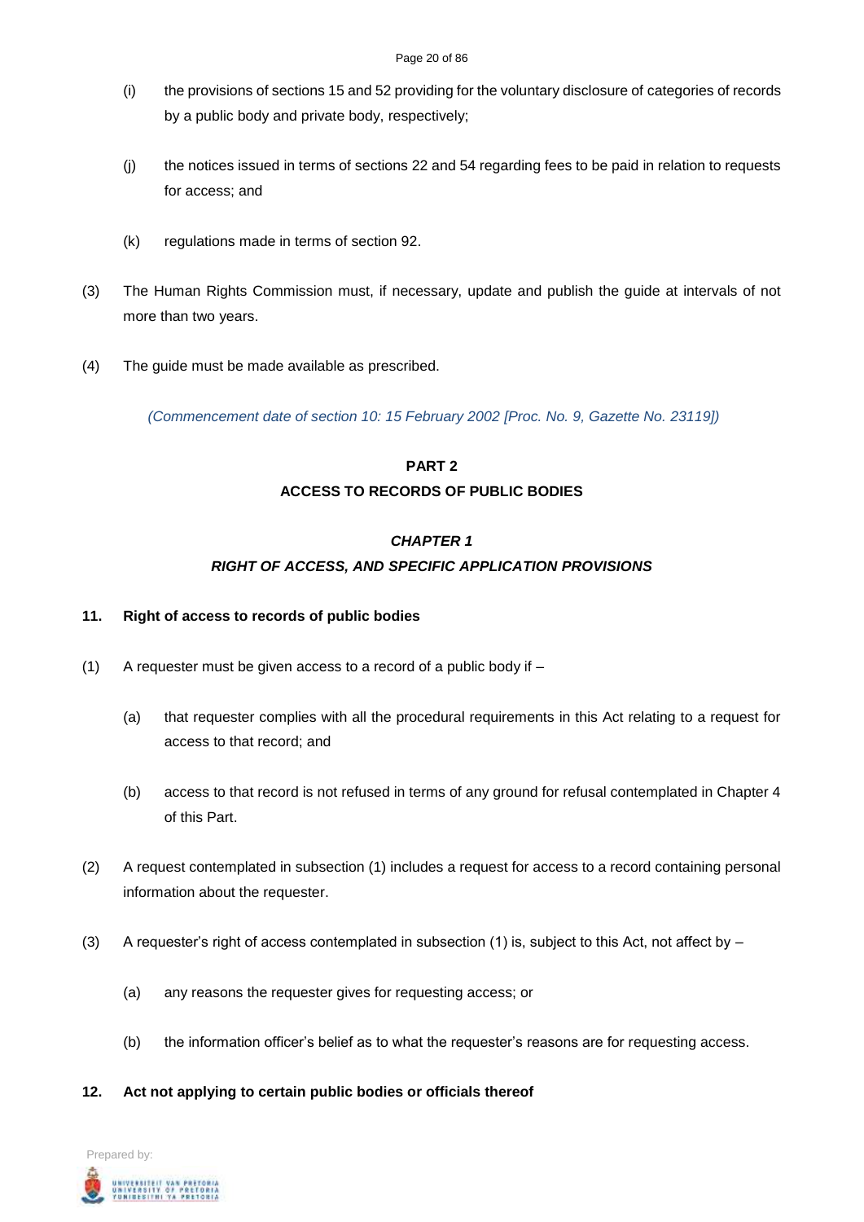(i) the provisions of sections 15 and 52 providing for the voluntary disclosure of categories of records by a public body and private body, respectively;

(j) the notices issued in terms of sections 22 and 54 regarding fees to be paid in relation to requests for access; and

(k) regulations made in terms of section 92.

(3) The Human Rights Commission must, if necessary, update and publish the guide at intervals of not more than two years.

(4) The guide must be made available as prescribed.

*(Commencement date of section 10: 15 February 2002 [Proc. No. 9, Gazette No. 23119])*

## PART 2
## ACCESS TO RECORDS OF PUBLIC BODIES

### *CHAPTER 1*
### *RIGHT OF ACCESS, AND SPECIFIC APPLICATION PROVISIONS*

**11. Right of access to records of public bodies**

(1) A requester must be given access to a record of a public body if –

(a) that requester complies with all the procedural requirements in this Act relating to a request for access to that record; and

(b) access to that record is not refused in terms of any ground for refusal contemplated in Chapter 4 of this Part.

(2) A request contemplated in subsection (1) includes a request for access to a record containing personal information about the requester.

(3) A requester's right of access contemplated in subsection (1) is, subject to this Act, not affect by –

(a) any reasons the requester gives for requesting access; or

(b) the information officer's belief as to what the requester's reasons are for requesting access.

**12. Act not applying to certain public bodies or officials thereof**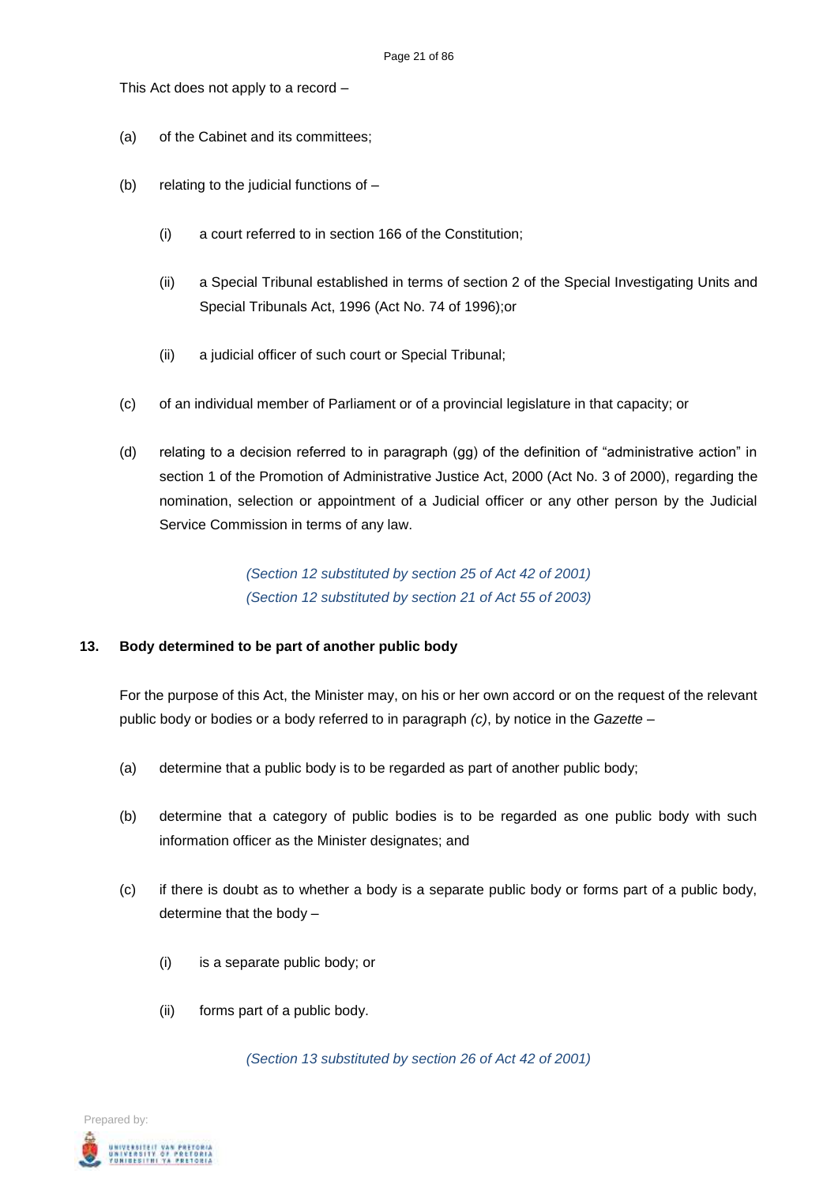This Act does not apply to a record –

(a) of the Cabinet and its committees;

(b) relating to the judicial functions of –

  (i) a court referred to in section 166 of the Constitution;

  (ii) a Special Tribunal established in terms of section 2 of the Special Investigating Units and Special Tribunals Act, 1996 (Act No. 74 of 1996);or

  (ii) a judicial officer of such court or Special Tribunal;

(c) of an individual member of Parliament or of a provincial legislature in that capacity; or

(d) relating to a decision referred to in paragraph (gg) of the definition of "administrative action" in section 1 of the Promotion of Administrative Justice Act, 2000 (Act No. 3 of 2000), regarding the nomination, selection or appointment of a Judicial officer or any other person by the Judicial Service Commission in terms of any law.

*(Section 12 substituted by section 25 of Act 42 of 2001)*
*(Section 12 substituted by section 21 of Act 55 of 2003)*

**13. Body determined to be part of another public body**

For the purpose of this Act, the Minister may, on his or her own accord or on the request of the relevant public body or bodies or a body referred to in paragraph *(c)*, by notice in the *Gazette* –

(a) determine that a public body is to be regarded as part of another public body;

(b) determine that a category of public bodies is to be regarded as one public body with such information officer as the Minister designates; and

(c) if there is doubt as to whether a body is a separate public body or forms part of a public body, determine that the body –

  (i) is a separate public body; or

  (ii) forms part of a public body.

*(Section 13 substituted by section 26 of Act 42 of 2001)*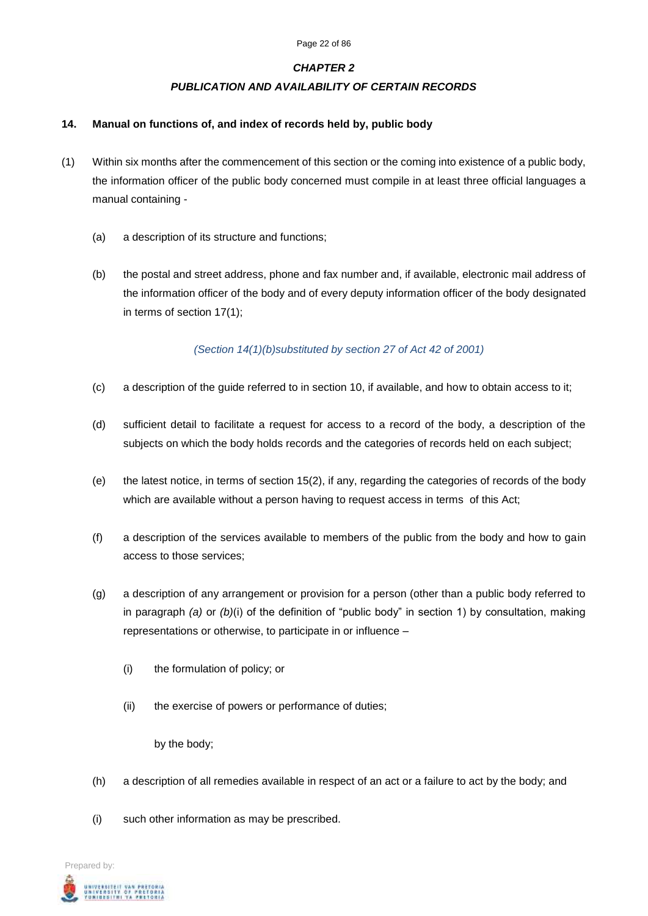## *CHAPTER 2*

## *PUBLICATION AND AVAILABILITY OF CERTAIN RECORDS*

### 14. Manual on functions of, and index of records held by, public body

(1) Within six months after the commencement of this section or the coming into existence of a public body, the information officer of the public body concerned must compile in at least three official languages a manual containing -

(a) a description of its structure and functions;

(b) the postal and street address, phone and fax number and, if available, electronic mail address of the information officer of the body and of every deputy information officer of the body designated in terms of section 17(1);

*(Section 14(1)(b)substituted by section 27 of Act 42 of 2001)*

(c) a description of the guide referred to in section 10, if available, and how to obtain access to it;

(d) sufficient detail to facilitate a request for access to a record of the body, a description of the subjects on which the body holds records and the categories of records held on each subject;

(e) the latest notice, in terms of section 15(2), if any, regarding the categories of records of the body which are available without a person having to request access in terms of this Act;

(f) a description of the services available to members of the public from the body and how to gain access to those services;

(g) a description of any arrangement or provision for a person (other than a public body referred to in paragraph *(a)* or *(b)*(i) of the definition of "public body" in section 1) by consultation, making representations or otherwise, to participate in or influence –

(i) the formulation of policy; or

(ii) the exercise of powers or performance of duties;

by the body;

(h) a description of all remedies available in respect of an act or a failure to act by the body; and

(i) such other information as may be prescribed.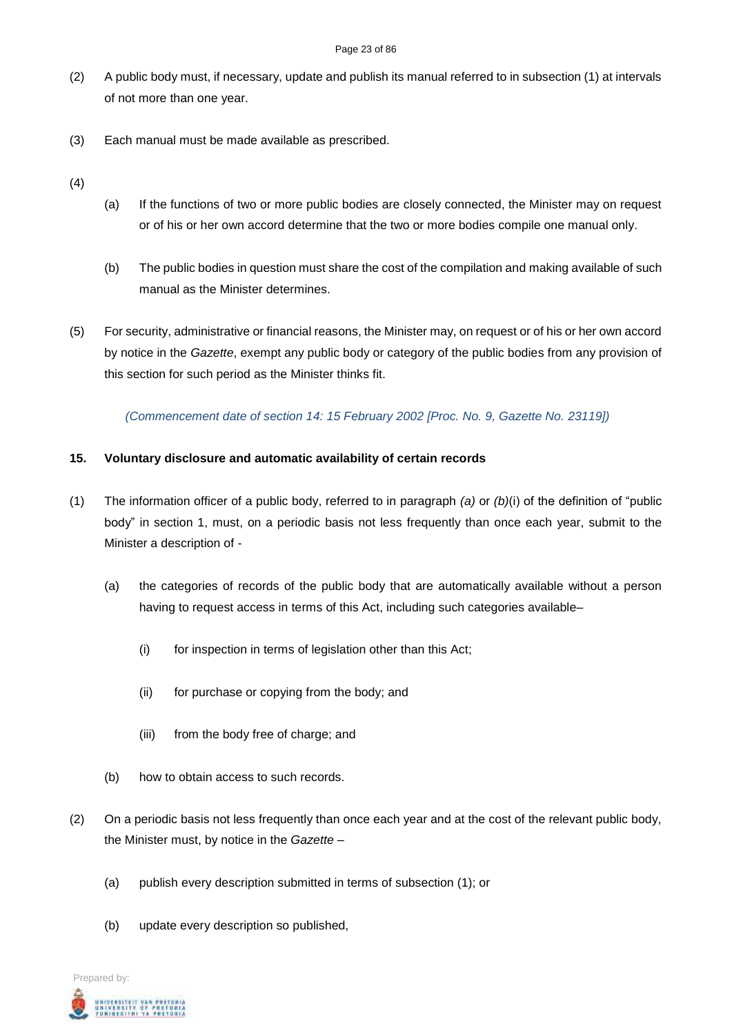(2) A public body must, if necessary, update and publish its manual referred to in subsection (1) at intervals of not more than one year.

(3) Each manual must be made available as prescribed.

(4)

(a) If the functions of two or more public bodies are closely connected, the Minister may on request or of his or her own accord determine that the two or more bodies compile one manual only.

(b) The public bodies in question must share the cost of the compilation and making available of such manual as the Minister determines.

(5) For security, administrative or financial reasons, the Minister may, on request or of his or her own accord by notice in the *Gazette*, exempt any public body or category of the public bodies from any provision of this section for such period as the Minister thinks fit.

*(Commencement date of section 14: 15 February 2002 [Proc. No. 9, Gazette No. 23119])*

**15. Voluntary disclosure and automatic availability of certain records**

(1) The information officer of a public body, referred to in paragraph *(a)* or *(b)*(i) of the definition of "public body" in section 1, must, on a periodic basis not less frequently than once each year, submit to the Minister a description of -

(a) the categories of records of the public body that are automatically available without a person having to request access in terms of this Act, including such categories available–

(i) for inspection in terms of legislation other than this Act;

(ii) for purchase or copying from the body; and

(iii) from the body free of charge; and

(b) how to obtain access to such records.

(2) On a periodic basis not less frequently than once each year and at the cost of the relevant public body, the Minister must, by notice in the *Gazette* –

(a) publish every description submitted in terms of subsection (1); or

(b) update every description so published,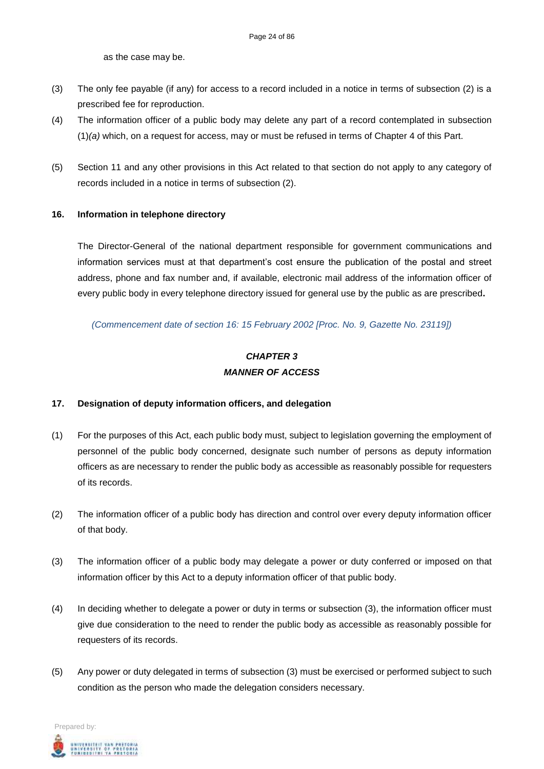as the case may be.

(3) The only fee payable (if any) for access to a record included in a notice in terms of subsection (2) is a prescribed fee for reproduction.

(4) The information officer of a public body may delete any part of a record contemplated in subsection (1)*(a)* which, on a request for access, may or must be refused in terms of Chapter 4 of this Part.

(5) Section 11 and any other provisions in this Act related to that section do not apply to any category of records included in a notice in terms of subsection (2).

**16. Information in telephone directory**

The Director-General of the national department responsible for government communications and information services must at that department's cost ensure the publication of the postal and street address, phone and fax number and, if available, electronic mail address of the information officer of every public body in every telephone directory issued for general use by the public as are prescribed**.**

*(Commencement date of section 16: 15 February 2002 [Proc. No. 9, Gazette No. 23119])*

## *CHAPTER 3*
## *MANNER OF ACCESS*

**17. Designation of deputy information officers, and delegation**

(1) For the purposes of this Act, each public body must, subject to legislation governing the employment of personnel of the public body concerned, designate such number of persons as deputy information officers as are necessary to render the public body as accessible as reasonably possible for requesters of its records.

(2) The information officer of a public body has direction and control over every deputy information officer of that body.

(3) The information officer of a public body may delegate a power or duty conferred or imposed on that information officer by this Act to a deputy information officer of that public body.

(4) In deciding whether to delegate a power or duty in terms or subsection (3), the information officer must give due consideration to the need to render the public body as accessible as reasonably possible for requesters of its records.

(5) Any power or duty delegated in terms of subsection (3) must be exercised or performed subject to such condition as the person who made the delegation considers necessary.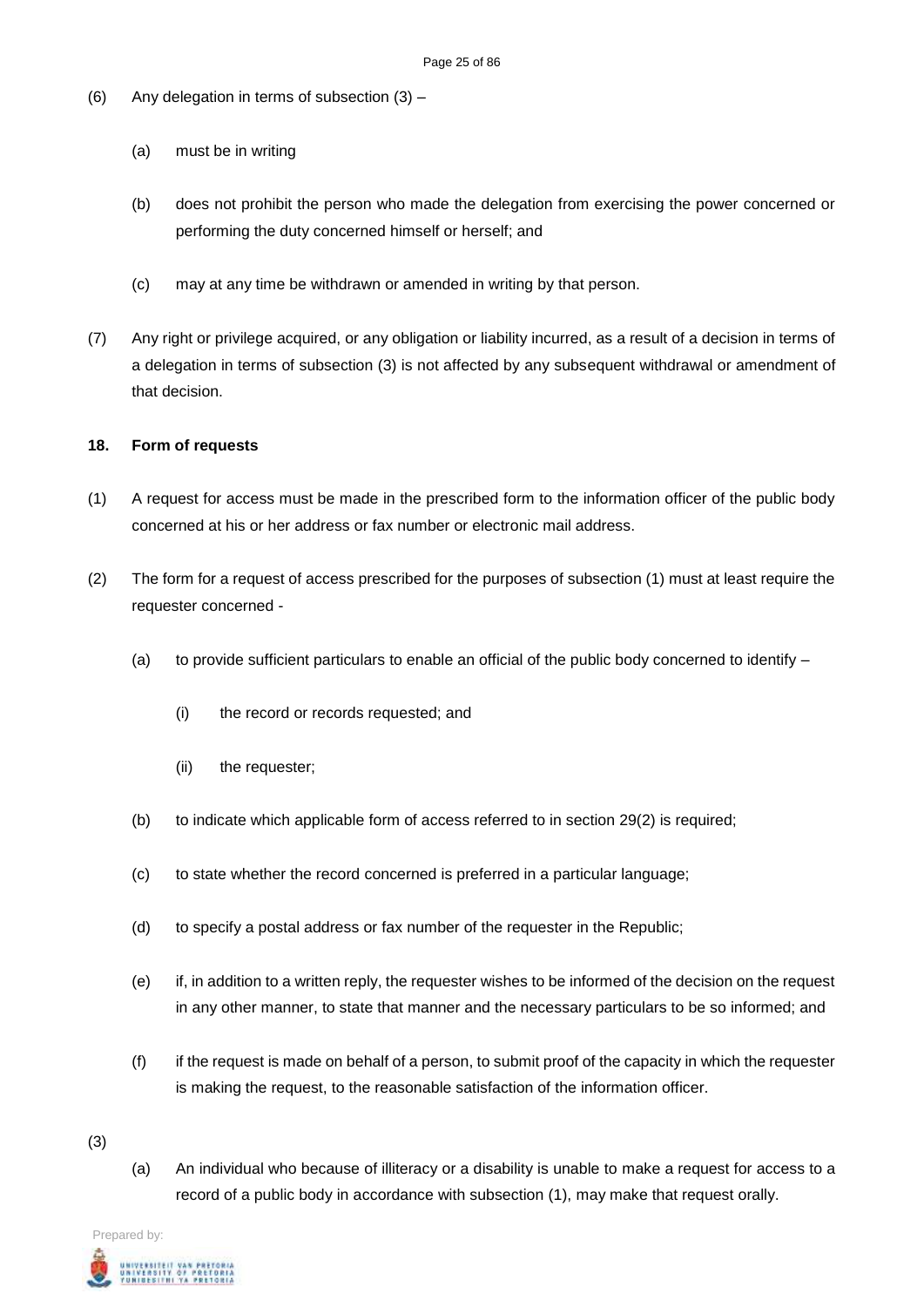(6) Any delegation in terms of subsection (3) –

   (a) must be in writing

   (b) does not prohibit the person who made the delegation from exercising the power concerned or performing the duty concerned himself or herself; and

   (c) may at any time be withdrawn or amended in writing by that person.

(7) Any right or privilege acquired, or any obligation or liability incurred, as a result of a decision in terms of a delegation in terms of subsection (3) is not affected by any subsequent withdrawal or amendment of that decision.

**18. Form of requests**

(1) A request for access must be made in the prescribed form to the information officer of the public body concerned at his or her address or fax number or electronic mail address.

(2) The form for a request of access prescribed for the purposes of subsection (1) must at least require the requester concerned -

   (a) to provide sufficient particulars to enable an official of the public body concerned to identify –

      (i) the record or records requested; and

      (ii) the requester;

   (b) to indicate which applicable form of access referred to in section 29(2) is required;

   (c) to state whether the record concerned is preferred in a particular language;

   (d) to specify a postal address or fax number of the requester in the Republic;

   (e) if, in addition to a written reply, the requester wishes to be informed of the decision on the request in any other manner, to state that manner and the necessary particulars to be so informed; and

   (f) if the request is made on behalf of a person, to submit proof of the capacity in which the requester is making the request, to the reasonable satisfaction of the information officer.

(3)

   (a) An individual who because of illiteracy or a disability is unable to make a request for access to a record of a public body in accordance with subsection (1), may make that request orally.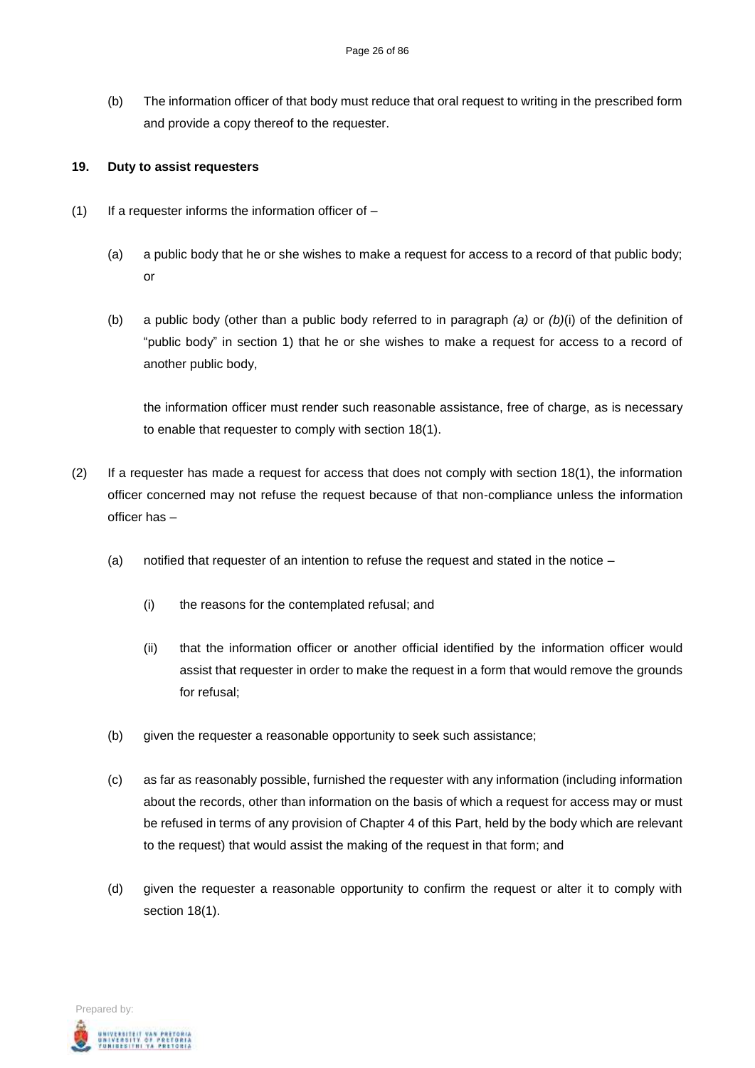(b) The information officer of that body must reduce that oral request to writing in the prescribed form and provide a copy thereof to the requester.

**19. Duty to assist requesters**

(1) If a requester informs the information officer of –

(a) a public body that he or she wishes to make a request for access to a record of that public body; or

(b) a public body (other than a public body referred to in paragraph *(a)* or *(b)*(i) of the definition of "public body" in section 1) that he or she wishes to make a request for access to a record of another public body,

the information officer must render such reasonable assistance, free of charge, as is necessary to enable that requester to comply with section 18(1).

(2) If a requester has made a request for access that does not comply with section 18(1), the information officer concerned may not refuse the request because of that non-compliance unless the information officer has –

(a) notified that requester of an intention to refuse the request and stated in the notice –

(i) the reasons for the contemplated refusal; and

(ii) that the information officer or another official identified by the information officer would assist that requester in order to make the request in a form that would remove the grounds for refusal;

(b) given the requester a reasonable opportunity to seek such assistance;

(c) as far as reasonably possible, furnished the requester with any information (including information about the records, other than information on the basis of which a request for access may or must be refused in terms of any provision of Chapter 4 of this Part, held by the body which are relevant to the request) that would assist the making of the request in that form; and

(d) given the requester a reasonable opportunity to confirm the request or alter it to comply with section 18(1).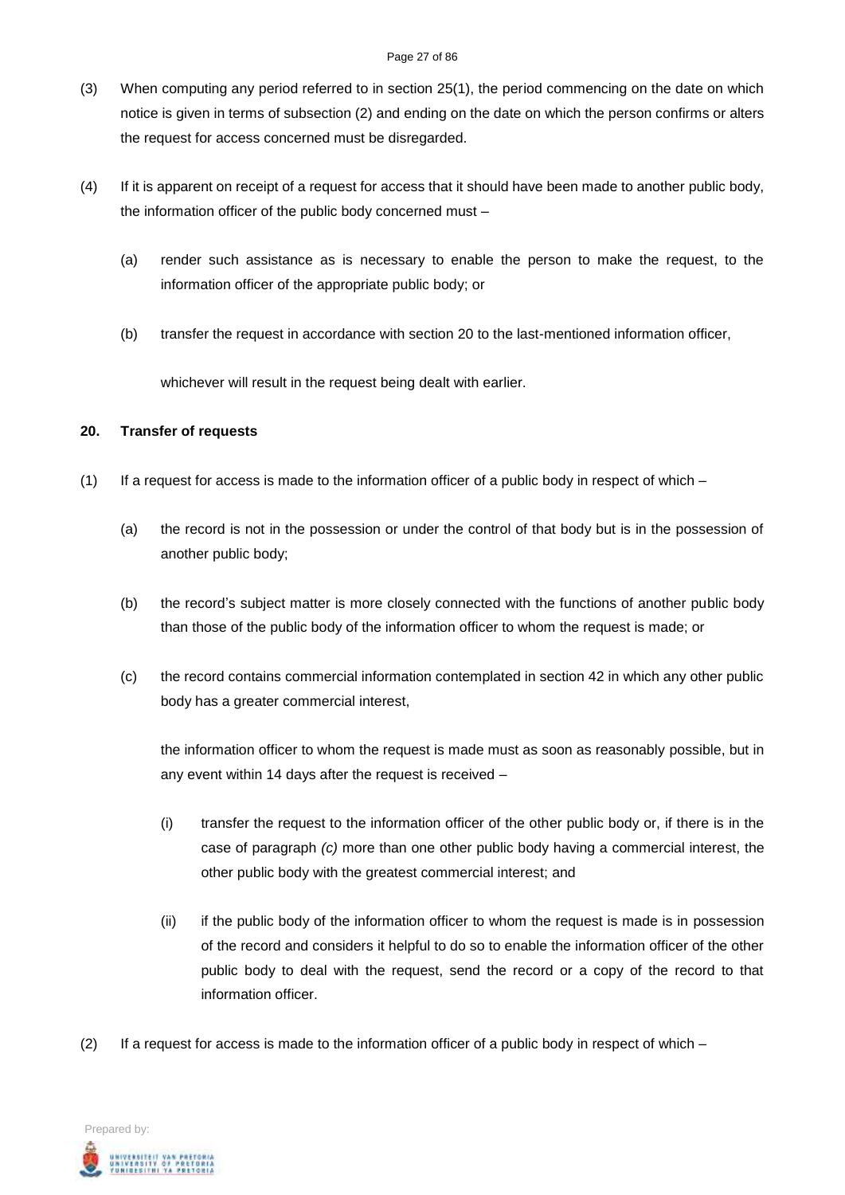(3) When computing any period referred to in section 25(1), the period commencing on the date on which notice is given in terms of subsection (2) and ending on the date on which the person confirms or alters the request for access concerned must be disregarded.

(4) If it is apparent on receipt of a request for access that it should have been made to another public body, the information officer of the public body concerned must –

  (a) render such assistance as is necessary to enable the person to make the request, to the information officer of the appropriate public body; or

  (b) transfer the request in accordance with section 20 to the last-mentioned information officer,

  whichever will result in the request being dealt with earlier.

**20. Transfer of requests**

(1) If a request for access is made to the information officer of a public body in respect of which –

  (a) the record is not in the possession or under the control of that body but is in the possession of another public body;

  (b) the record's subject matter is more closely connected with the functions of another public body than those of the public body of the information officer to whom the request is made; or

  (c) the record contains commercial information contemplated in section 42 in which any other public body has a greater commercial interest,

  the information officer to whom the request is made must as soon as reasonably possible, but in any event within 14 days after the request is received –

    (i) transfer the request to the information officer of the other public body or, if there is in the case of paragraph *(c)* more than one other public body having a commercial interest, the other public body with the greatest commercial interest; and

    (ii) if the public body of the information officer to whom the request is made is in possession of the record and considers it helpful to do so to enable the information officer of the other public body to deal with the request, send the record or a copy of the record to that information officer.

(2) If a request for access is made to the information officer of a public body in respect of which –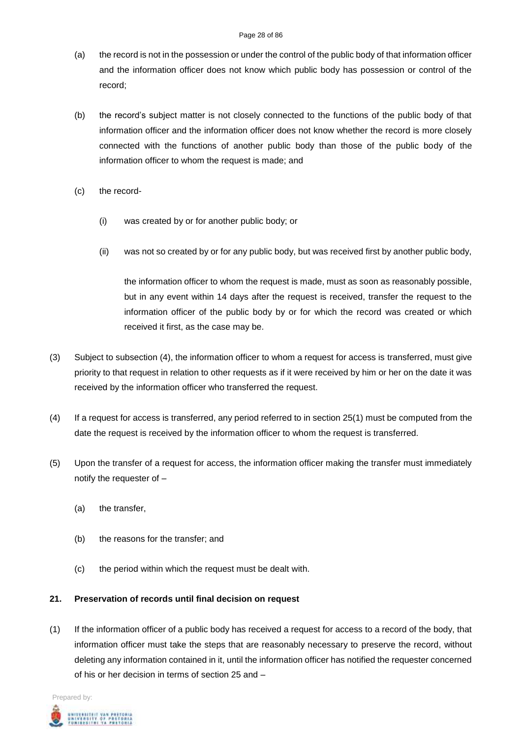(a) the record is not in the possession or under the control of the public body of that information officer and the information officer does not know which public body has possession or control of the record;

(b) the record's subject matter is not closely connected to the functions of the public body of that information officer and the information officer does not know whether the record is more closely connected with the functions of another public body than those of the public body of the information officer to whom the request is made; and

(c) the record-

  (i) was created by or for another public body; or

  (ii) was not so created by or for any public body, but was received first by another public body,

  the information officer to whom the request is made, must as soon as reasonably possible, but in any event within 14 days after the request is received, transfer the request to the information officer of the public body by or for which the record was created or which received it first, as the case may be.

(3) Subject to subsection (4), the information officer to whom a request for access is transferred, must give priority to that request in relation to other requests as if it were received by him or her on the date it was received by the information officer who transferred the request.

(4) If a request for access is transferred, any period referred to in section 25(1) must be computed from the date the request is received by the information officer to whom the request is transferred.

(5) Upon the transfer of a request for access, the information officer making the transfer must immediately notify the requester of –

  (a) the transfer,

  (b) the reasons for the transfer; and

  (c) the period within which the request must be dealt with.

**21. Preservation of records until final decision on request**

(1) If the information officer of a public body has received a request for access to a record of the body, that information officer must take the steps that are reasonably necessary to preserve the record, without deleting any information contained in it, until the information officer has notified the requester concerned of his or her decision in terms of section 25 and –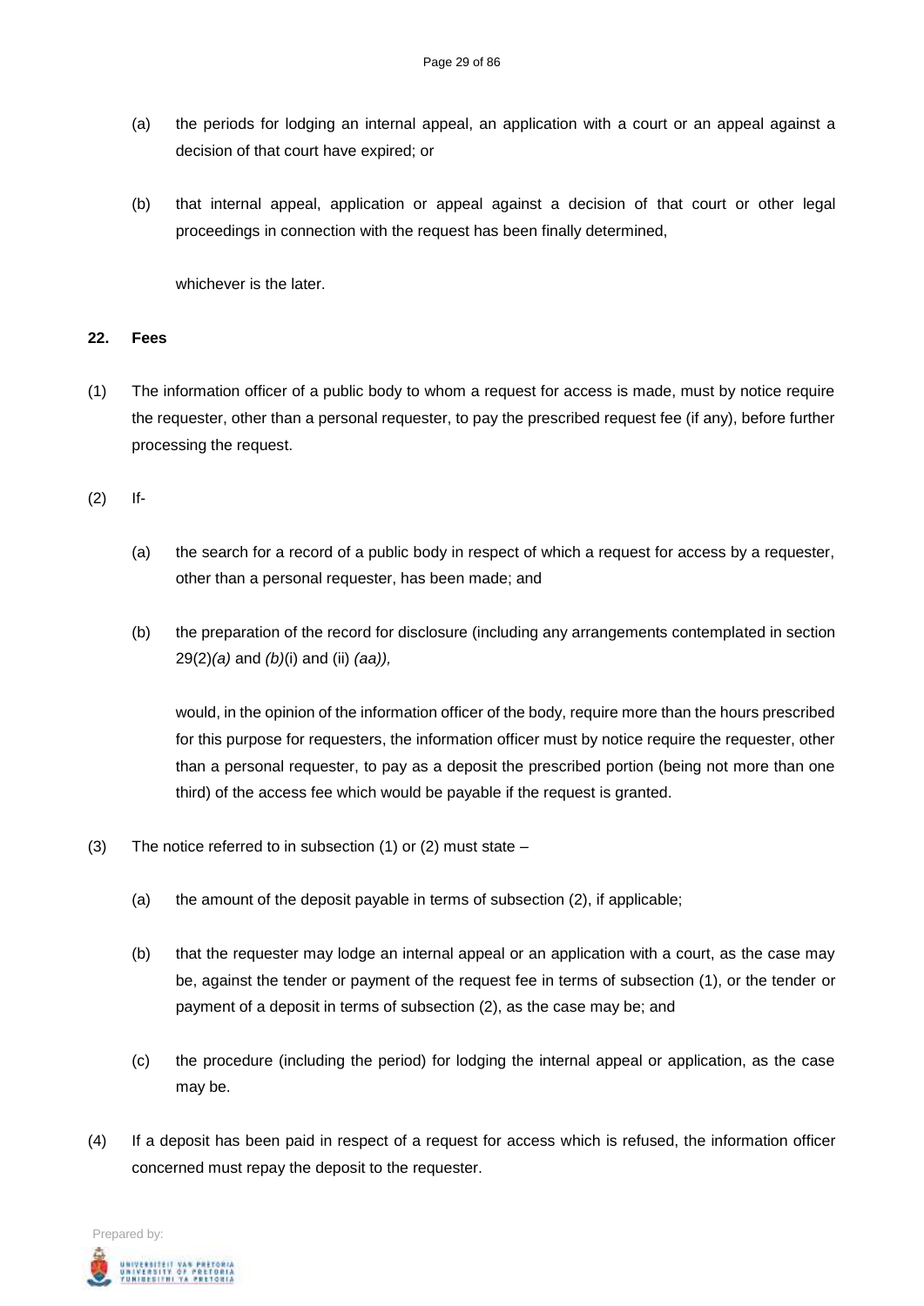(a) the periods for lodging an internal appeal, an application with a court or an appeal against a decision of that court have expired; or

(b) that internal appeal, application or appeal against a decision of that court or other legal proceedings in connection with the request has been finally determined,

whichever is the later.

**22. Fees**

(1) The information officer of a public body to whom a request for access is made, must by notice require the requester, other than a personal requester, to pay the prescribed request fee (if any), before further processing the request.

(2) If-

(a) the search for a record of a public body in respect of which a request for access by a requester, other than a personal requester, has been made; and

(b) the preparation of the record for disclosure (including any arrangements contemplated in section 29(2)*(a)* and *(b)*(i) and (ii) *(aa)),*

would, in the opinion of the information officer of the body, require more than the hours prescribed for this purpose for requesters, the information officer must by notice require the requester, other than a personal requester, to pay as a deposit the prescribed portion (being not more than one third) of the access fee which would be payable if the request is granted.

(3) The notice referred to in subsection (1) or (2) must state –

(a) the amount of the deposit payable in terms of subsection (2), if applicable;

(b) that the requester may lodge an internal appeal or an application with a court, as the case may be, against the tender or payment of the request fee in terms of subsection (1), or the tender or payment of a deposit in terms of subsection (2), as the case may be; and

(c) the procedure (including the period) for lodging the internal appeal or application, as the case may be.

(4) If a deposit has been paid in respect of a request for access which is refused, the information officer concerned must repay the deposit to the requester.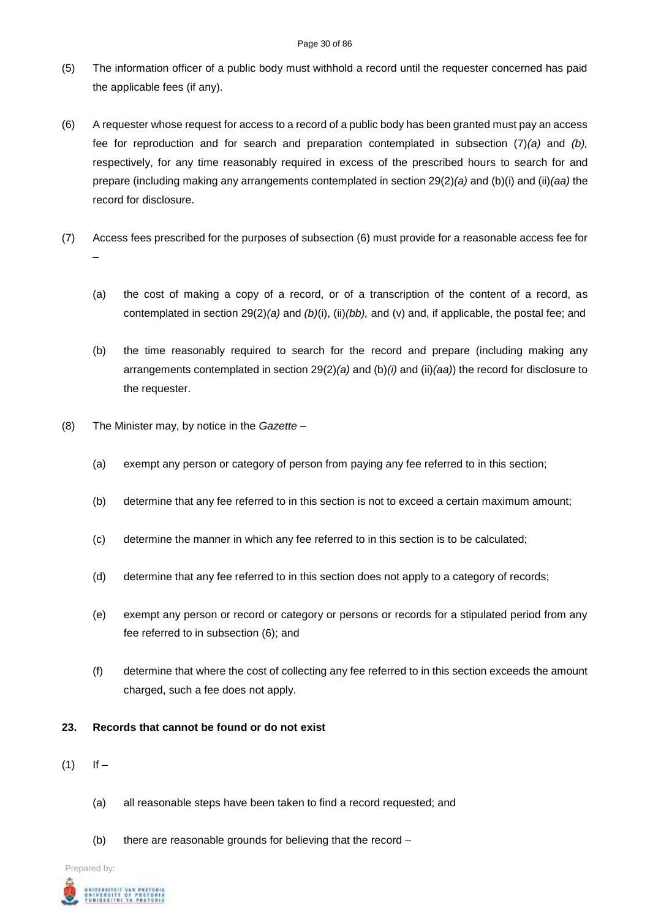(5) The information officer of a public body must withhold a record until the requester concerned has paid the applicable fees (if any).

(6) A requester whose request for access to a record of a public body has been granted must pay an access fee for reproduction and for search and preparation contemplated in subsection (7)*(a)* and *(b),* respectively, for any time reasonably required in excess of the prescribed hours to search for and prepare (including making any arrangements contemplated in section 29(2)*(a)* and (b)(i) and (ii)*(aa)* the record for disclosure.

(7) Access fees prescribed for the purposes of subsection (6) must provide for a reasonable access fee for –

   (a) the cost of making a copy of a record, or of a transcription of the content of a record, as contemplated in section 29(2)*(a)* and *(b)*(i), (ii)*(bb),* and (v) and, if applicable, the postal fee; and

   (b) the time reasonably required to search for the record and prepare (including making any arrangements contemplated in section 29(2)*(a)* and (b)*(i)* and (ii)*(aa)*) the record for disclosure to the requester.

(8) The Minister may, by notice in the *Gazette* –

   (a) exempt any person or category of person from paying any fee referred to in this section;

   (b) determine that any fee referred to in this section is not to exceed a certain maximum amount;

   (c) determine the manner in which any fee referred to in this section is to be calculated;

   (d) determine that any fee referred to in this section does not apply to a category of records;

   (e) exempt any person or record or category or persons or records for a stipulated period from any fee referred to in subsection (6); and

   (f) determine that where the cost of collecting any fee referred to in this section exceeds the amount charged, such a fee does not apply.

**23. Records that cannot be found or do not exist**

(1) If –

   (a) all reasonable steps have been taken to find a record requested; and

   (b) there are reasonable grounds for believing that the record –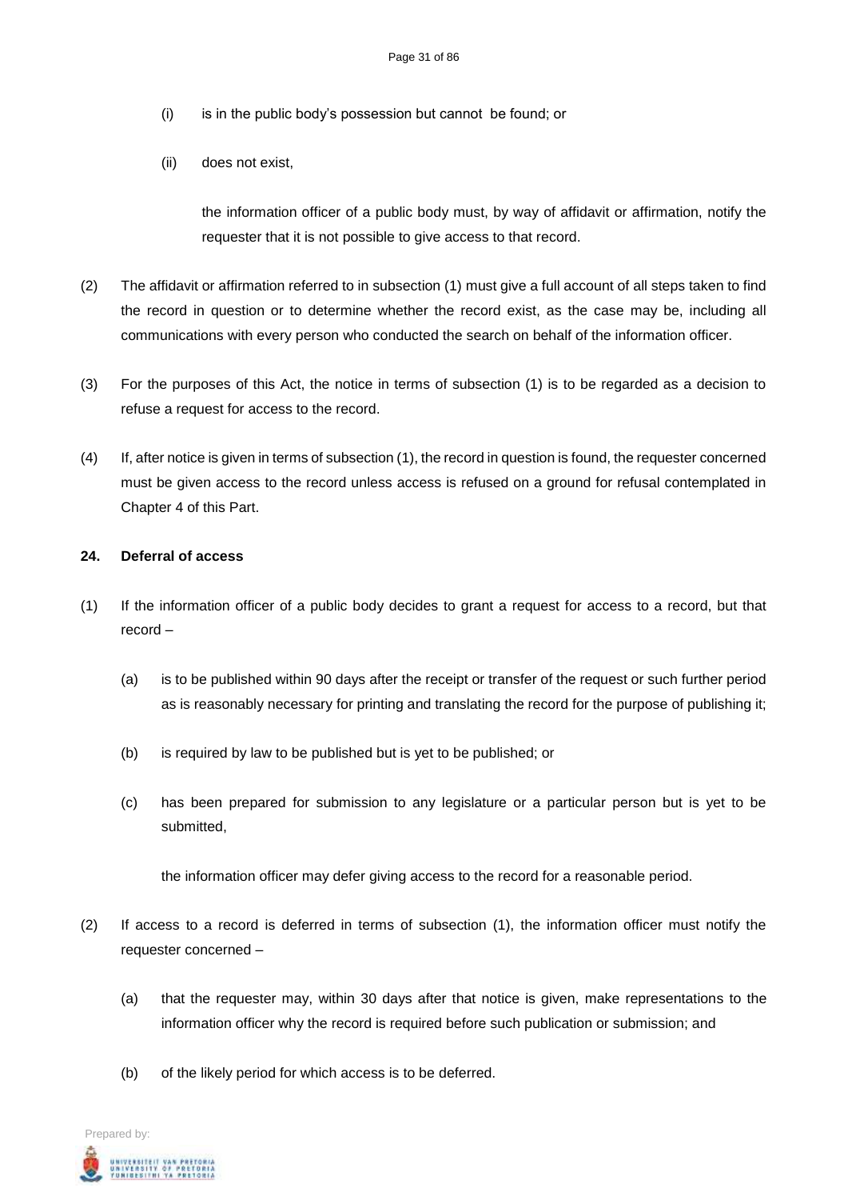(i) is in the public body's possession but cannot be found; or

(ii) does not exist,

the information officer of a public body must, by way of affidavit or affirmation, notify the requester that it is not possible to give access to that record.

(2) The affidavit or affirmation referred to in subsection (1) must give a full account of all steps taken to find the record in question or to determine whether the record exist, as the case may be, including all communications with every person who conducted the search on behalf of the information officer.

(3) For the purposes of this Act, the notice in terms of subsection (1) is to be regarded as a decision to refuse a request for access to the record.

(4) If, after notice is given in terms of subsection (1), the record in question is found, the requester concerned must be given access to the record unless access is refused on a ground for refusal contemplated in Chapter 4 of this Part.

**24. Deferral of access**

(1) If the information officer of a public body decides to grant a request for access to a record, but that record –

(a) is to be published within 90 days after the receipt or transfer of the request or such further period as is reasonably necessary for printing and translating the record for the purpose of publishing it;

(b) is required by law to be published but is yet to be published; or

(c) has been prepared for submission to any legislature or a particular person but is yet to be submitted,

the information officer may defer giving access to the record for a reasonable period.

(2) If access to a record is deferred in terms of subsection (1), the information officer must notify the requester concerned –

(a) that the requester may, within 30 days after that notice is given, make representations to the information officer why the record is required before such publication or submission; and

(b) of the likely period for which access is to be deferred.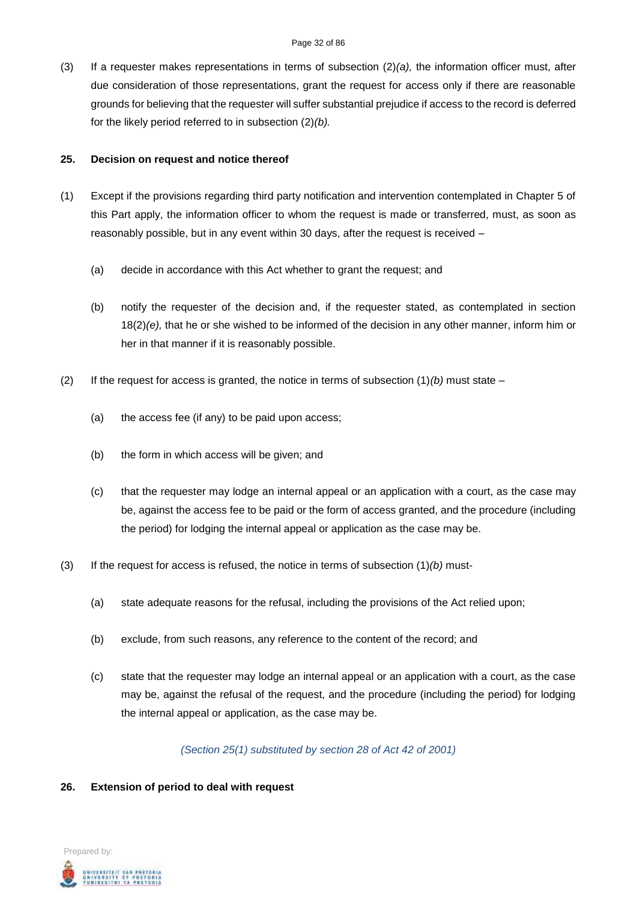(3) If a requester makes representations in terms of subsection (2)*(a),* the information officer must, after due consideration of those representations, grant the request for access only if there are reasonable grounds for believing that the requester will suffer substantial prejudice if access to the record is deferred for the likely period referred to in subsection (2)*(b).*

**25. Decision on request and notice thereof**

(1) Except if the provisions regarding third party notification and intervention contemplated in Chapter 5 of this Part apply, the information officer to whom the request is made or transferred, must, as soon as reasonably possible, but in any event within 30 days, after the request is received –

(a) decide in accordance with this Act whether to grant the request; and

(b) notify the requester of the decision and, if the requester stated, as contemplated in section 18(2)*(e),* that he or she wished to be informed of the decision in any other manner, inform him or her in that manner if it is reasonably possible.

(2) If the request for access is granted, the notice in terms of subsection (1)*(b)* must state –

(a) the access fee (if any) to be paid upon access;

(b) the form in which access will be given; and

(c) that the requester may lodge an internal appeal or an application with a court, as the case may be, against the access fee to be paid or the form of access granted, and the procedure (including the period) for lodging the internal appeal or application as the case may be.

(3) If the request for access is refused, the notice in terms of subsection (1)*(b)* must-

(a) state adequate reasons for the refusal, including the provisions of the Act relied upon;

(b) exclude, from such reasons, any reference to the content of the record; and

(c) state that the requester may lodge an internal appeal or an application with a court, as the case may be, against the refusal of the request, and the procedure (including the period) for lodging the internal appeal or application, as the case may be.

*(Section 25(1) substituted by section 28 of Act 42 of 2001)*

**26. Extension of period to deal with request**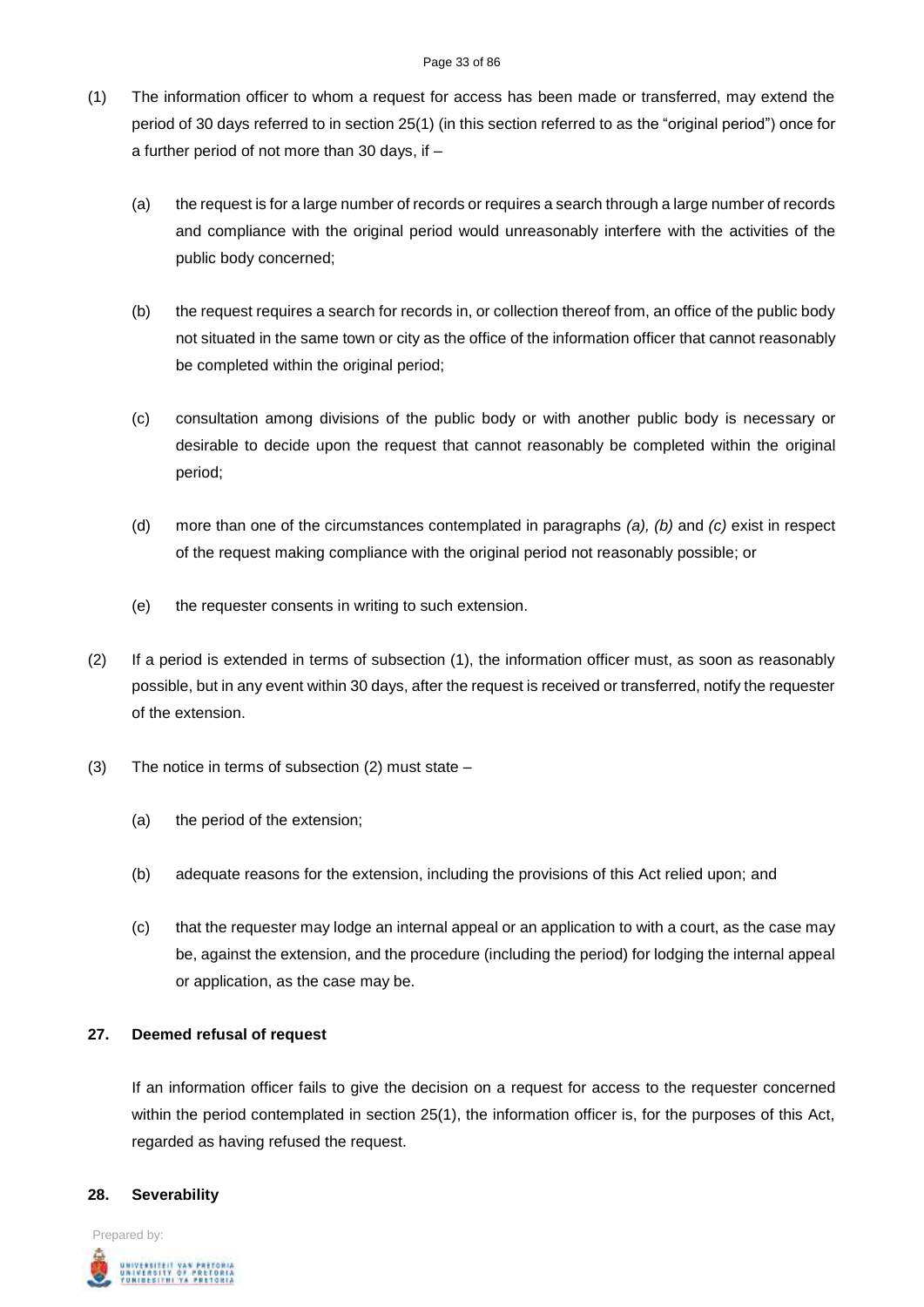(1) The information officer to whom a request for access has been made or transferred, may extend the period of 30 days referred to in section 25(1) (in this section referred to as the "original period") once for a further period of not more than 30 days, if –

(a) the request is for a large number of records or requires a search through a large number of records and compliance with the original period would unreasonably interfere with the activities of the public body concerned;

(b) the request requires a search for records in, or collection thereof from, an office of the public body not situated in the same town or city as the office of the information officer that cannot reasonably be completed within the original period;

(c) consultation among divisions of the public body or with another public body is necessary or desirable to decide upon the request that cannot reasonably be completed within the original period;

(d) more than one of the circumstances contemplated in paragraphs *(a), (b)* and *(c)* exist in respect of the request making compliance with the original period not reasonably possible; or

(e) the requester consents in writing to such extension.

(2) If a period is extended in terms of subsection (1), the information officer must, as soon as reasonably possible, but in any event within 30 days, after the request is received or transferred, notify the requester of the extension.

(3) The notice in terms of subsection (2) must state –

(a) the period of the extension;

(b) adequate reasons for the extension, including the provisions of this Act relied upon; and

(c) that the requester may lodge an internal appeal or an application to with a court, as the case may be, against the extension, and the procedure (including the period) for lodging the internal appeal or application, as the case may be.

**27. Deemed refusal of request**

If an information officer fails to give the decision on a request for access to the requester concerned within the period contemplated in section 25(1), the information officer is, for the purposes of this Act, regarded as having refused the request.

**28. Severability**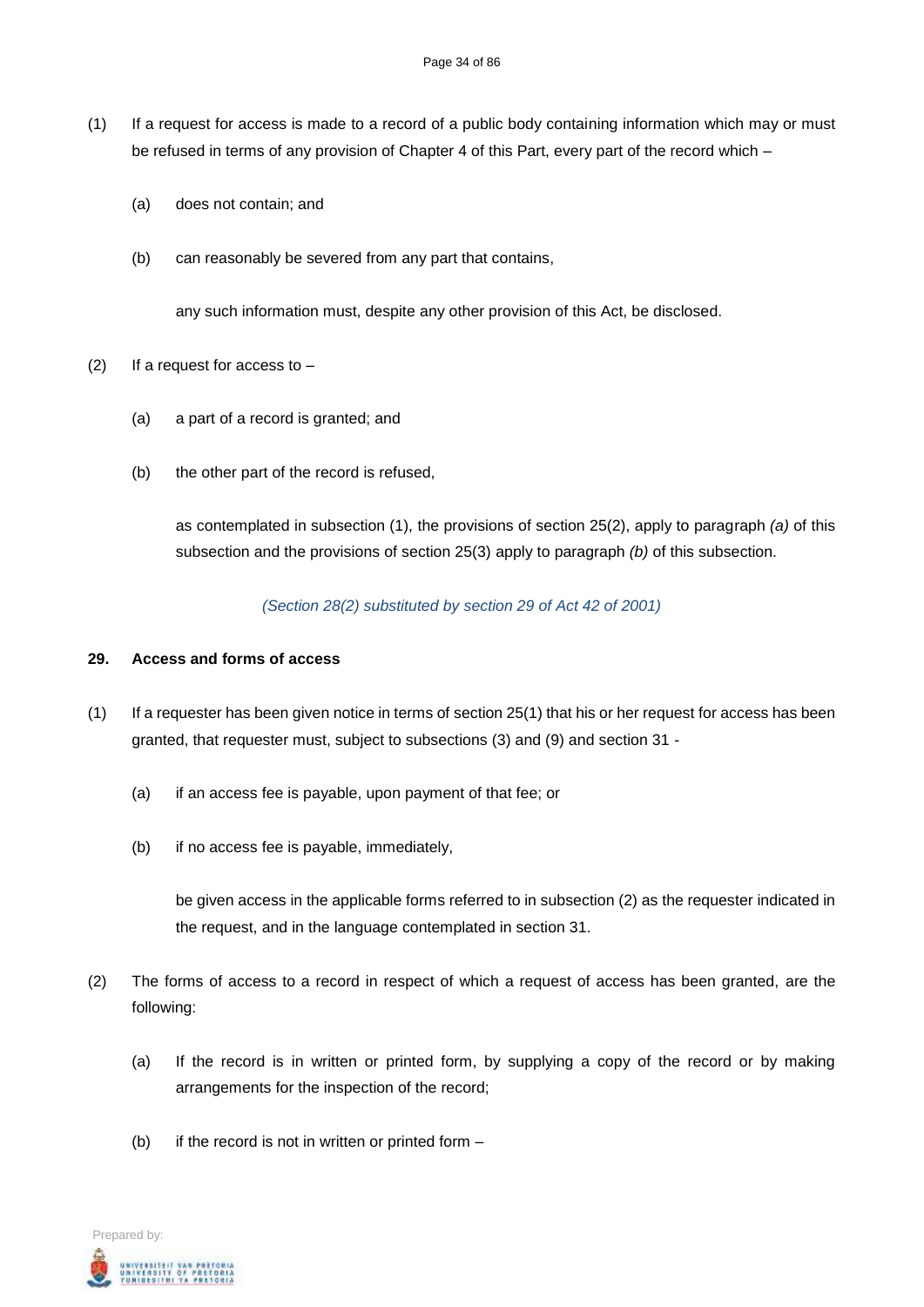(1) If a request for access is made to a record of a public body containing information which may or must be refused in terms of any provision of Chapter 4 of this Part, every part of the record which –

  (a) does not contain; and

  (b) can reasonably be severed from any part that contains,

  any such information must, despite any other provision of this Act, be disclosed.

(2) If a request for access to –

  (a) a part of a record is granted; and

  (b) the other part of the record is refused,

  as contemplated in subsection (1), the provisions of section 25(2), apply to paragraph *(a)* of this subsection and the provisions of section 25(3) apply to paragraph *(b)* of this subsection.

*(Section 28(2) substituted by section 29 of Act 42 of 2001)*

**29. Access and forms of access**

(1) If a requester has been given notice in terms of section 25(1) that his or her request for access has been granted, that requester must, subject to subsections (3) and (9) and section 31 -

  (a) if an access fee is payable, upon payment of that fee; or

  (b) if no access fee is payable, immediately,

  be given access in the applicable forms referred to in subsection (2) as the requester indicated in the request, and in the language contemplated in section 31.

(2) The forms of access to a record in respect of which a request of access has been granted, are the following:

  (a) If the record is in written or printed form, by supplying a copy of the record or by making arrangements for the inspection of the record;

  (b) if the record is not in written or printed form –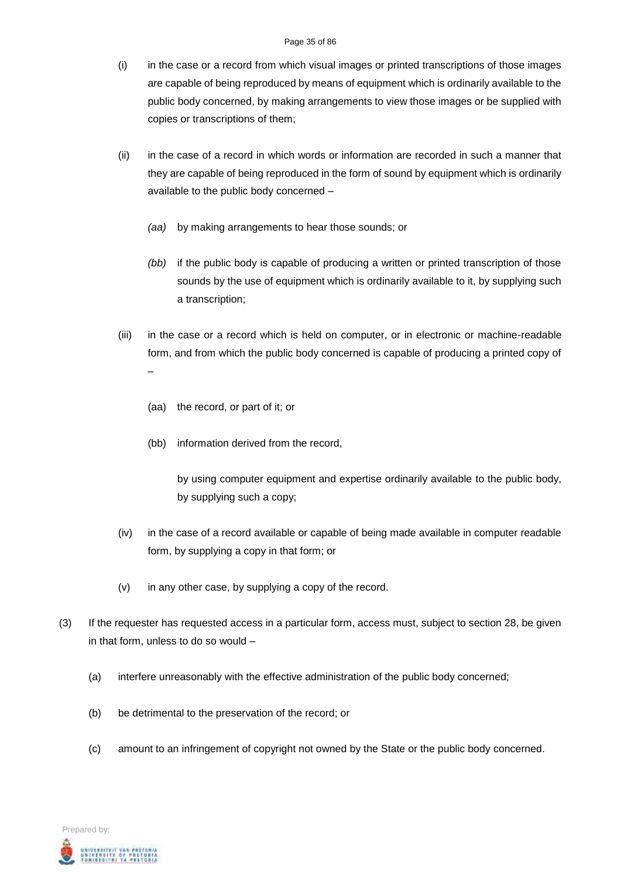(i) in the case or a record from which visual images or printed transcriptions of those images are capable of being reproduced by means of equipment which is ordinarily available to the public body concerned, by making arrangements to view those images or be supplied with copies or transcriptions of them;

(ii) in the case of a record in which words or information are recorded in such a manner that they are capable of being reproduced in the form of sound by equipment which is ordinarily available to the public body concerned –

*(aa)* by making arrangements to hear those sounds; or

*(bb)* if the public body is capable of producing a written or printed transcription of those sounds by the use of equipment which is ordinarily available to it, by supplying such a transcription;

(iii) in the case or a record which is held on computer, or in electronic or machine-readable form, and from which the public body concerned is capable of producing a printed copy of –

(aa) the record, or part of it; or

(bb) information derived from the record,

by using computer equipment and expertise ordinarily available to the public body, by supplying such a copy;

(iv) in the case of a record available or capable of being made available in computer readable form, by supplying a copy in that form; or

(v) in any other case, by supplying a copy of the record.

(3) If the requester has requested access in a particular form, access must, subject to section 28, be given in that form, unless to do so would –

(a) interfere unreasonably with the effective administration of the public body concerned;

(b) be detrimental to the preservation of the record; or

(c) amount to an infringement of copyright not owned by the State or the public body concerned.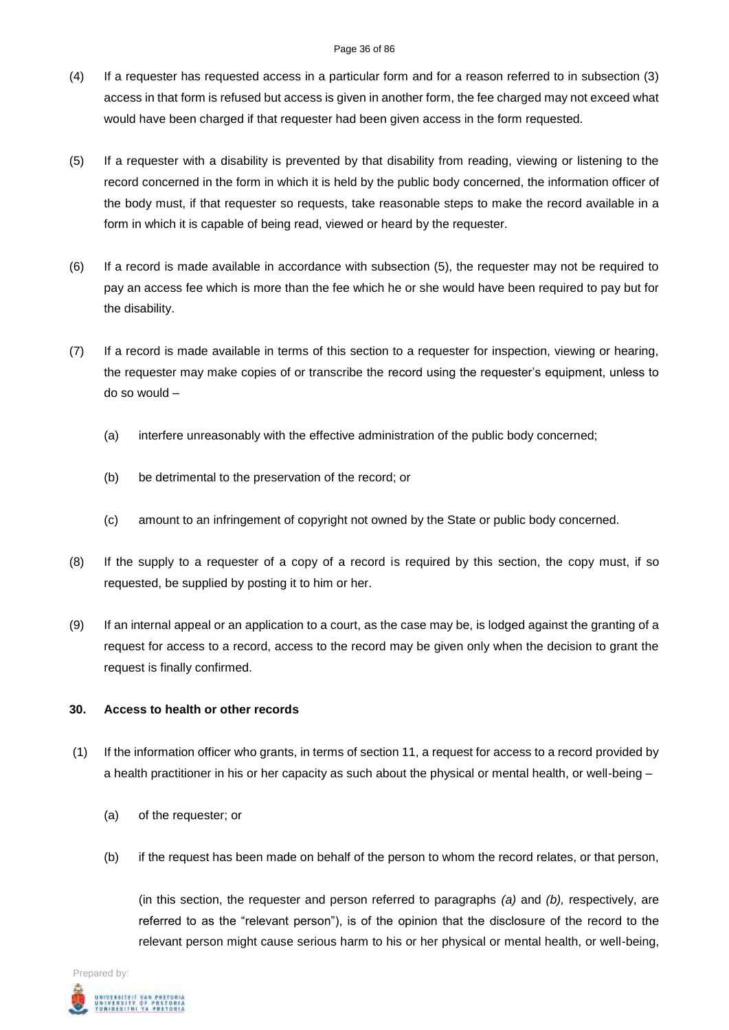(4) If a requester has requested access in a particular form and for a reason referred to in subsection (3) access in that form is refused but access is given in another form, the fee charged may not exceed what would have been charged if that requester had been given access in the form requested.

(5) If a requester with a disability is prevented by that disability from reading, viewing or listening to the record concerned in the form in which it is held by the public body concerned, the information officer of the body must, if that requester so requests, take reasonable steps to make the record available in a form in which it is capable of being read, viewed or heard by the requester.

(6) If a record is made available in accordance with subsection (5), the requester may not be required to pay an access fee which is more than the fee which he or she would have been required to pay but for the disability.

(7) If a record is made available in terms of this section to a requester for inspection, viewing or hearing, the requester may make copies of or transcribe the record using the requester's equipment, unless to do so would –

 (a) interfere unreasonably with the effective administration of the public body concerned;

 (b) be detrimental to the preservation of the record; or

 (c) amount to an infringement of copyright not owned by the State or public body concerned.

(8) If the supply to a requester of a copy of a record is required by this section, the copy must, if so requested, be supplied by posting it to him or her.

(9) If an internal appeal or an application to a court, as the case may be, is lodged against the granting of a request for access to a record, access to the record may be given only when the decision to grant the request is finally confirmed.

**30. Access to health or other records**

(1) If the information officer who grants, in terms of section 11, a request for access to a record provided by a health practitioner in his or her capacity as such about the physical or mental health, or well-being –

 (a) of the requester; or

 (b) if the request has been made on behalf of the person to whom the record relates, or that person,

 (in this section, the requester and person referred to paragraphs *(a)* and *(b),* respectively, are referred to as the "relevant person"), is of the opinion that the disclosure of the record to the relevant person might cause serious harm to his or her physical or mental health, or well-being,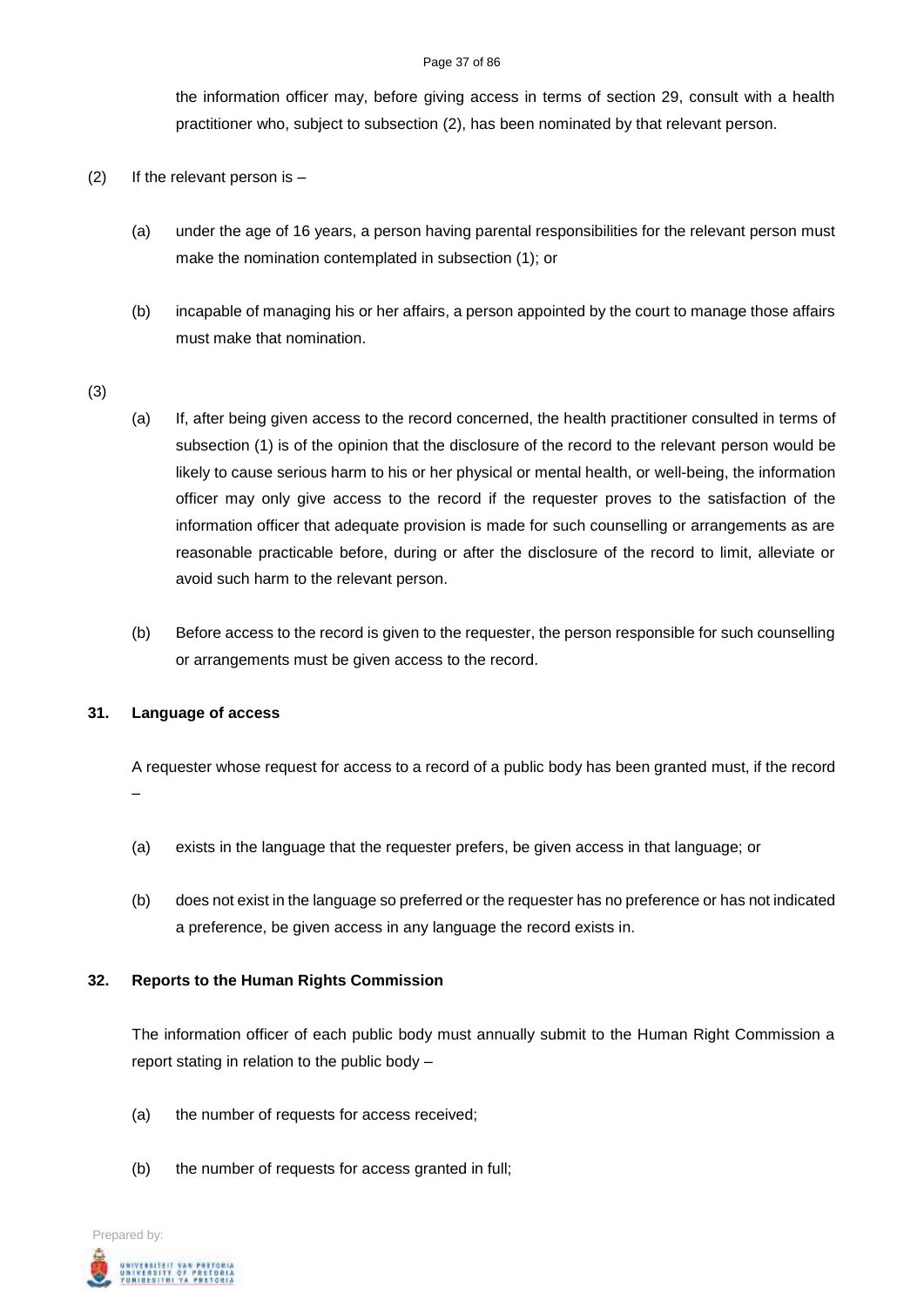the information officer may, before giving access in terms of section 29, consult with a health practitioner who, subject to subsection (2), has been nominated by that relevant person.

(2) If the relevant person is –

(a) under the age of 16 years, a person having parental responsibilities for the relevant person must make the nomination contemplated in subsection (1); or

(b) incapable of managing his or her affairs, a person appointed by the court to manage those affairs must make that nomination.

(3)

(a) If, after being given access to the record concerned, the health practitioner consulted in terms of subsection (1) is of the opinion that the disclosure of the record to the relevant person would be likely to cause serious harm to his or her physical or mental health, or well-being, the information officer may only give access to the record if the requester proves to the satisfaction of the information officer that adequate provision is made for such counselling or arrangements as are reasonable practicable before, during or after the disclosure of the record to limit, alleviate or avoid such harm to the relevant person.

(b) Before access to the record is given to the requester, the person responsible for such counselling or arrangements must be given access to the record.

**31. Language of access**

A requester whose request for access to a record of a public body has been granted must, if the record –

(a) exists in the language that the requester prefers, be given access in that language; or

(b) does not exist in the language so preferred or the requester has no preference or has not indicated a preference, be given access in any language the record exists in.

**32. Reports to the Human Rights Commission**

The information officer of each public body must annually submit to the Human Right Commission a report stating in relation to the public body –

(a) the number of requests for access received;

(b) the number of requests for access granted in full;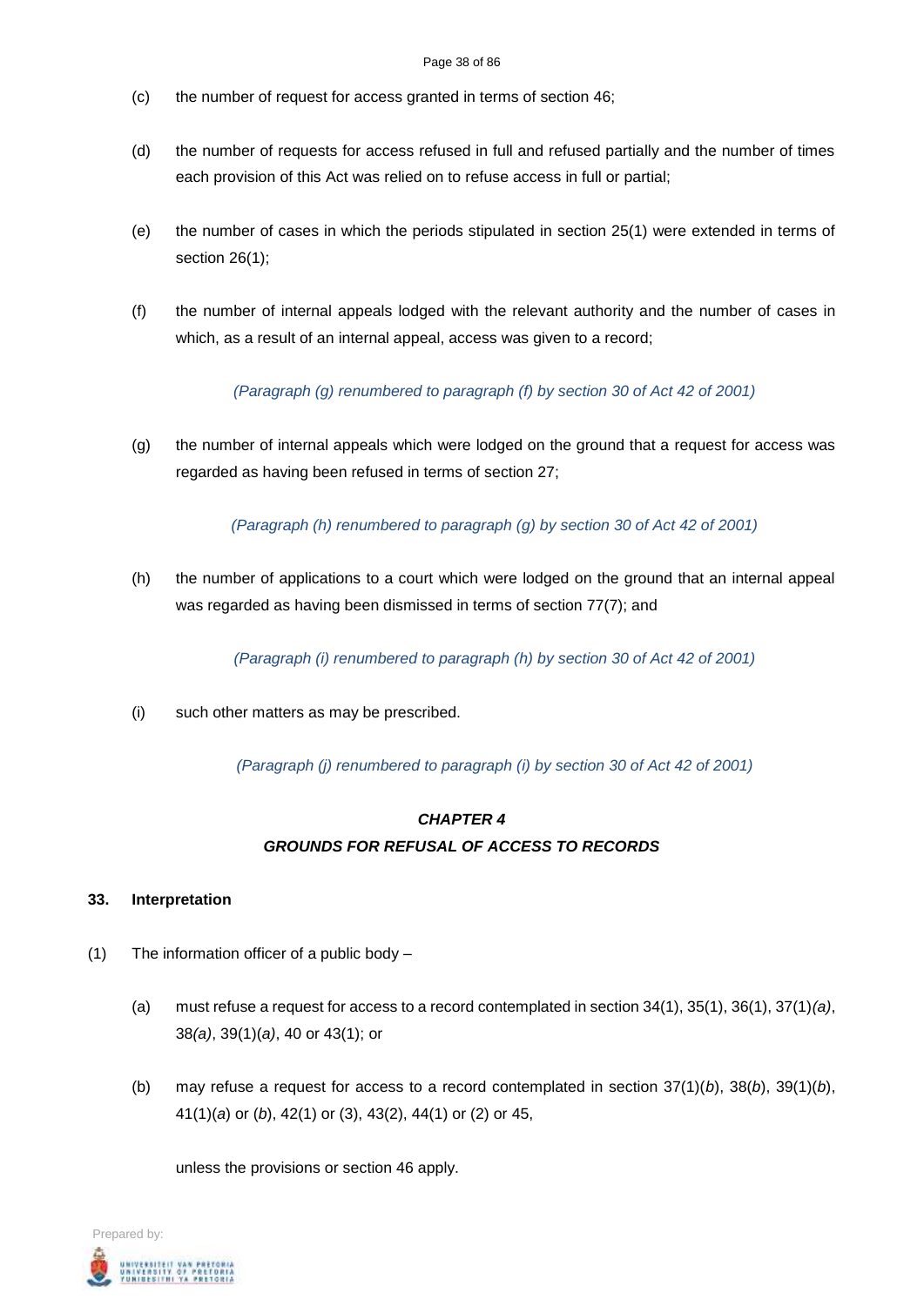(c) the number of request for access granted in terms of section 46;

(d) the number of requests for access refused in full and refused partially and the number of times each provision of this Act was relied on to refuse access in full or partial;

(e) the number of cases in which the periods stipulated in section 25(1) were extended in terms of section 26(1);

(f) the number of internal appeals lodged with the relevant authority and the number of cases in which, as a result of an internal appeal, access was given to a record;

*(Paragraph (g) renumbered to paragraph (f) by section 30 of Act 42 of 2001)*

(g) the number of internal appeals which were lodged on the ground that a request for access was regarded as having been refused in terms of section 27;

*(Paragraph (h) renumbered to paragraph (g) by section 30 of Act 42 of 2001)*

(h) the number of applications to a court which were lodged on the ground that an internal appeal was regarded as having been dismissed in terms of section 77(7); and

*(Paragraph (i) renumbered to paragraph (h) by section 30 of Act 42 of 2001)*

(i) such other matters as may be prescribed.

*(Paragraph (j) renumbered to paragraph (i) by section 30 of Act 42 of 2001)*

## *CHAPTER 4*
## *GROUNDS FOR REFUSAL OF ACCESS TO RECORDS*

### 33. Interpretation

(1) The information officer of a public body –

(a) must refuse a request for access to a record contemplated in section 34(1), 35(1), 36(1), 37(1)*(a)*, 38*(a)*, 39(1)(*a*), 40 or 43(1); or

(b) may refuse a request for access to a record contemplated in section 37(1)(*b*), 38(*b*), 39(1)(*b*), 41(1)(*a*) or (*b*), 42(1) or (3), 43(2), 44(1) or (2) or 45,

unless the provisions or section 46 apply.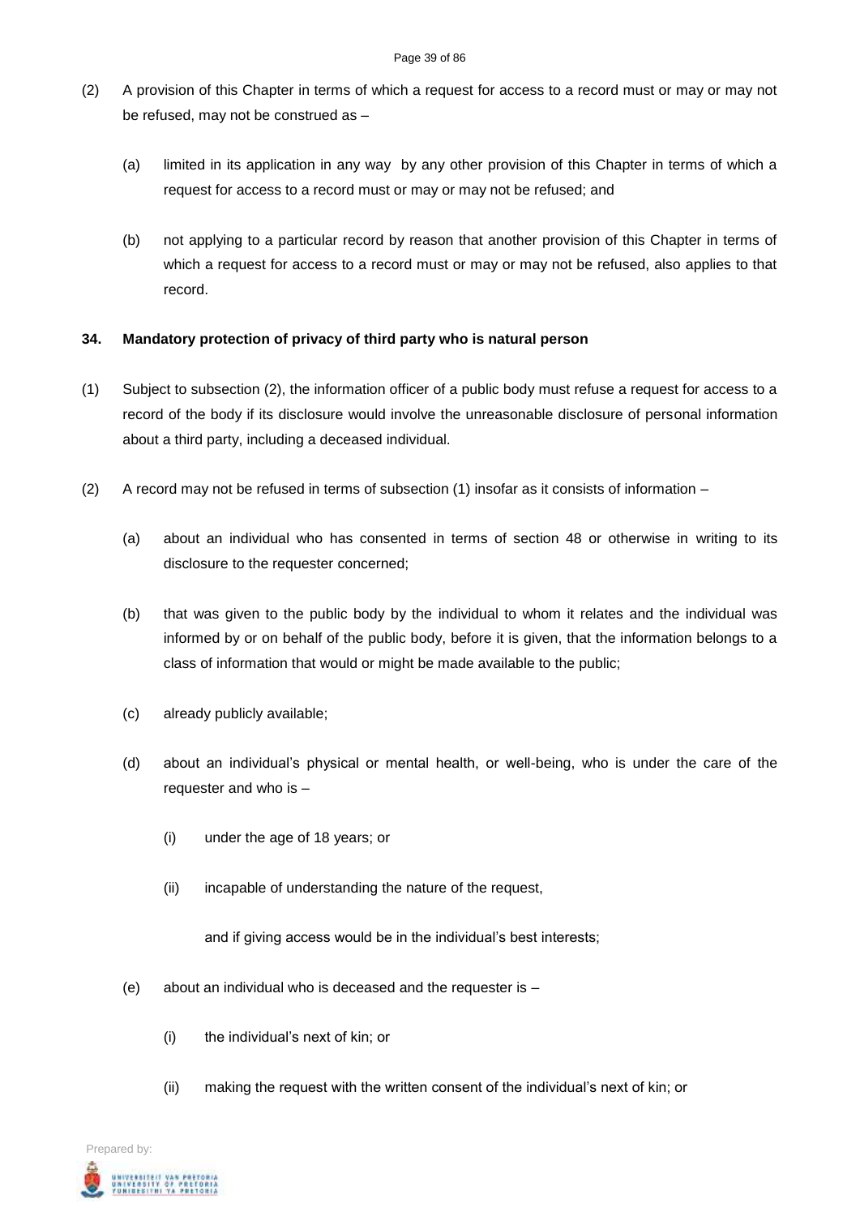(2) A provision of this Chapter in terms of which a request for access to a record must or may or may not be refused, may not be construed as –

(a) limited in its application in any way by any other provision of this Chapter in terms of which a request for access to a record must or may or may not be refused; and

(b) not applying to a particular record by reason that another provision of this Chapter in terms of which a request for access to a record must or may or may not be refused, also applies to that record.

**34. Mandatory protection of privacy of third party who is natural person**

(1) Subject to subsection (2), the information officer of a public body must refuse a request for access to a record of the body if its disclosure would involve the unreasonable disclosure of personal information about a third party, including a deceased individual.

(2) A record may not be refused in terms of subsection (1) insofar as it consists of information –

(a) about an individual who has consented in terms of section 48 or otherwise in writing to its disclosure to the requester concerned;

(b) that was given to the public body by the individual to whom it relates and the individual was informed by or on behalf of the public body, before it is given, that the information belongs to a class of information that would or might be made available to the public;

(c) already publicly available;

(d) about an individual's physical or mental health, or well-being, who is under the care of the requester and who is –

(i) under the age of 18 years; or

(ii) incapable of understanding the nature of the request,

and if giving access would be in the individual's best interests;

(e) about an individual who is deceased and the requester is –

(i) the individual's next of kin; or

(ii) making the request with the written consent of the individual's next of kin; or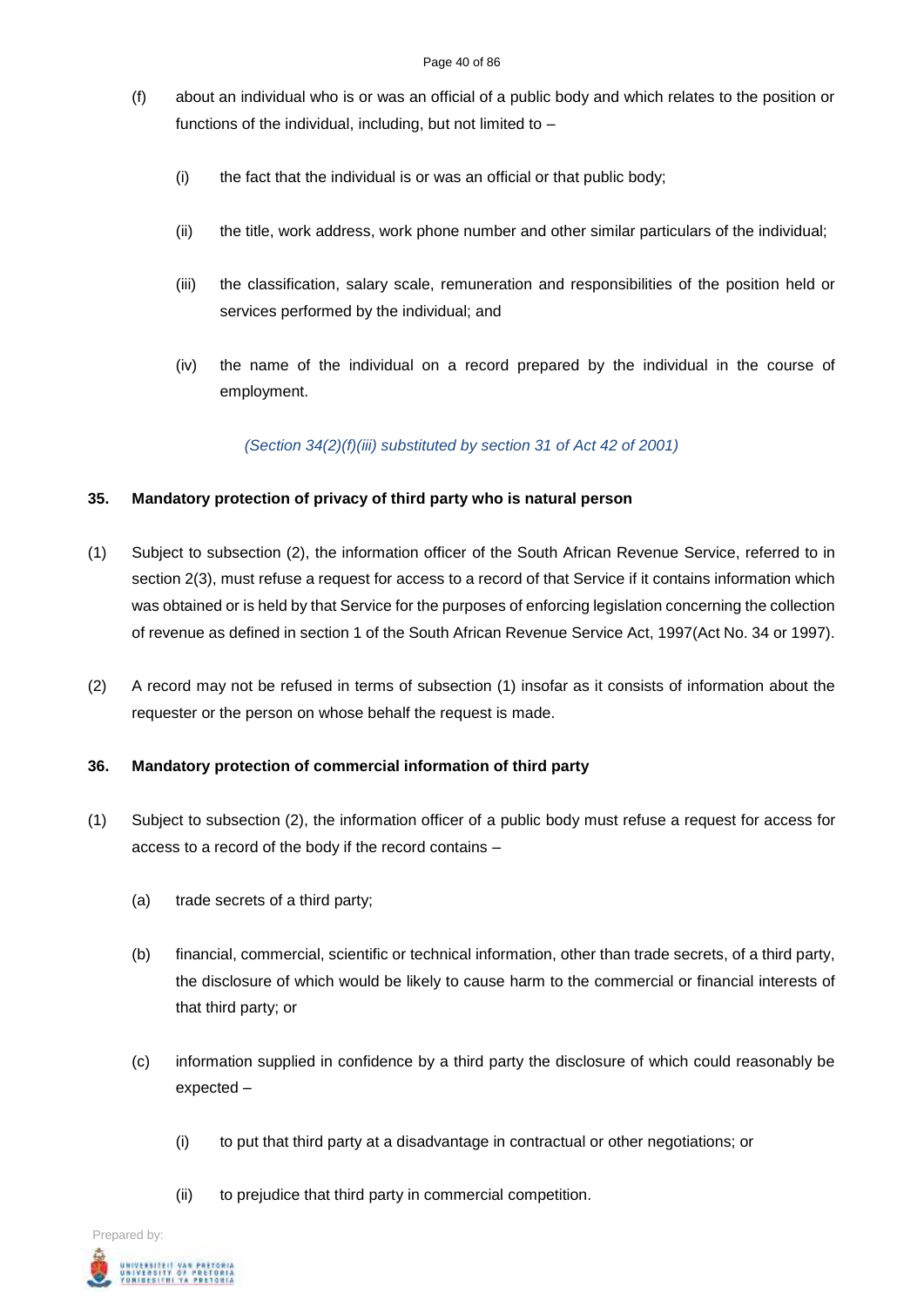(f) about an individual who is or was an official of a public body and which relates to the position or functions of the individual, including, but not limited to –

(i) the fact that the individual is or was an official or that public body;

(ii) the title, work address, work phone number and other similar particulars of the individual;

(iii) the classification, salary scale, remuneration and responsibilities of the position held or services performed by the individual; and

(iv) the name of the individual on a record prepared by the individual in the course of employment.

*(Section 34(2)(f)(iii) substituted by section 31 of Act 42 of 2001)*

**35. Mandatory protection of privacy of third party who is natural person**

(1) Subject to subsection (2), the information officer of the South African Revenue Service, referred to in section 2(3), must refuse a request for access to a record of that Service if it contains information which was obtained or is held by that Service for the purposes of enforcing legislation concerning the collection of revenue as defined in section 1 of the South African Revenue Service Act, 1997(Act No. 34 or 1997).

(2) A record may not be refused in terms of subsection (1) insofar as it consists of information about the requester or the person on whose behalf the request is made.

**36. Mandatory protection of commercial information of third party**

(1) Subject to subsection (2), the information officer of a public body must refuse a request for access for access to a record of the body if the record contains –

(a) trade secrets of a third party;

(b) financial, commercial, scientific or technical information, other than trade secrets, of a third party, the disclosure of which would be likely to cause harm to the commercial or financial interests of that third party; or

(c) information supplied in confidence by a third party the disclosure of which could reasonably be expected –

(i) to put that third party at a disadvantage in contractual or other negotiations; or

(ii) to prejudice that third party in commercial competition.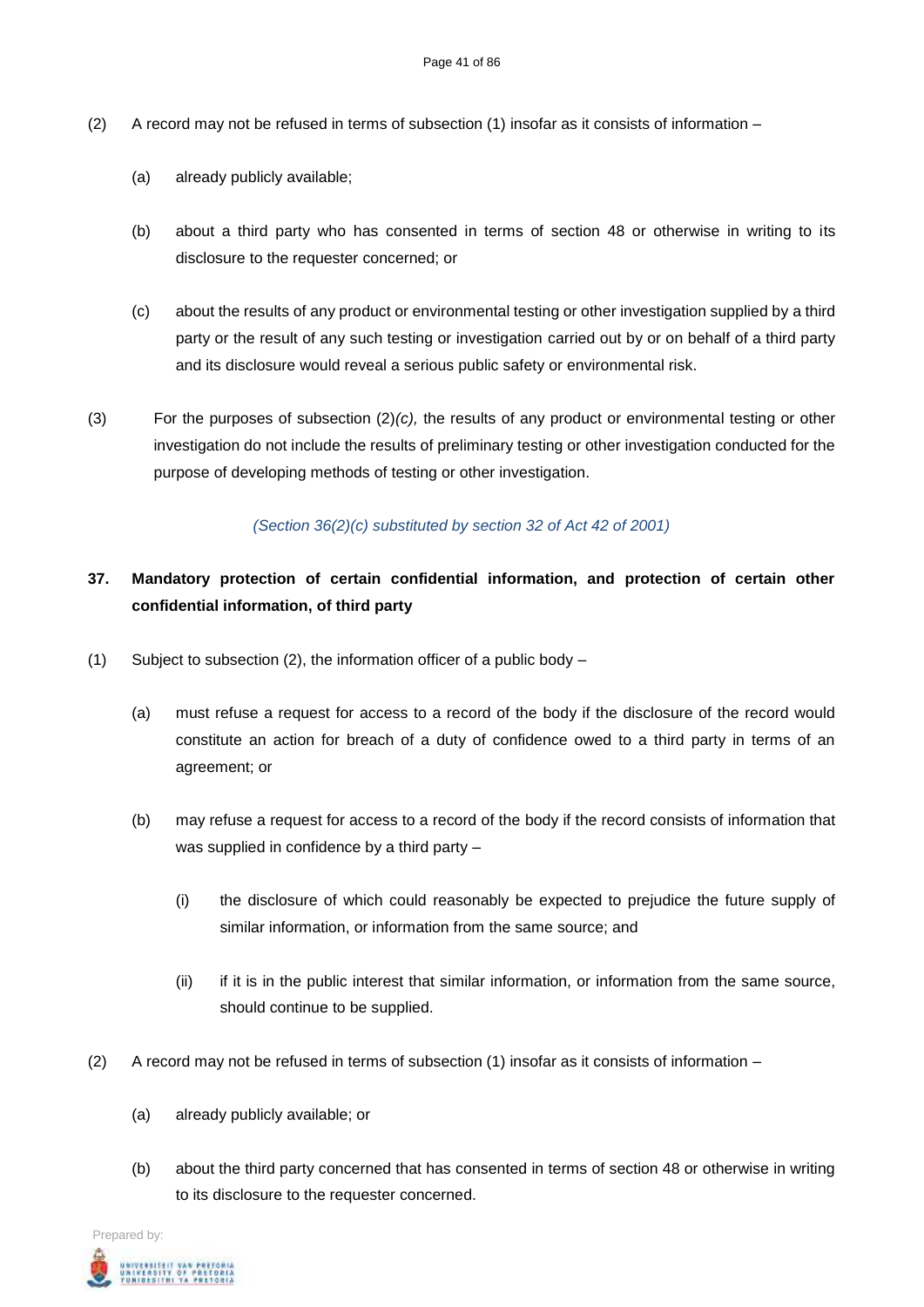(2) A record may not be refused in terms of subsection (1) insofar as it consists of information –

(a) already publicly available;

(b) about a third party who has consented in terms of section 48 or otherwise in writing to its disclosure to the requester concerned; or

(c) about the results of any product or environmental testing or other investigation supplied by a third party or the result of any such testing or investigation carried out by or on behalf of a third party and its disclosure would reveal a serious public safety or environmental risk.

(3) For the purposes of subsection (2)*(c),* the results of any product or environmental testing or other investigation do not include the results of preliminary testing or other investigation conducted for the purpose of developing methods of testing or other investigation.

*(Section 36(2)(c) substituted by section 32 of Act 42 of 2001)*

**37. Mandatory protection of certain confidential information, and protection of certain other confidential information, of third party**

(1) Subject to subsection (2), the information officer of a public body –

(a) must refuse a request for access to a record of the body if the disclosure of the record would constitute an action for breach of a duty of confidence owed to a third party in terms of an agreement; or

(b) may refuse a request for access to a record of the body if the record consists of information that was supplied in confidence by a third party –

(i) the disclosure of which could reasonably be expected to prejudice the future supply of similar information, or information from the same source; and

(ii) if it is in the public interest that similar information, or information from the same source, should continue to be supplied.

(2) A record may not be refused in terms of subsection (1) insofar as it consists of information –

(a) already publicly available; or

(b) about the third party concerned that has consented in terms of section 48 or otherwise in writing to its disclosure to the requester concerned.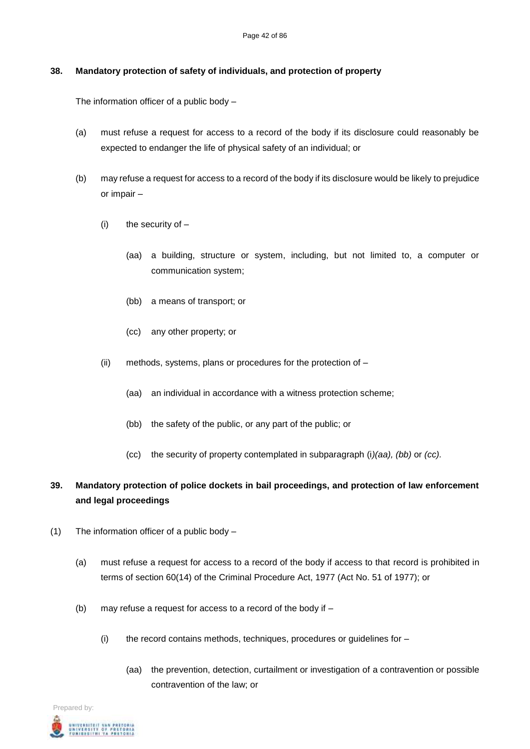**38. Mandatory protection of safety of individuals, and protection of property**

The information officer of a public body –

(a) must refuse a request for access to a record of the body if its disclosure could reasonably be expected to endanger the life of physical safety of an individual; or

(b) may refuse a request for access to a record of the body if its disclosure would be likely to prejudice or impair –

(i) the security of –

(aa) a building, structure or system, including, but not limited to, a computer or communication system;

(bb) a means of transport; or

(cc) any other property; or

(ii) methods, systems, plans or procedures for the protection of –

(aa) an individual in accordance with a witness protection scheme;

(bb) the safety of the public, or any part of the public; or

(cc) the security of property contemplated in subparagraph (i)*(aa), (bb)* or *(cc).*

**39. Mandatory protection of police dockets in bail proceedings, and protection of law enforcement and legal proceedings**

(1) The information officer of a public body –

(a) must refuse a request for access to a record of the body if access to that record is prohibited in terms of section 60(14) of the Criminal Procedure Act, 1977 (Act No. 51 of 1977); or

(b) may refuse a request for access to a record of the body if –

(i) the record contains methods, techniques, procedures or guidelines for –

(aa) the prevention, detection, curtailment or investigation of a contravention or possible contravention of the law; or

Prepared by: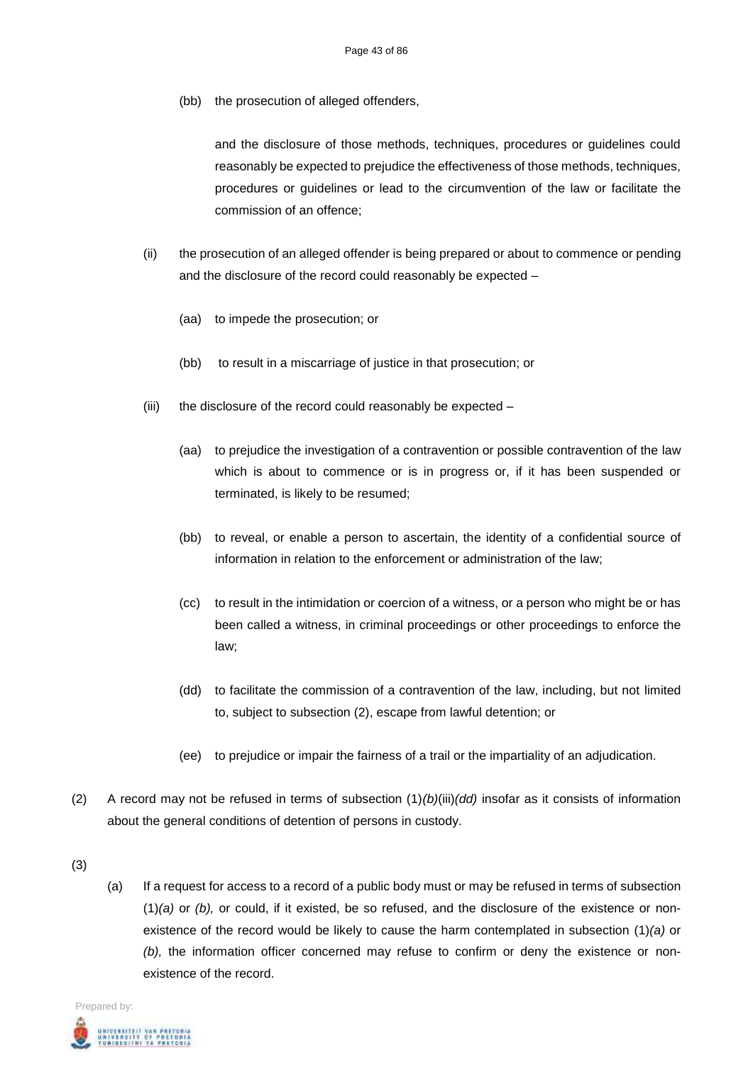(bb) the prosecution of alleged offenders,

and the disclosure of those methods, techniques, procedures or guidelines could reasonably be expected to prejudice the effectiveness of those methods, techniques, procedures or guidelines or lead to the circumvention of the law or facilitate the commission of an offence;

(ii) the prosecution of an alleged offender is being prepared or about to commence or pending and the disclosure of the record could reasonably be expected –

(aa) to impede the prosecution; or

(bb) to result in a miscarriage of justice in that prosecution; or

(iii) the disclosure of the record could reasonably be expected –

(aa) to prejudice the investigation of a contravention or possible contravention of the law which is about to commence or is in progress or, if it has been suspended or terminated, is likely to be resumed;

(bb) to reveal, or enable a person to ascertain, the identity of a confidential source of information in relation to the enforcement or administration of the law;

(cc) to result in the intimidation or coercion of a witness, or a person who might be or has been called a witness, in criminal proceedings or other proceedings to enforce the law;

(dd) to facilitate the commission of a contravention of the law, including, but not limited to, subject to subsection (2), escape from lawful detention; or

(ee) to prejudice or impair the fairness of a trail or the impartiality of an adjudication.

(2) A record may not be refused in terms of subsection (1)*(b)*(iii)*(dd)* insofar as it consists of information about the general conditions of detention of persons in custody.

(3)

(a) If a request for access to a record of a public body must or may be refused in terms of subsection (1)*(a)* or *(b),* or could, if it existed, be so refused, and the disclosure of the existence or non-existence of the record would be likely to cause the harm contemplated in subsection (1)*(a)* or *(b),* the information officer concerned may refuse to confirm or deny the existence or non-existence of the record.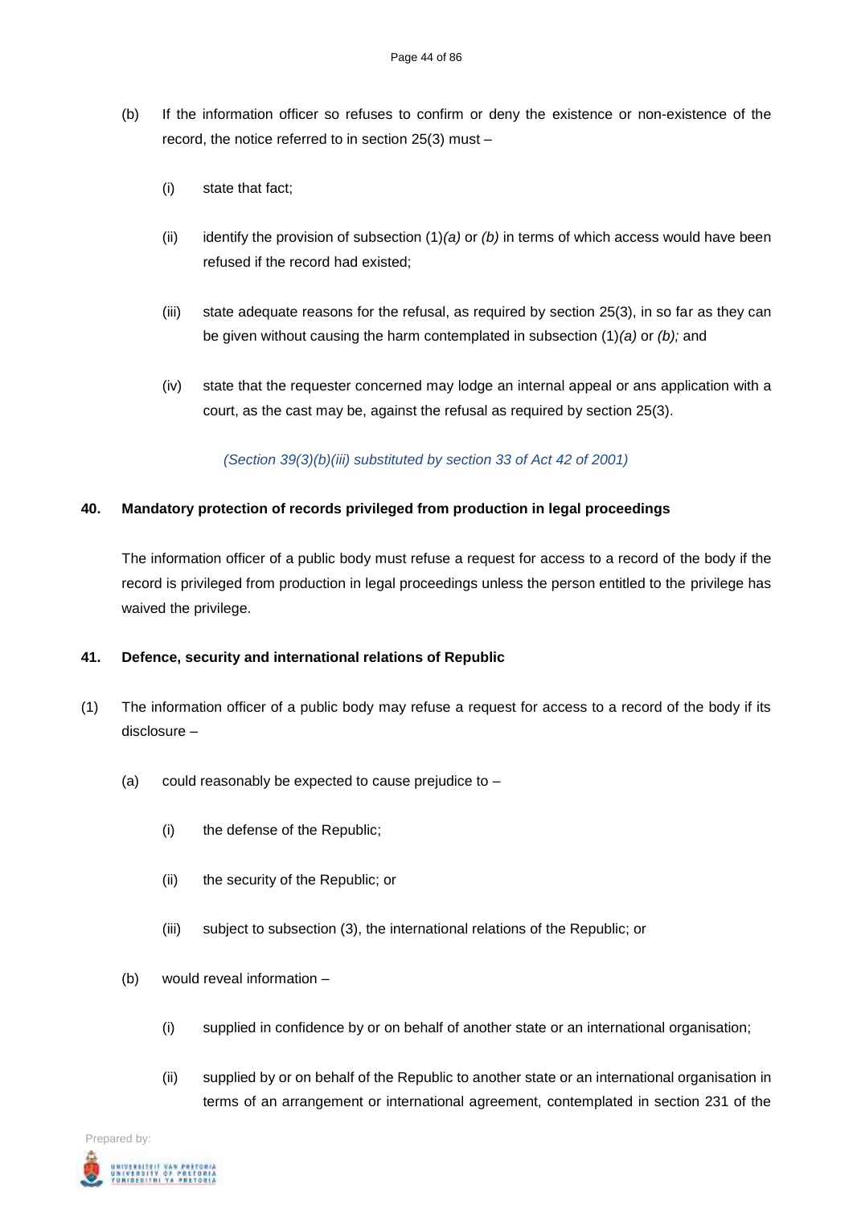(b) If the information officer so refuses to confirm or deny the existence or non-existence of the record, the notice referred to in section 25(3) must –

  (i) state that fact;

  (ii) identify the provision of subsection (1)*(a)* or *(b)* in terms of which access would have been refused if the record had existed;

  (iii) state adequate reasons for the refusal, as required by section 25(3), in so far as they can be given without causing the harm contemplated in subsection (1)*(a)* or *(b);* and

  (iv) state that the requester concerned may lodge an internal appeal or ans application with a court, as the cast may be, against the refusal as required by section 25(3).

*(Section 39(3)(b)(iii) substituted by section 33 of Act 42 of 2001)*

**40. Mandatory protection of records privileged from production in legal proceedings**

The information officer of a public body must refuse a request for access to a record of the body if the record is privileged from production in legal proceedings unless the person entitled to the privilege has waived the privilege.

**41. Defence, security and international relations of Republic**

(1) The information officer of a public body may refuse a request for access to a record of the body if its disclosure –

  (a) could reasonably be expected to cause prejudice to –

    (i) the defense of the Republic;

    (ii) the security of the Republic; or

    (iii) subject to subsection (3), the international relations of the Republic; or

  (b) would reveal information –

    (i) supplied in confidence by or on behalf of another state or an international organisation;

    (ii) supplied by or on behalf of the Republic to another state or an international organisation in terms of an arrangement or international agreement, contemplated in section 231 of the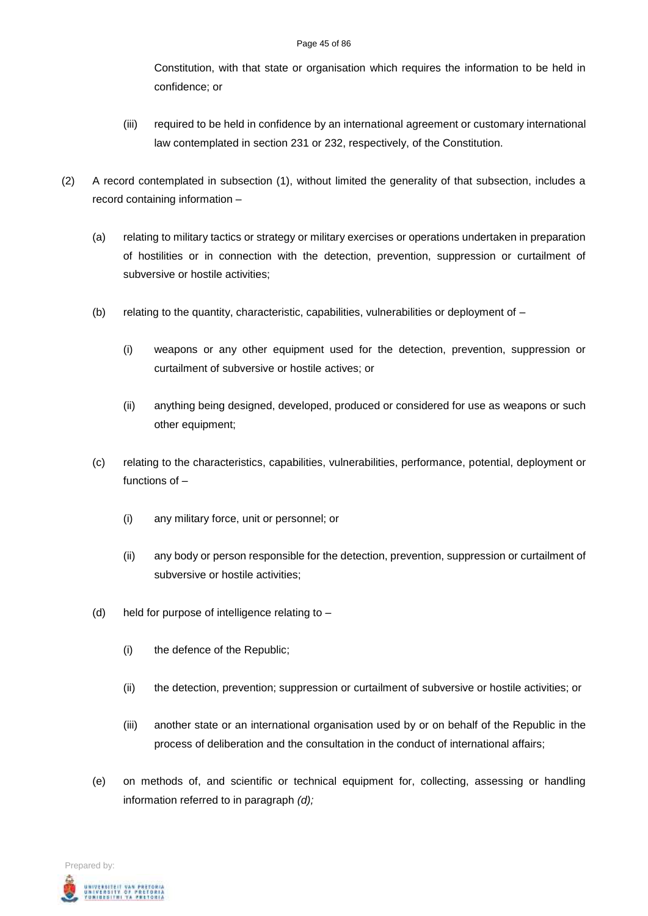Constitution, with that state or organisation which requires the information to be held in confidence; or

(iii) required to be held in confidence by an international agreement or customary international law contemplated in section 231 or 232, respectively, of the Constitution.

(2) A record contemplated in subsection (1), without limited the generality of that subsection, includes a record containing information –

(a) relating to military tactics or strategy or military exercises or operations undertaken in preparation of hostilities or in connection with the detection, prevention, suppression or curtailment of subversive or hostile activities;

(b) relating to the quantity, characteristic, capabilities, vulnerabilities or deployment of –

(i) weapons or any other equipment used for the detection, prevention, suppression or curtailment of subversive or hostile actives; or

(ii) anything being designed, developed, produced or considered for use as weapons or such other equipment;

(c) relating to the characteristics, capabilities, vulnerabilities, performance, potential, deployment or functions of –

(i) any military force, unit or personnel; or

(ii) any body or person responsible for the detection, prevention, suppression or curtailment of subversive or hostile activities;

(d) held for purpose of intelligence relating to –

(i) the defence of the Republic;

(ii) the detection, prevention; suppression or curtailment of subversive or hostile activities; or

(iii) another state or an international organisation used by or on behalf of the Republic in the process of deliberation and the consultation in the conduct of international affairs;

(e) on methods of, and scientific or technical equipment for, collecting, assessing or handling information referred to in paragraph *(d);*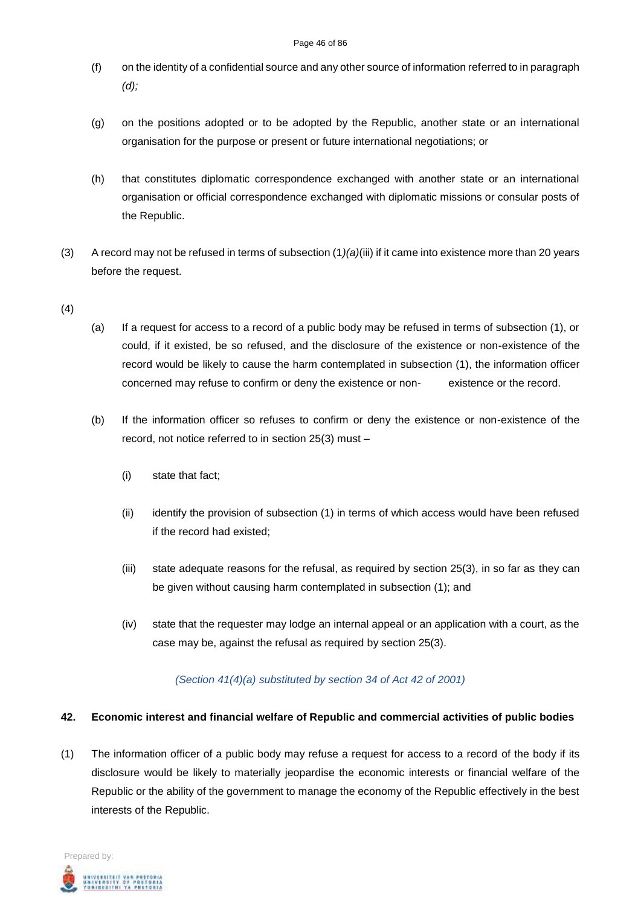(f) on the identity of a confidential source and any other source of information referred to in paragraph *(d);*

(g) on the positions adopted or to be adopted by the Republic, another state or an international organisation for the purpose or present or future international negotiations; or

(h) that constitutes diplomatic correspondence exchanged with another state or an international organisation or official correspondence exchanged with diplomatic missions or consular posts of the Republic.

(3) A record may not be refused in terms of subsection (1*)(a)*(iii) if it came into existence more than 20 years before the request.

(4)

(a) If a request for access to a record of a public body may be refused in terms of subsection (1), or could, if it existed, be so refused, and the disclosure of the existence or non-existence of the record would be likely to cause the harm contemplated in subsection (1), the information officer concerned may refuse to confirm or deny the existence or non- existence or the record.

(b) If the information officer so refuses to confirm or deny the existence or non-existence of the record, not notice referred to in section 25(3) must –

(i) state that fact;

(ii) identify the provision of subsection (1) in terms of which access would have been refused if the record had existed;

(iii) state adequate reasons for the refusal, as required by section 25(3), in so far as they can be given without causing harm contemplated in subsection (1); and

(iv) state that the requester may lodge an internal appeal or an application with a court, as the case may be, against the refusal as required by section 25(3).

*(Section 41(4)(a) substituted by section 34 of Act 42 of 2001)*

**42. Economic interest and financial welfare of Republic and commercial activities of public bodies**

(1) The information officer of a public body may refuse a request for access to a record of the body if its disclosure would be likely to materially jeopardise the economic interests or financial welfare of the Republic or the ability of the government to manage the economy of the Republic effectively in the best interests of the Republic.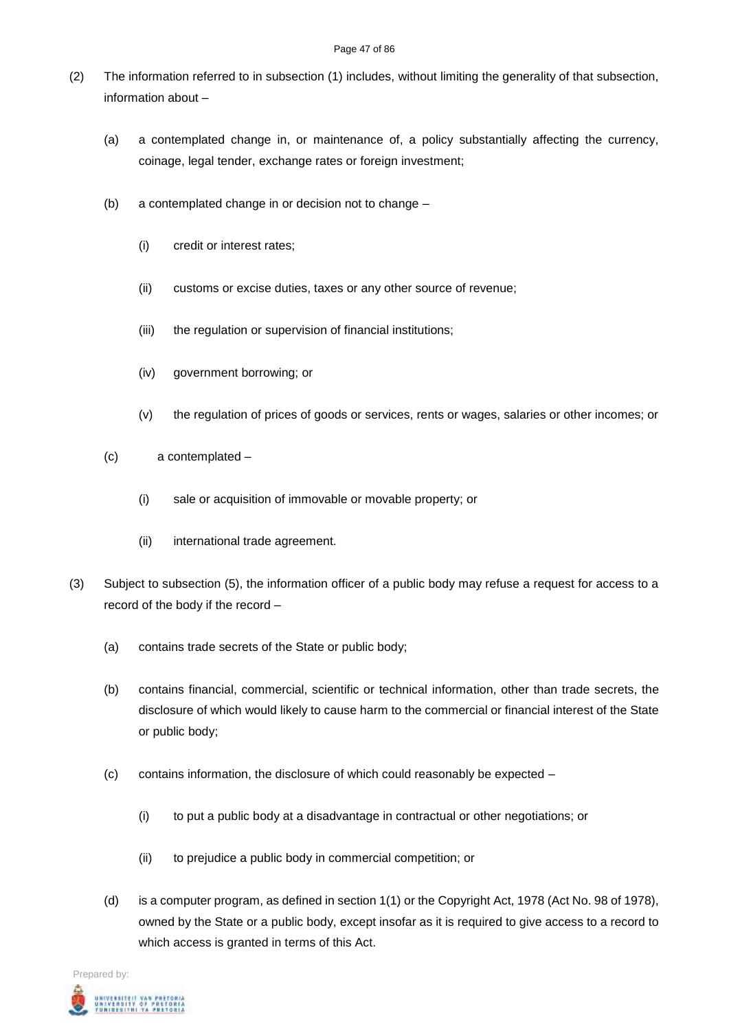(2) The information referred to in subsection (1) includes, without limiting the generality of that subsection, information about –

(a) a contemplated change in, or maintenance of, a policy substantially affecting the currency, coinage, legal tender, exchange rates or foreign investment;

(b) a contemplated change in or decision not to change –

(i) credit or interest rates;

(ii) customs or excise duties, taxes or any other source of revenue;

(iii) the regulation or supervision of financial institutions;

(iv) government borrowing; or

(v) the regulation of prices of goods or services, rents or wages, salaries or other incomes; or

(c) a contemplated –

(i) sale or acquisition of immovable or movable property; or

(ii) international trade agreement.

(3) Subject to subsection (5), the information officer of a public body may refuse a request for access to a record of the body if the record –

(a) contains trade secrets of the State or public body;

(b) contains financial, commercial, scientific or technical information, other than trade secrets, the disclosure of which would likely to cause harm to the commercial or financial interest of the State or public body;

(c) contains information, the disclosure of which could reasonably be expected –

(i) to put a public body at a disadvantage in contractual or other negotiations; or

(ii) to prejudice a public body in commercial competition; or

(d) is a computer program, as defined in section 1(1) or the Copyright Act, 1978 (Act No. 98 of 1978), owned by the State or a public body, except insofar as it is required to give access to a record to which access is granted in terms of this Act.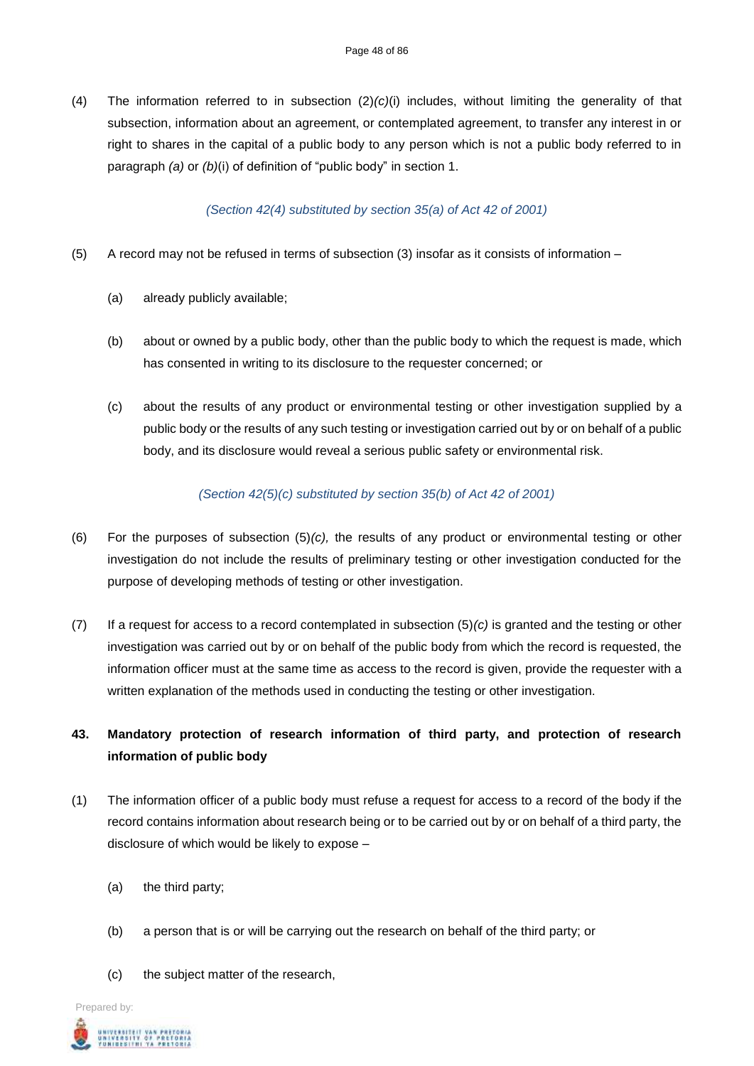(4) The information referred to in subsection (2)*(c)*(i) includes, without limiting the generality of that subsection, information about an agreement, or contemplated agreement, to transfer any interest in or right to shares in the capital of a public body to any person which is not a public body referred to in paragraph *(a)* or *(b)*(i) of definition of "public body" in section 1.

*(Section 42(4) substituted by section 35(a) of Act 42 of 2001)*

(5) A record may not be refused in terms of subsection (3) insofar as it consists of information –

(a) already publicly available;

(b) about or owned by a public body, other than the public body to which the request is made, which has consented in writing to its disclosure to the requester concerned; or

(c) about the results of any product or environmental testing or other investigation supplied by a public body or the results of any such testing or investigation carried out by or on behalf of a public body, and its disclosure would reveal a serious public safety or environmental risk.

*(Section 42(5)(c) substituted by section 35(b) of Act 42 of 2001)*

(6) For the purposes of subsection (5)*(c),* the results of any product or environmental testing or other investigation do not include the results of preliminary testing or other investigation conducted for the purpose of developing methods of testing or other investigation.

(7) If a request for access to a record contemplated in subsection (5)*(c)* is granted and the testing or other investigation was carried out by or on behalf of the public body from which the record is requested, the information officer must at the same time as access to the record is given, provide the requester with a written explanation of the methods used in conducting the testing or other investigation.

**43. Mandatory protection of research information of third party, and protection of research information of public body**

(1) The information officer of a public body must refuse a request for access to a record of the body if the record contains information about research being or to be carried out by or on behalf of a third party, the disclosure of which would be likely to expose –

(a) the third party;

(b) a person that is or will be carrying out the research on behalf of the third party; or

(c) the subject matter of the research,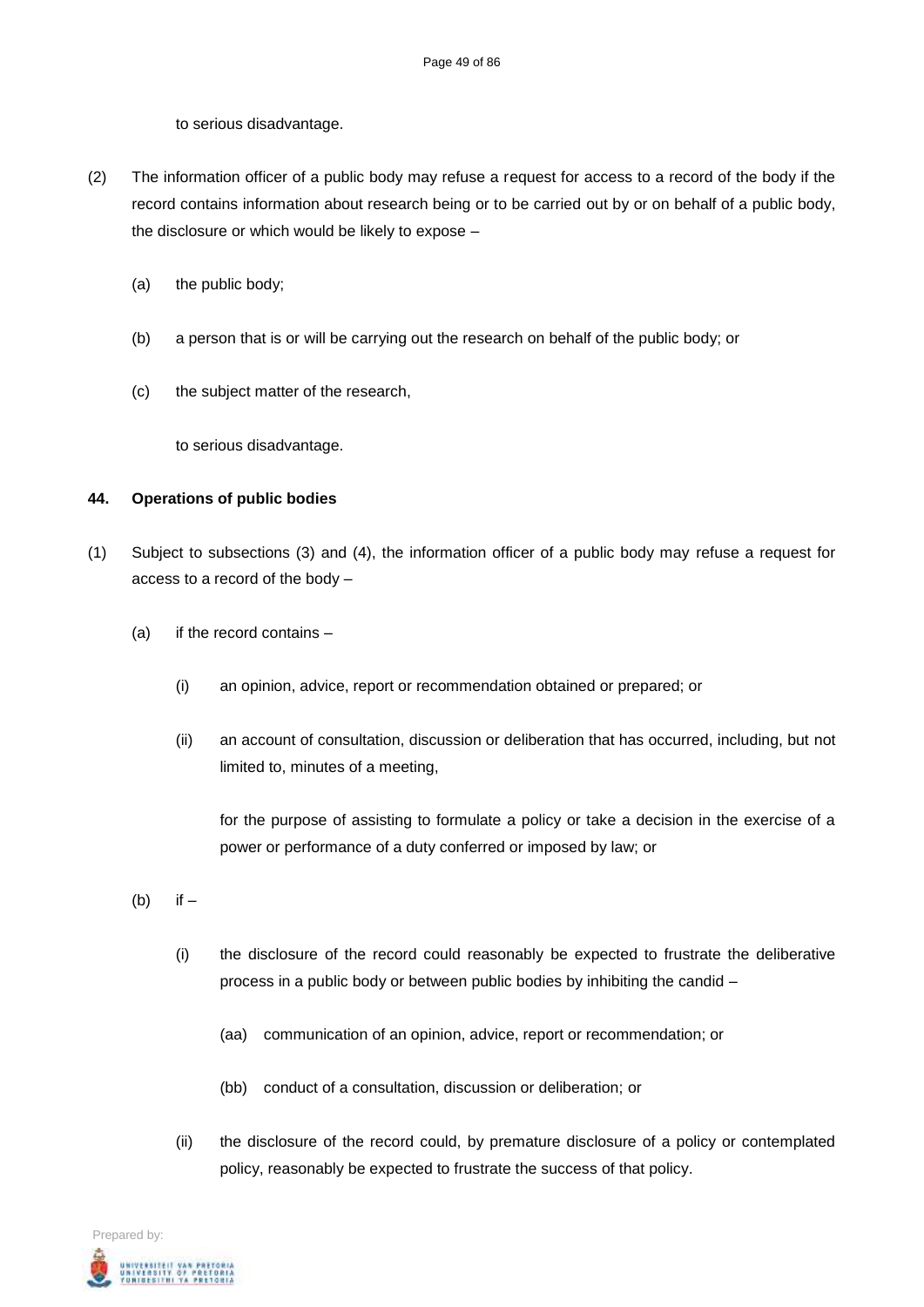to serious disadvantage.

(2) The information officer of a public body may refuse a request for access to a record of the body if the record contains information about research being or to be carried out by or on behalf of a public body, the disclosure or which would be likely to expose –

(a) the public body;

(b) a person that is or will be carrying out the research on behalf of the public body; or

(c) the subject matter of the research,

to serious disadvantage.

**44. Operations of public bodies**

(1) Subject to subsections (3) and (4), the information officer of a public body may refuse a request for access to a record of the body –

(a) if the record contains –

(i) an opinion, advice, report or recommendation obtained or prepared; or

(ii) an account of consultation, discussion or deliberation that has occurred, including, but not limited to, minutes of a meeting,

for the purpose of assisting to formulate a policy or take a decision in the exercise of a power or performance of a duty conferred or imposed by law; or

(b) if –

(i) the disclosure of the record could reasonably be expected to frustrate the deliberative process in a public body or between public bodies by inhibiting the candid –

(aa) communication of an opinion, advice, report or recommendation; or

(bb) conduct of a consultation, discussion or deliberation; or

(ii) the disclosure of the record could, by premature disclosure of a policy or contemplated policy, reasonably be expected to frustrate the success of that policy.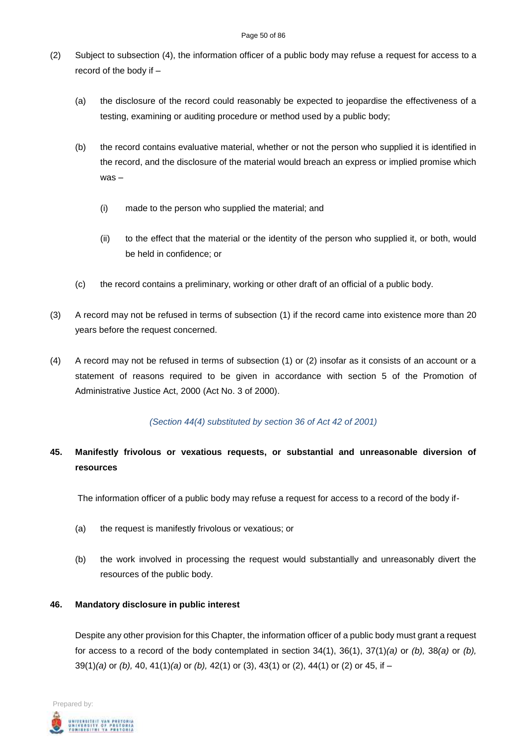(2) Subject to subsection (4), the information officer of a public body may refuse a request for access to a record of the body if –

(a) the disclosure of the record could reasonably be expected to jeopardise the effectiveness of a testing, examining or auditing procedure or method used by a public body;

(b) the record contains evaluative material, whether or not the person who supplied it is identified in the record, and the disclosure of the material would breach an express or implied promise which was –

(i) made to the person who supplied the material; and

(ii) to the effect that the material or the identity of the person who supplied it, or both, would be held in confidence; or

(c) the record contains a preliminary, working or other draft of an official of a public body.

(3) A record may not be refused in terms of subsection (1) if the record came into existence more than 20 years before the request concerned.

(4) A record may not be refused in terms of subsection (1) or (2) insofar as it consists of an account or a statement of reasons required to be given in accordance with section 5 of the Promotion of Administrative Justice Act, 2000 (Act No. 3 of 2000).

*(Section 44(4) substituted by section 36 of Act 42 of 2001)*

## 45. Manifestly frivolous or vexatious requests, or substantial and unreasonable diversion of resources

The information officer of a public body may refuse a request for access to a record of the body if-

(a) the request is manifestly frivolous or vexatious; or

(b) the work involved in processing the request would substantially and unreasonably divert the resources of the public body.

## 46. Mandatory disclosure in public interest

Despite any other provision for this Chapter, the information officer of a public body must grant a request for access to a record of the body contemplated in section 34(1), 36(1), 37(1)*(a)* or *(b),* 38*(a)* or *(b),* 39(1)*(a)* or *(b),* 40, 41(1)*(a)* or *(b),* 42(1) or (3), 43(1) or (2), 44(1) or (2) or 45, if –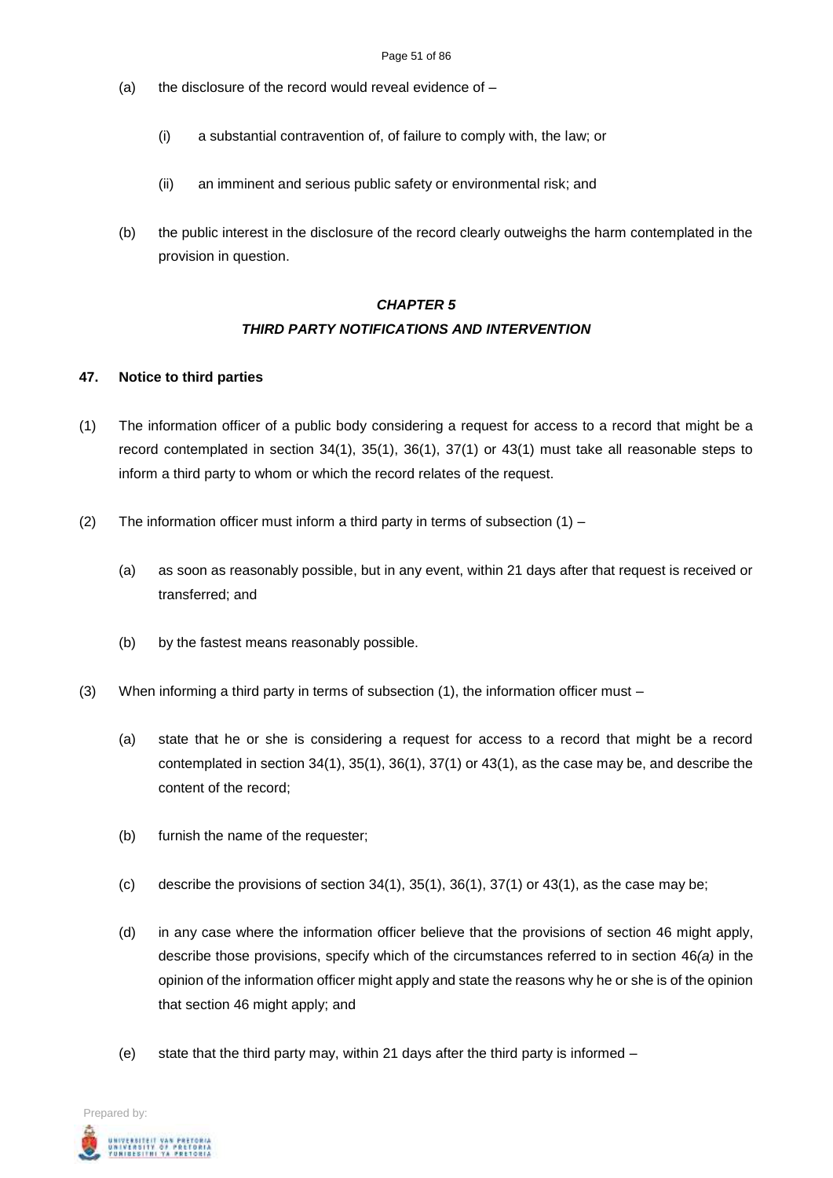(a) the disclosure of the record would reveal evidence of –

(i) a substantial contravention of, of failure to comply with, the law; or

(ii) an imminent and serious public safety or environmental risk; and

(b) the public interest in the disclosure of the record clearly outweighs the harm contemplated in the provision in question.

## *CHAPTER 5*

## *THIRD PARTY NOTIFICATIONS AND INTERVENTION*

**47. Notice to third parties**

(1) The information officer of a public body considering a request for access to a record that might be a record contemplated in section 34(1), 35(1), 36(1), 37(1) or 43(1) must take all reasonable steps to inform a third party to whom or which the record relates of the request.

(2) The information officer must inform a third party in terms of subsection (1) –

(a) as soon as reasonably possible, but in any event, within 21 days after that request is received or transferred; and

(b) by the fastest means reasonably possible.

(3) When informing a third party in terms of subsection (1), the information officer must –

(a) state that he or she is considering a request for access to a record that might be a record contemplated in section 34(1), 35(1), 36(1), 37(1) or 43(1), as the case may be, and describe the content of the record;

(b) furnish the name of the requester;

(c) describe the provisions of section 34(1), 35(1), 36(1), 37(1) or 43(1), as the case may be;

(d) in any case where the information officer believe that the provisions of section 46 might apply, describe those provisions, specify which of the circumstances referred to in section 46*(a)* in the opinion of the information officer might apply and state the reasons why he or she is of the opinion that section 46 might apply; and

(e) state that the third party may, within 21 days after the third party is informed –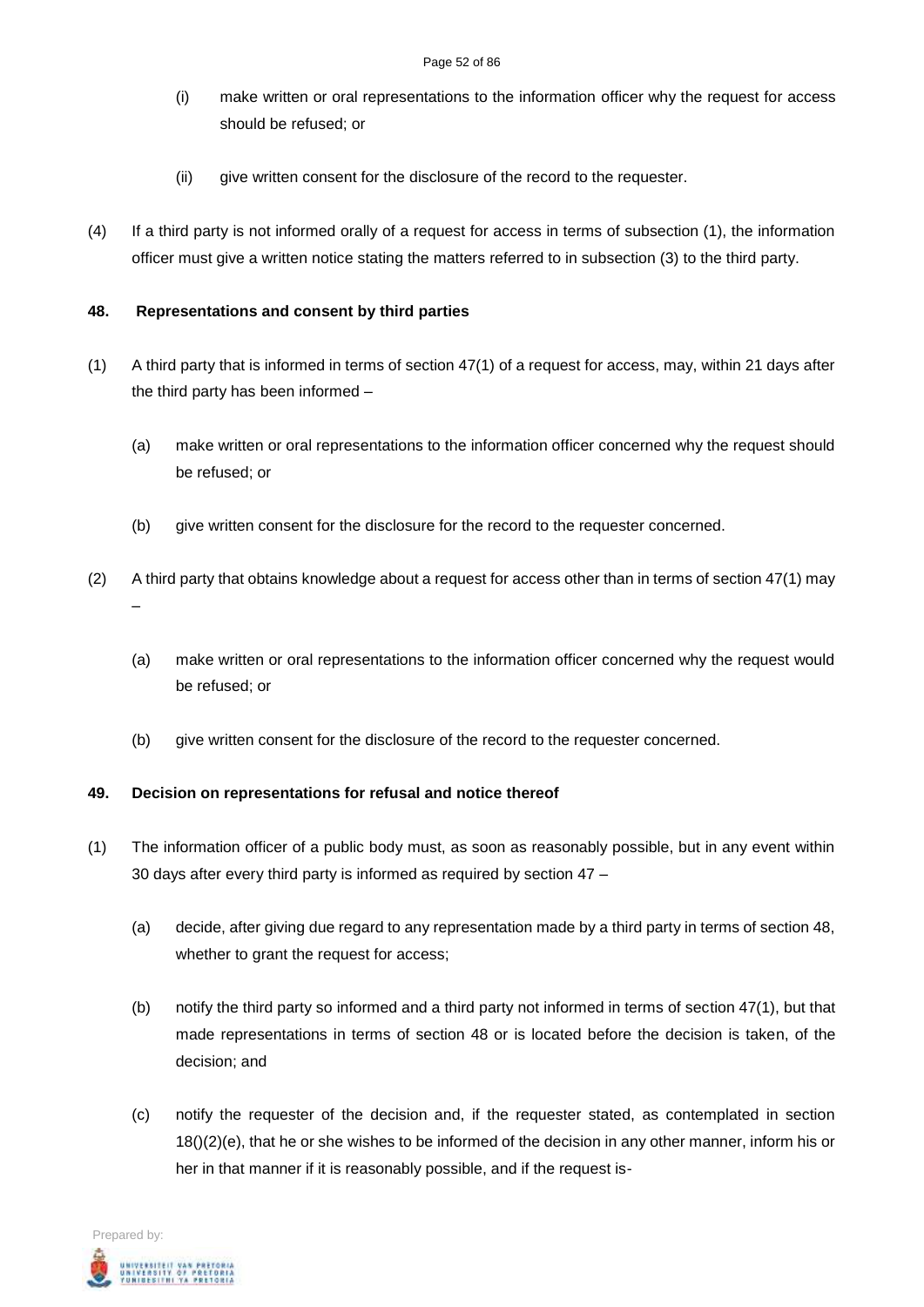(i) make written or oral representations to the information officer why the request for access should be refused; or

(ii) give written consent for the disclosure of the record to the requester.

(4) If a third party is not informed orally of a request for access in terms of subsection (1), the information officer must give a written notice stating the matters referred to in subsection (3) to the third party.

**48. Representations and consent by third parties**

(1) A third party that is informed in terms of section 47(1) of a request for access, may, within 21 days after the third party has been informed –

(a) make written or oral representations to the information officer concerned why the request should be refused; or

(b) give written consent for the disclosure for the record to the requester concerned.

(2) A third party that obtains knowledge about a request for access other than in terms of section 47(1) may –

(a) make written or oral representations to the information officer concerned why the request would be refused; or

(b) give written consent for the disclosure of the record to the requester concerned.

**49. Decision on representations for refusal and notice thereof**

(1) The information officer of a public body must, as soon as reasonably possible, but in any event within 30 days after every third party is informed as required by section 47 –

(a) decide, after giving due regard to any representation made by a third party in terms of section 48, whether to grant the request for access;

(b) notify the third party so informed and a third party not informed in terms of section 47(1), but that made representations in terms of section 48 or is located before the decision is taken, of the decision; and

(c) notify the requester of the decision and, if the requester stated, as contemplated in section 18()(2)(e), that he or she wishes to be informed of the decision in any other manner, inform his or her in that manner if it is reasonably possible, and if the request is-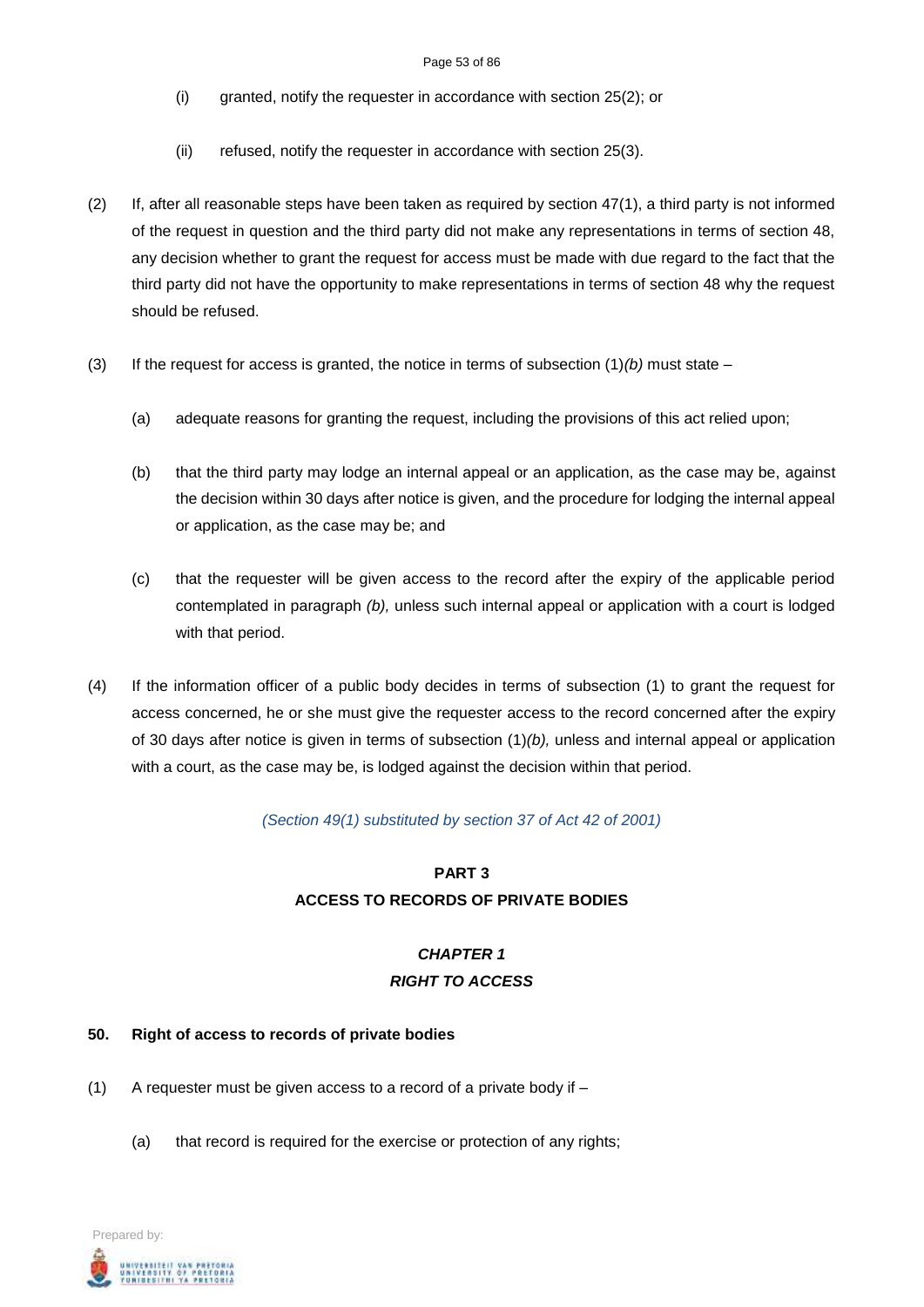(i) granted, notify the requester in accordance with section 25(2); or

(ii) refused, notify the requester in accordance with section 25(3).

(2) If, after all reasonable steps have been taken as required by section 47(1), a third party is not informed of the request in question and the third party did not make any representations in terms of section 48, any decision whether to grant the request for access must be made with due regard to the fact that the third party did not have the opportunity to make representations in terms of section 48 why the request should be refused.

(3) If the request for access is granted, the notice in terms of subsection (1)*(b)* must state –

(a) adequate reasons for granting the request, including the provisions of this act relied upon;

(b) that the third party may lodge an internal appeal or an application, as the case may be, against the decision within 30 days after notice is given, and the procedure for lodging the internal appeal or application, as the case may be; and

(c) that the requester will be given access to the record after the expiry of the applicable period contemplated in paragraph *(b),* unless such internal appeal or application with a court is lodged with that period.

(4) If the information officer of a public body decides in terms of subsection (1) to grant the request for access concerned, he or she must give the requester access to the record concerned after the expiry of 30 days after notice is given in terms of subsection (1)*(b),* unless and internal appeal or application with a court, as the case may be, is lodged against the decision within that period.

*(Section 49(1) substituted by section 37 of Act 42 of 2001)*

## PART 3
## ACCESS TO RECORDS OF PRIVATE BODIES

### *CHAPTER 1*
### *RIGHT TO ACCESS*

**50. Right of access to records of private bodies**

(1) A requester must be given access to a record of a private body if –

(a) that record is required for the exercise or protection of any rights;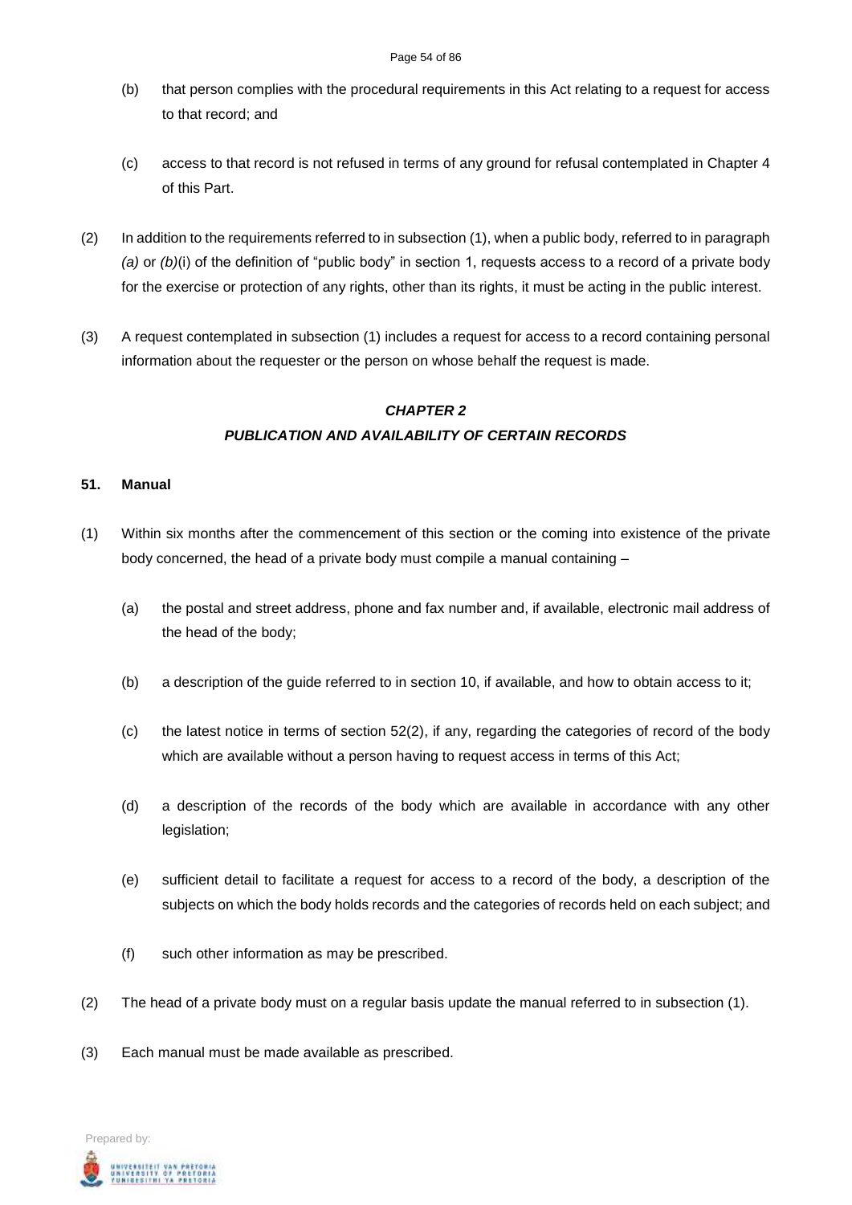(b) that person complies with the procedural requirements in this Act relating to a request for access to that record; and

(c) access to that record is not refused in terms of any ground for refusal contemplated in Chapter 4 of this Part.

(2) In addition to the requirements referred to in subsection (1), when a public body, referred to in paragraph *(a)* or *(b)*(i) of the definition of "public body" in section 1, requests access to a record of a private body for the exercise or protection of any rights, other than its rights, it must be acting in the public interest.

(3) A request contemplated in subsection (1) includes a request for access to a record containing personal information about the requester or the person on whose behalf the request is made.

## *CHAPTER 2*
## *PUBLICATION AND AVAILABILITY OF CERTAIN RECORDS*

### 51. Manual

(1) Within six months after the commencement of this section or the coming into existence of the private body concerned, the head of a private body must compile a manual containing –

(a) the postal and street address, phone and fax number and, if available, electronic mail address of the head of the body;

(b) a description of the guide referred to in section 10, if available, and how to obtain access to it;

(c) the latest notice in terms of section 52(2), if any, regarding the categories of record of the body which are available without a person having to request access in terms of this Act;

(d) a description of the records of the body which are available in accordance with any other legislation;

(e) sufficient detail to facilitate a request for access to a record of the body, a description of the subjects on which the body holds records and the categories of records held on each subject; and

(f) such other information as may be prescribed.

(2) The head of a private body must on a regular basis update the manual referred to in subsection (1).

(3) Each manual must be made available as prescribed.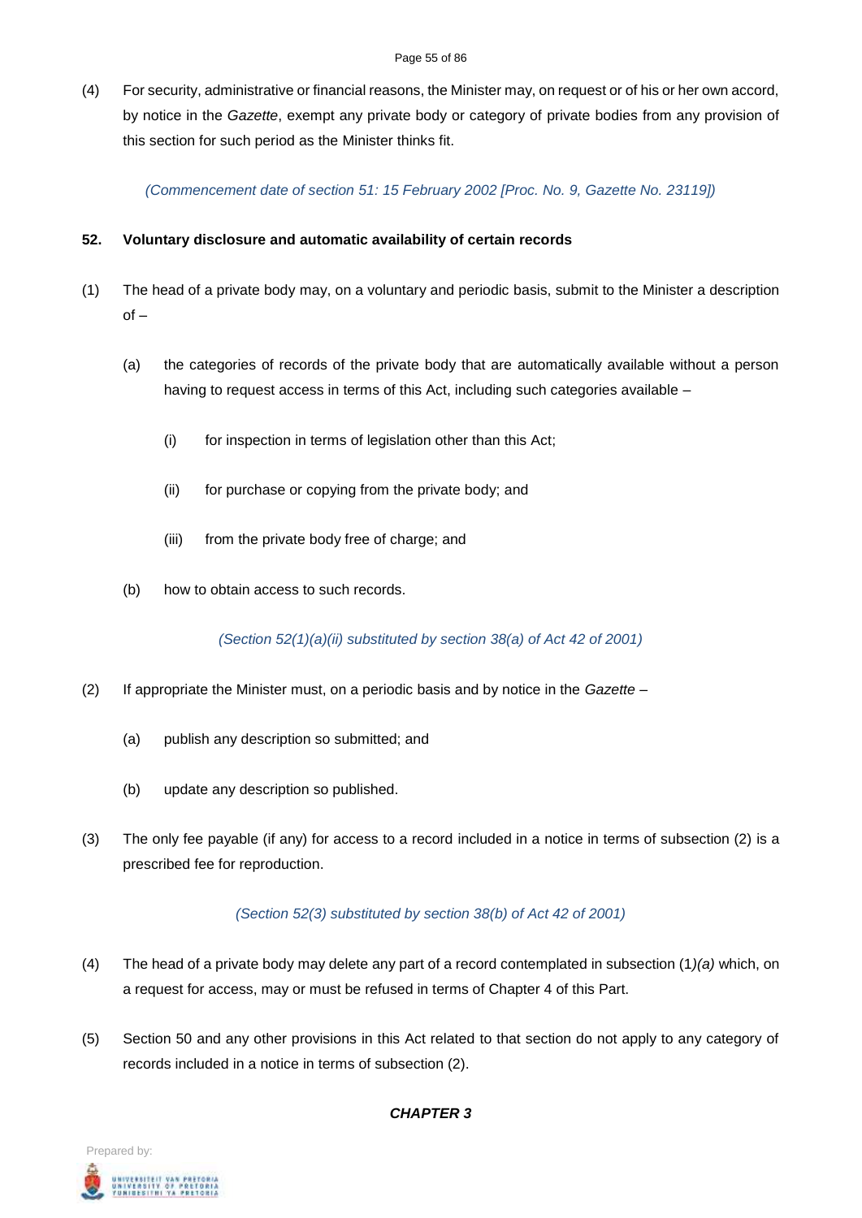(4) For security, administrative or financial reasons, the Minister may, on request or of his or her own accord, by notice in the *Gazette*, exempt any private body or category of private bodies from any provision of this section for such period as the Minister thinks fit.

*(Commencement date of section 51: 15 February 2002 [Proc. No. 9, Gazette No. 23119])*

**52. Voluntary disclosure and automatic availability of certain records**

(1) The head of a private body may, on a voluntary and periodic basis, submit to the Minister a description of –

(a) the categories of records of the private body that are automatically available without a person having to request access in terms of this Act, including such categories available –

(i) for inspection in terms of legislation other than this Act;

(ii) for purchase or copying from the private body; and

(iii) from the private body free of charge; and

(b) how to obtain access to such records.

*(Section 52(1)(a)(ii) substituted by section 38(a) of Act 42 of 2001)*

(2) If appropriate the Minister must, on a periodic basis and by notice in the *Gazette* –

(a) publish any description so submitted; and

(b) update any description so published.

(3) The only fee payable (if any) for access to a record included in a notice in terms of subsection (2) is a prescribed fee for reproduction.

*(Section 52(3) substituted by section 38(b) of Act 42 of 2001)*

(4) The head of a private body may delete any part of a record contemplated in subsection (1*)(a)* which, on a request for access, may or must be refused in terms of Chapter 4 of this Part.

(5) Section 50 and any other provisions in this Act related to that section do not apply to any category of records included in a notice in terms of subsection (2).

***CHAPTER 3***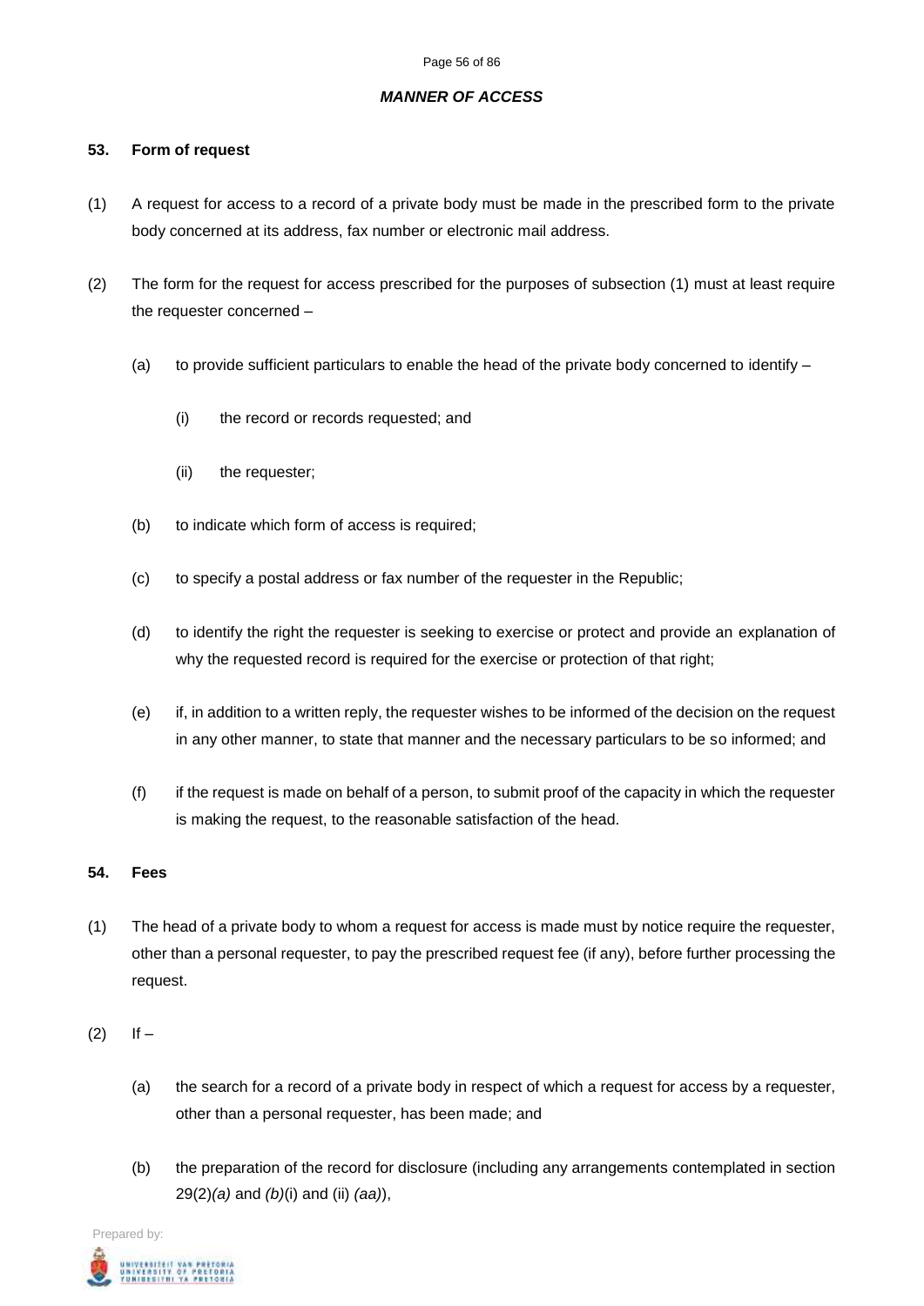## *MANNER OF ACCESS*

### 53. Form of request

(1) A request for access to a record of a private body must be made in the prescribed form to the private body concerned at its address, fax number or electronic mail address.

(2) The form for the request for access prescribed for the purposes of subsection (1) must at least require the requester concerned –

(a) to provide sufficient particulars to enable the head of the private body concerned to identify –

(i) the record or records requested; and

(ii) the requester;

(b) to indicate which form of access is required;

(c) to specify a postal address or fax number of the requester in the Republic;

(d) to identify the right the requester is seeking to exercise or protect and provide an explanation of why the requested record is required for the exercise or protection of that right;

(e) if, in addition to a written reply, the requester wishes to be informed of the decision on the request in any other manner, to state that manner and the necessary particulars to be so informed; and

(f) if the request is made on behalf of a person, to submit proof of the capacity in which the requester is making the request, to the reasonable satisfaction of the head.

### 54. Fees

(1) The head of a private body to whom a request for access is made must by notice require the requester, other than a personal requester, to pay the prescribed request fee (if any), before further processing the request.

(2) If –

(a) the search for a record of a private body in respect of which a request for access by a requester, other than a personal requester, has been made; and

(b) the preparation of the record for disclosure (including any arrangements contemplated in section 29(2)*(a)* and *(b)*(i) and (ii) *(aa)*),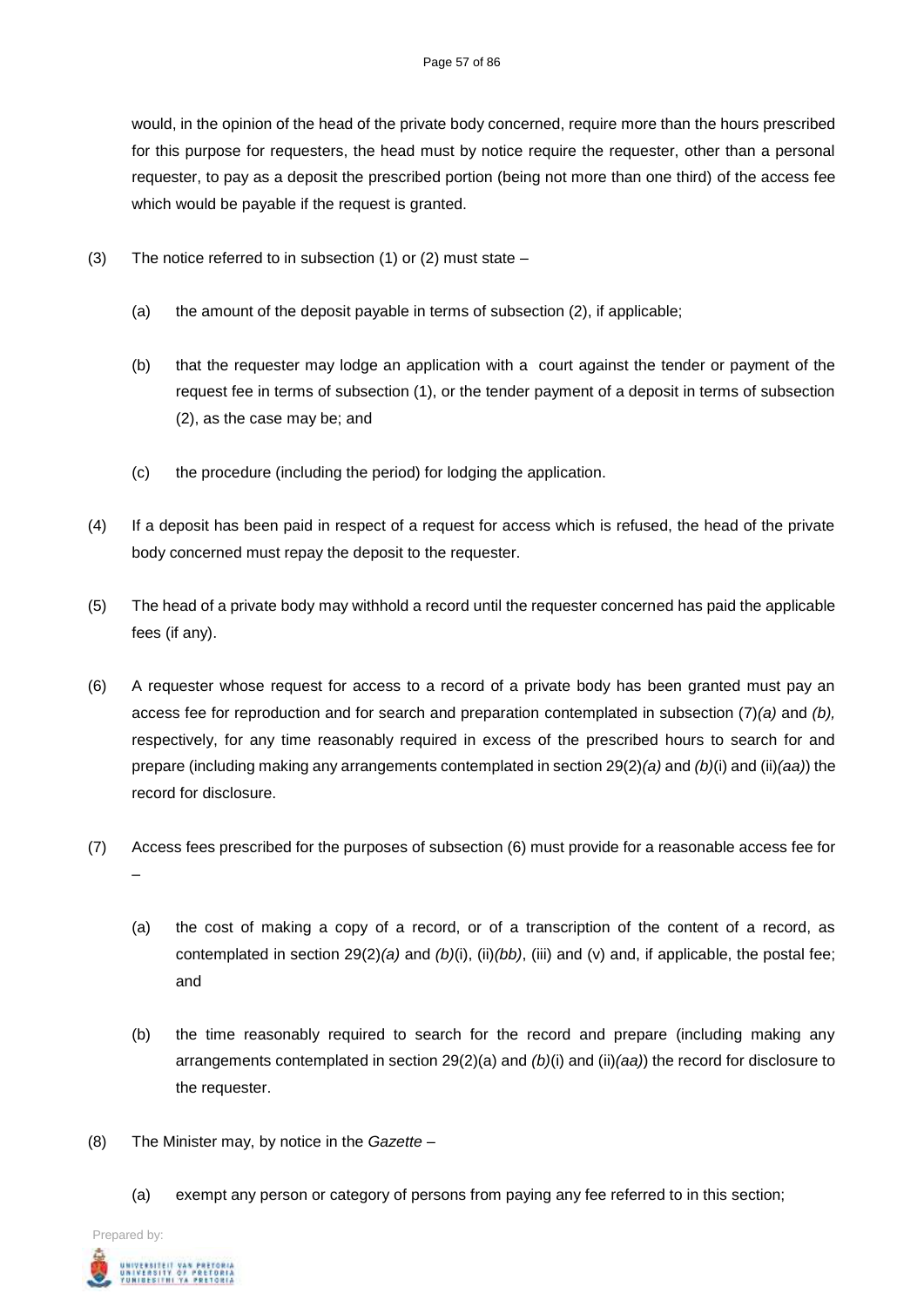would, in the opinion of the head of the private body concerned, require more than the hours prescribed for this purpose for requesters, the head must by notice require the requester, other than a personal requester, to pay as a deposit the prescribed portion (being not more than one third) of the access fee which would be payable if the request is granted.

(3) The notice referred to in subsection (1) or (2) must state –

(a) the amount of the deposit payable in terms of subsection (2), if applicable;

(b) that the requester may lodge an application with a court against the tender or payment of the request fee in terms of subsection (1), or the tender payment of a deposit in terms of subsection (2), as the case may be; and

(c) the procedure (including the period) for lodging the application.

(4) If a deposit has been paid in respect of a request for access which is refused, the head of the private body concerned must repay the deposit to the requester.

(5) The head of a private body may withhold a record until the requester concerned has paid the applicable fees (if any).

(6) A requester whose request for access to a record of a private body has been granted must pay an access fee for reproduction and for search and preparation contemplated in subsection (7)*(a)* and *(b),* respectively, for any time reasonably required in excess of the prescribed hours to search for and prepare (including making any arrangements contemplated in section 29(2)*(a)* and *(b)*(i) and (ii)*(aa)*) the record for disclosure.

(7) Access fees prescribed for the purposes of subsection (6) must provide for a reasonable access fee for –

(a) the cost of making a copy of a record, or of a transcription of the content of a record, as contemplated in section 29(2)*(a)* and *(b)*(i), (ii)*(bb)*, (iii) and (v) and, if applicable, the postal fee; and

(b) the time reasonably required to search for the record and prepare (including making any arrangements contemplated in section 29(2)(a) and *(b)*(i) and (ii)*(aa)*) the record for disclosure to the requester.

(8) The Minister may, by notice in the *Gazette* –

(a) exempt any person or category of persons from paying any fee referred to in this section;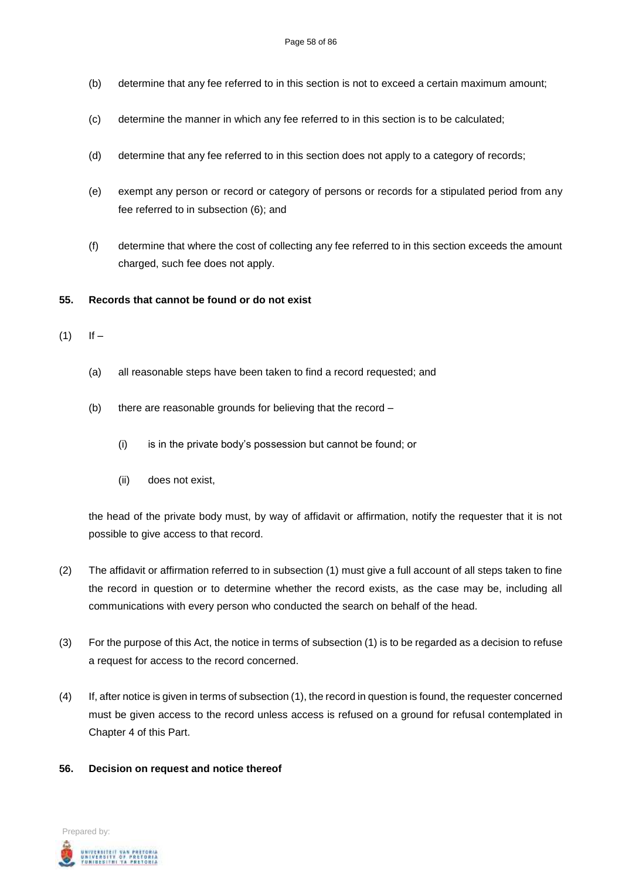(b) determine that any fee referred to in this section is not to exceed a certain maximum amount;

(c) determine the manner in which any fee referred to in this section is to be calculated;

(d) determine that any fee referred to in this section does not apply to a category of records;

(e) exempt any person or record or category of persons or records for a stipulated period from any fee referred to in subsection (6); and

(f) determine that where the cost of collecting any fee referred to in this section exceeds the amount charged, such fee does not apply.

**55. Records that cannot be found or do not exist**

(1) If –

(a) all reasonable steps have been taken to find a record requested; and

(b) there are reasonable grounds for believing that the record –

(i) is in the private body's possession but cannot be found; or

(ii) does not exist,

the head of the private body must, by way of affidavit or affirmation, notify the requester that it is not possible to give access to that record.

(2) The affidavit or affirmation referred to in subsection (1) must give a full account of all steps taken to fine the record in question or to determine whether the record exists, as the case may be, including all communications with every person who conducted the search on behalf of the head.

(3) For the purpose of this Act, the notice in terms of subsection (1) is to be regarded as a decision to refuse a request for access to the record concerned.

(4) If, after notice is given in terms of subsection (1), the record in question is found, the requester concerned must be given access to the record unless access is refused on a ground for refusal contemplated in Chapter 4 of this Part.

**56. Decision on request and notice thereof**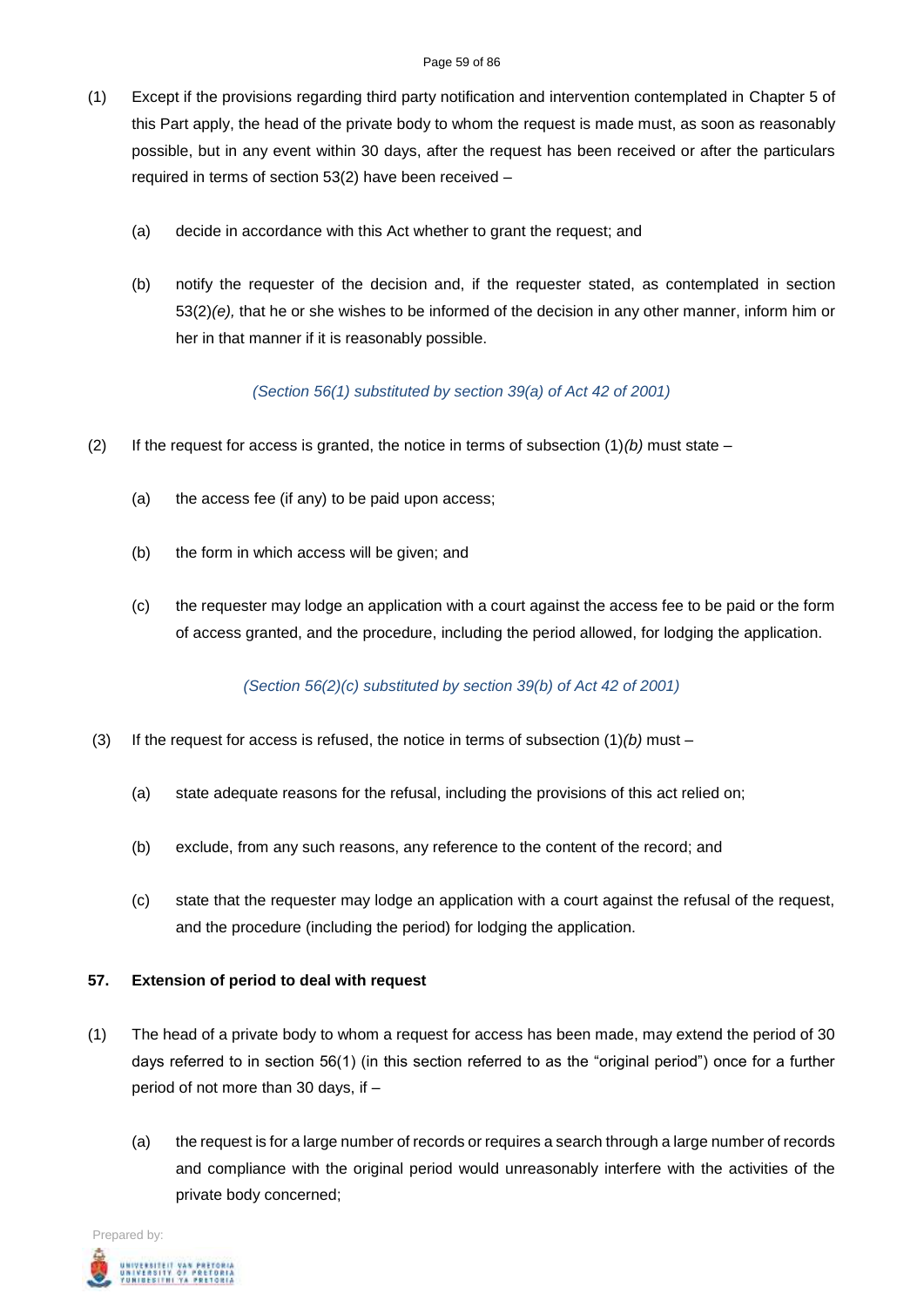(1) Except if the provisions regarding third party notification and intervention contemplated in Chapter 5 of this Part apply, the head of the private body to whom the request is made must, as soon as reasonably possible, but in any event within 30 days, after the request has been received or after the particulars required in terms of section 53(2) have been received –

(a) decide in accordance with this Act whether to grant the request; and

(b) notify the requester of the decision and, if the requester stated, as contemplated in section 53(2)*(e),* that he or she wishes to be informed of the decision in any other manner, inform him or her in that manner if it is reasonably possible.

*(Section 56(1) substituted by section 39(a) of Act 42 of 2001)*

(2) If the request for access is granted, the notice in terms of subsection (1)*(b)* must state –

(a) the access fee (if any) to be paid upon access;

(b) the form in which access will be given; and

(c) the requester may lodge an application with a court against the access fee to be paid or the form of access granted, and the procedure, including the period allowed, for lodging the application.

*(Section 56(2)(c) substituted by section 39(b) of Act 42 of 2001)*

(3) If the request for access is refused, the notice in terms of subsection (1)*(b)* must –

(a) state adequate reasons for the refusal, including the provisions of this act relied on;

(b) exclude, from any such reasons, any reference to the content of the record; and

(c) state that the requester may lodge an application with a court against the refusal of the request, and the procedure (including the period) for lodging the application.

**57. Extension of period to deal with request**

(1) The head of a private body to whom a request for access has been made, may extend the period of 30 days referred to in section 56(1) (in this section referred to as the "original period") once for a further period of not more than 30 days, if –

(a) the request is for a large number of records or requires a search through a large number of records and compliance with the original period would unreasonably interfere with the activities of the private body concerned;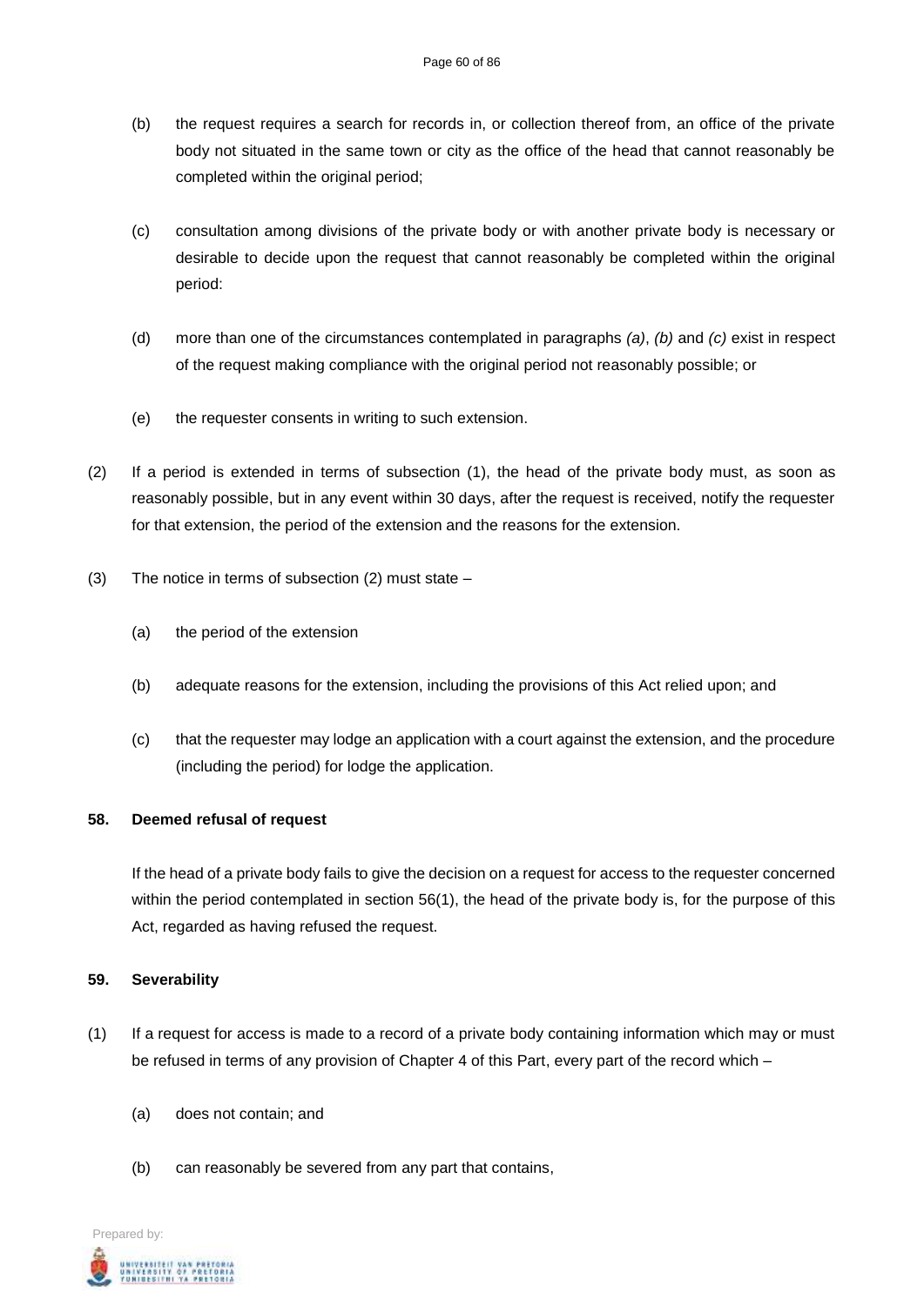(b) the request requires a search for records in, or collection thereof from, an office of the private body not situated in the same town or city as the office of the head that cannot reasonably be completed within the original period;

(c) consultation among divisions of the private body or with another private body is necessary or desirable to decide upon the request that cannot reasonably be completed within the original period:

(d) more than one of the circumstances contemplated in paragraphs *(a)*, *(b)* and *(c)* exist in respect of the request making compliance with the original period not reasonably possible; or

(e) the requester consents in writing to such extension.

(2) If a period is extended in terms of subsection (1), the head of the private body must, as soon as reasonably possible, but in any event within 30 days, after the request is received, notify the requester for that extension, the period of the extension and the reasons for the extension.

(3) The notice in terms of subsection (2) must state –

(a) the period of the extension

(b) adequate reasons for the extension, including the provisions of this Act relied upon; and

(c) that the requester may lodge an application with a court against the extension, and the procedure (including the period) for lodge the application.

**58. Deemed refusal of request**

If the head of a private body fails to give the decision on a request for access to the requester concerned within the period contemplated in section 56(1), the head of the private body is, for the purpose of this Act, regarded as having refused the request.

**59. Severability**

(1) If a request for access is made to a record of a private body containing information which may or must be refused in terms of any provision of Chapter 4 of this Part, every part of the record which –

(a) does not contain; and

(b) can reasonably be severed from any part that contains,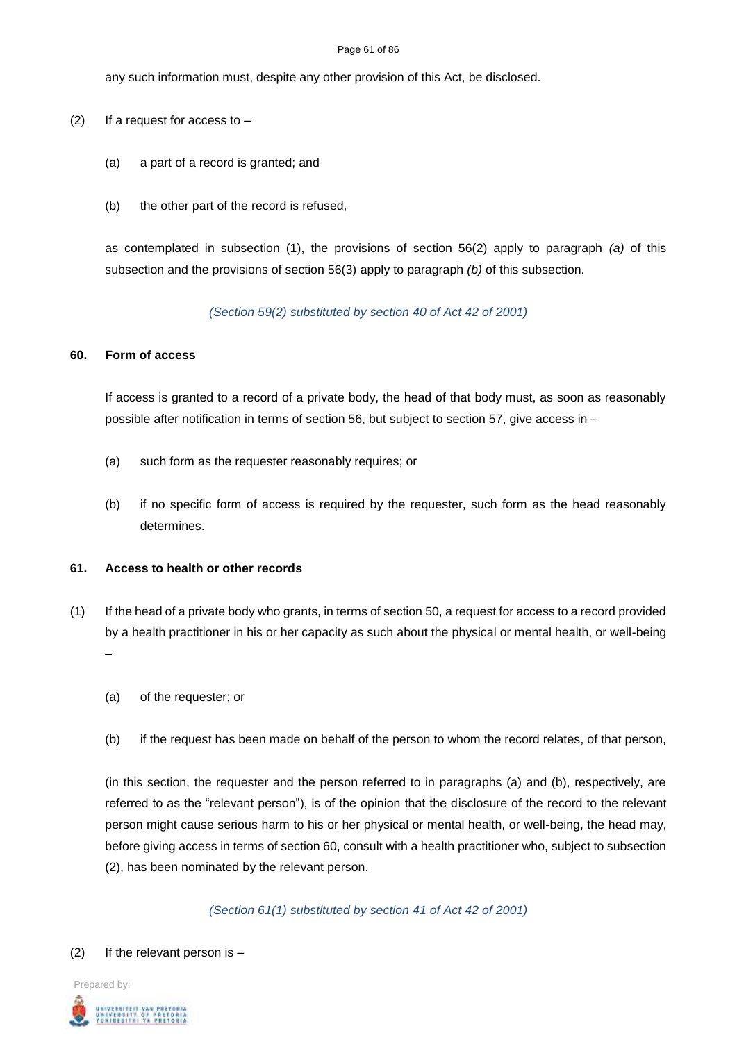any such information must, despite any other provision of this Act, be disclosed.

(2) If a request for access to –

(a) a part of a record is granted; and

(b) the other part of the record is refused,

as contemplated in subsection (1), the provisions of section 56(2) apply to paragraph *(a)* of this subsection and the provisions of section 56(3) apply to paragraph *(b)* of this subsection.

*(Section 59(2) substituted by section 40 of Act 42 of 2001)*

**60. Form of access**

If access is granted to a record of a private body, the head of that body must, as soon as reasonably possible after notification in terms of section 56, but subject to section 57, give access in –

(a) such form as the requester reasonably requires; or

(b) if no specific form of access is required by the requester, such form as the head reasonably determines.

**61. Access to health or other records**

(1) If the head of a private body who grants, in terms of section 50, a request for access to a record provided by a health practitioner in his or her capacity as such about the physical or mental health, or well-being –

(a) of the requester; or

(b) if the request has been made on behalf of the person to whom the record relates, of that person,

(in this section, the requester and the person referred to in paragraphs (a) and (b), respectively, are referred to as the "relevant person"), is of the opinion that the disclosure of the record to the relevant person might cause serious harm to his or her physical or mental health, or well-being, the head may, before giving access in terms of section 60, consult with a health practitioner who, subject to subsection (2), has been nominated by the relevant person.

*(Section 61(1) substituted by section 41 of Act 42 of 2001)*

(2) If the relevant person is –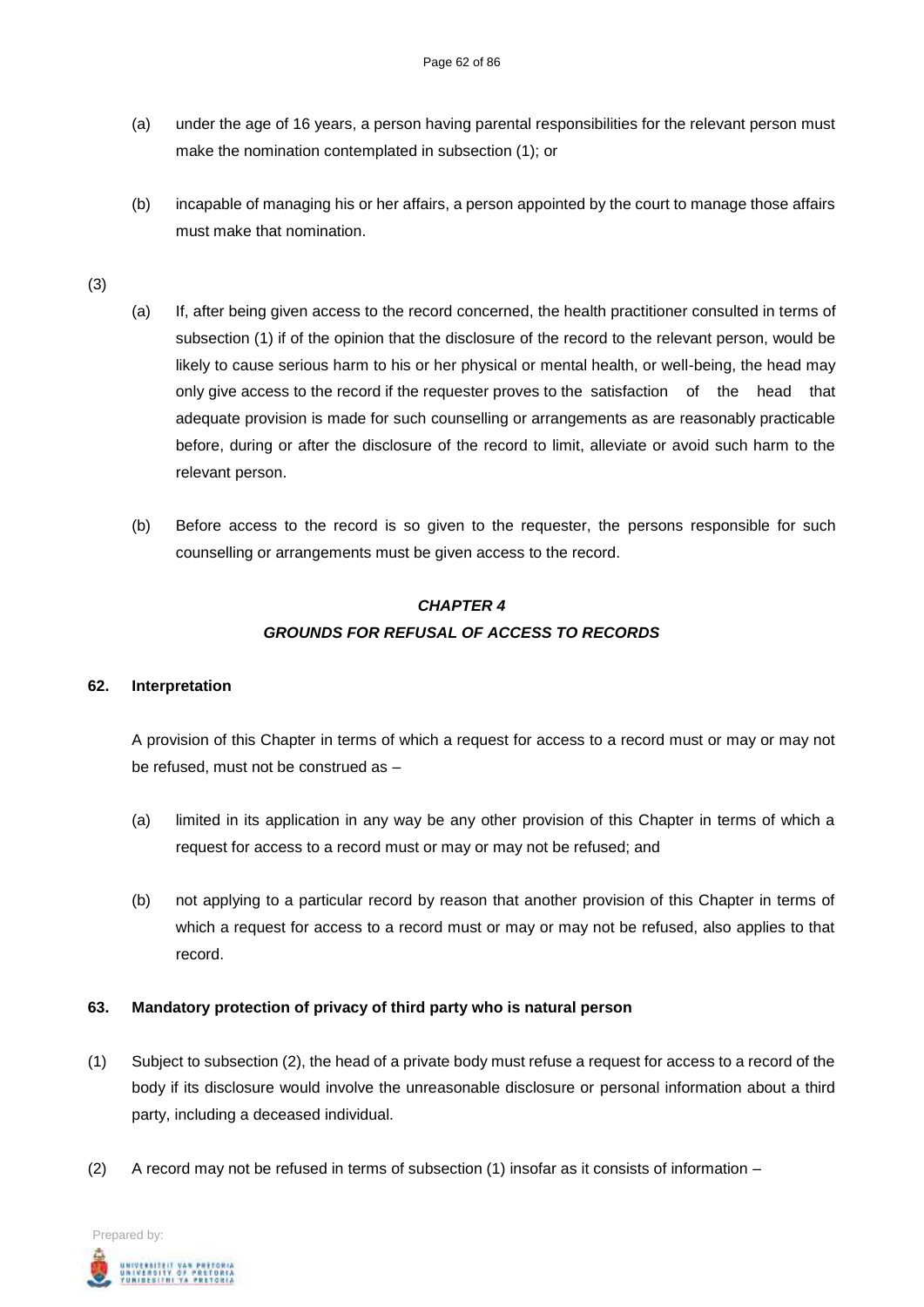(a) under the age of 16 years, a person having parental responsibilities for the relevant person must make the nomination contemplated in subsection (1); or

(b) incapable of managing his or her affairs, a person appointed by the court to manage those affairs must make that nomination.

(3)

(a) If, after being given access to the record concerned, the health practitioner consulted in terms of subsection (1) if of the opinion that the disclosure of the record to the relevant person, would be likely to cause serious harm to his or her physical or mental health, or well-being, the head may only give access to the record if the requester proves to the satisfaction of the head that adequate provision is made for such counselling or arrangements as are reasonably practicable before, during or after the disclosure of the record to limit, alleviate or avoid such harm to the relevant person.

(b) Before access to the record is so given to the requester, the persons responsible for such counselling or arrangements must be given access to the record.

## *CHAPTER 4*
## *GROUNDS FOR REFUSAL OF ACCESS TO RECORDS*

**62. Interpretation**

A provision of this Chapter in terms of which a request for access to a record must or may or may not be refused, must not be construed as –

(a) limited in its application in any way be any other provision of this Chapter in terms of which a request for access to a record must or may or may not be refused; and

(b) not applying to a particular record by reason that another provision of this Chapter in terms of which a request for access to a record must or may or may not be refused, also applies to that record.

**63. Mandatory protection of privacy of third party who is natural person**

(1) Subject to subsection (2), the head of a private body must refuse a request for access to a record of the body if its disclosure would involve the unreasonable disclosure or personal information about a third party, including a deceased individual.

(2) A record may not be refused in terms of subsection (1) insofar as it consists of information –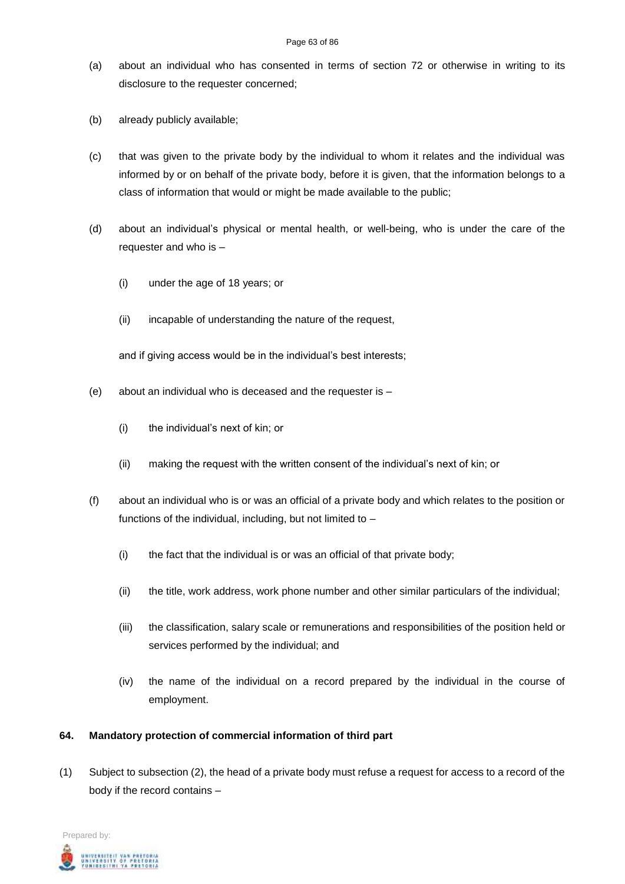(a) about an individual who has consented in terms of section 72 or otherwise in writing to its disclosure to the requester concerned;

(b) already publicly available;

(c) that was given to the private body by the individual to whom it relates and the individual was informed by or on behalf of the private body, before it is given, that the information belongs to a class of information that would or might be made available to the public;

(d) about an individual's physical or mental health, or well-being, who is under the care of the requester and who is –

  (i) under the age of 18 years; or

  (ii) incapable of understanding the nature of the request,

  and if giving access would be in the individual's best interests;

(e) about an individual who is deceased and the requester is –

  (i) the individual's next of kin; or

  (ii) making the request with the written consent of the individual's next of kin; or

(f) about an individual who is or was an official of a private body and which relates to the position or functions of the individual, including, but not limited to –

  (i) the fact that the individual is or was an official of that private body;

  (ii) the title, work address, work phone number and other similar particulars of the individual;

  (iii) the classification, salary scale or remunerations and responsibilities of the position held or services performed by the individual; and

  (iv) the name of the individual on a record prepared by the individual in the course of employment.

**64. Mandatory protection of commercial information of third part**

(1) Subject to subsection (2), the head of a private body must refuse a request for access to a record of the body if the record contains –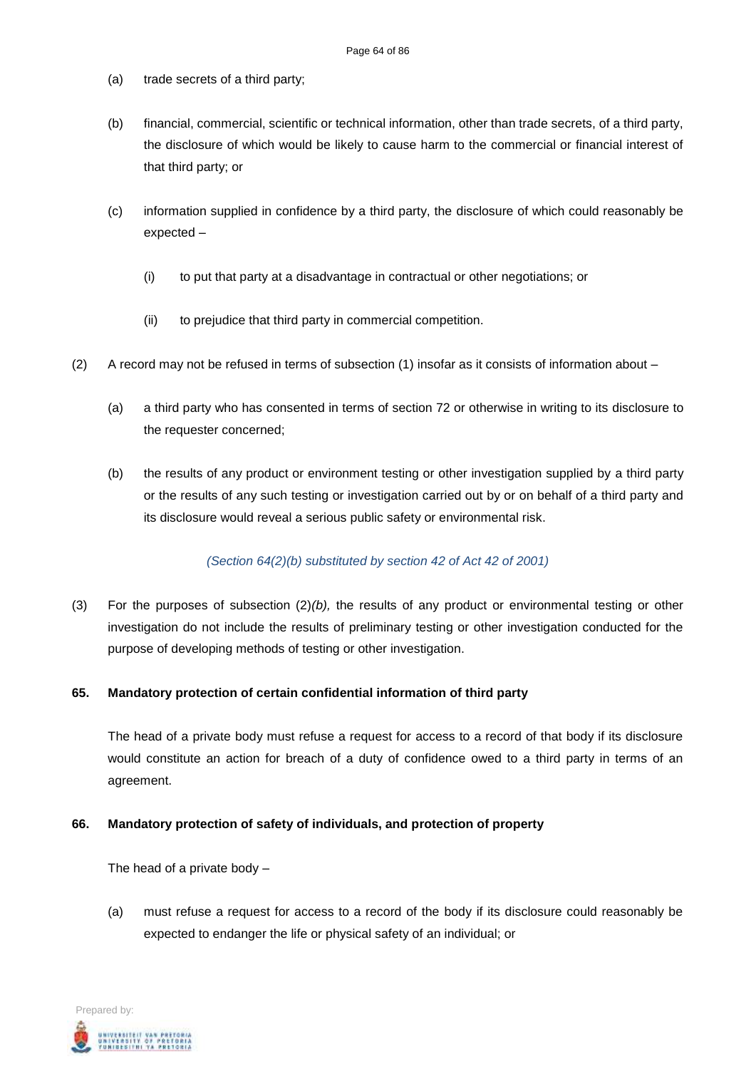(a) trade secrets of a third party;

(b) financial, commercial, scientific or technical information, other than trade secrets, of a third party, the disclosure of which would be likely to cause harm to the commercial or financial interest of that third party; or

(c) information supplied in confidence by a third party, the disclosure of which could reasonably be expected –

(i) to put that party at a disadvantage in contractual or other negotiations; or

(ii) to prejudice that third party in commercial competition.

(2) A record may not be refused in terms of subsection (1) insofar as it consists of information about –

(a) a third party who has consented in terms of section 72 or otherwise in writing to its disclosure to the requester concerned;

(b) the results of any product or environment testing or other investigation supplied by a third party or the results of any such testing or investigation carried out by or on behalf of a third party and its disclosure would reveal a serious public safety or environmental risk.

*(Section 64(2)(b) substituted by section 42 of Act 42 of 2001)*

(3) For the purposes of subsection (2)*(b),* the results of any product or environmental testing or other investigation do not include the results of preliminary testing or other investigation conducted for the purpose of developing methods of testing or other investigation.

**65. Mandatory protection of certain confidential information of third party**

The head of a private body must refuse a request for access to a record of that body if its disclosure would constitute an action for breach of a duty of confidence owed to a third party in terms of an agreement.

**66. Mandatory protection of safety of individuals, and protection of property**

The head of a private body –

(a) must refuse a request for access to a record of the body if its disclosure could reasonably be expected to endanger the life or physical safety of an individual; or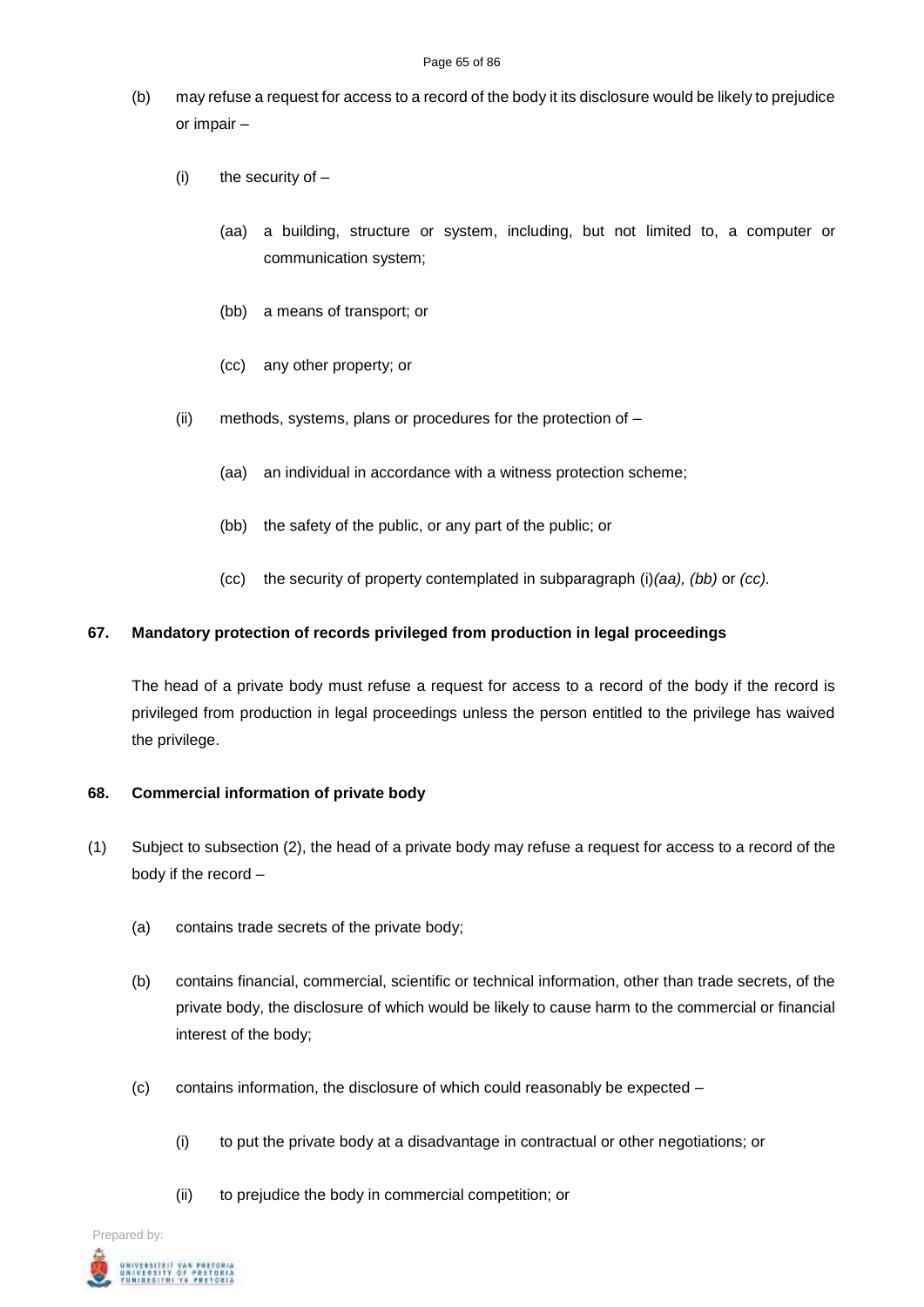(b) may refuse a request for access to a record of the body it its disclosure would be likely to prejudice or impair –

   (i) the security of –

      (aa) a building, structure or system, including, but not limited to, a computer or communication system;

      (bb) a means of transport; or

      (cc) any other property; or

   (ii) methods, systems, plans or procedures for the protection of –

      (aa) an individual in accordance with a witness protection scheme;

      (bb) the safety of the public, or any part of the public; or

      (cc) the security of property contemplated in subparagraph (i)*(aa), (bb)* or *(cc).*

**67. Mandatory protection of records privileged from production in legal proceedings**

The head of a private body must refuse a request for access to a record of the body if the record is privileged from production in legal proceedings unless the person entitled to the privilege has waived the privilege.

**68. Commercial information of private body**

(1) Subject to subsection (2), the head of a private body may refuse a request for access to a record of the body if the record –

   (a) contains trade secrets of the private body;

   (b) contains financial, commercial, scientific or technical information, other than trade secrets, of the private body, the disclosure of which would be likely to cause harm to the commercial or financial interest of the body;

   (c) contains information, the disclosure of which could reasonably be expected –

      (i) to put the private body at a disadvantage in contractual or other negotiations; or

      (ii) to prejudice the body in commercial competition; or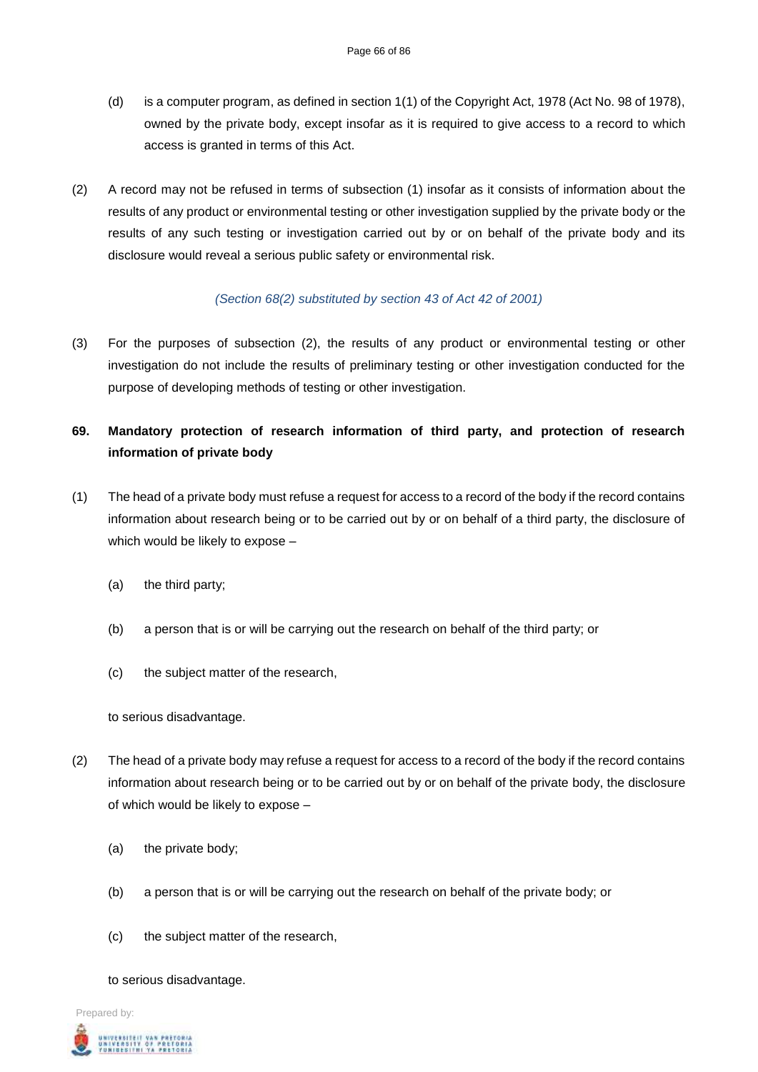(d) is a computer program, as defined in section 1(1) of the Copyright Act, 1978 (Act No. 98 of 1978), owned by the private body, except insofar as it is required to give access to a record to which access is granted in terms of this Act.

(2) A record may not be refused in terms of subsection (1) insofar as it consists of information about the results of any product or environmental testing or other investigation supplied by the private body or the results of any such testing or investigation carried out by or on behalf of the private body and its disclosure would reveal a serious public safety or environmental risk.

*(Section 68(2) substituted by section 43 of Act 42 of 2001)*

(3) For the purposes of subsection (2), the results of any product or environmental testing or other investigation do not include the results of preliminary testing or other investigation conducted for the purpose of developing methods of testing or other investigation.

**69. Mandatory protection of research information of third party, and protection of research information of private body**

(1) The head of a private body must refuse a request for access to a record of the body if the record contains information about research being or to be carried out by or on behalf of a third party, the disclosure of which would be likely to expose –

(a) the third party;

(b) a person that is or will be carrying out the research on behalf of the third party; or

(c) the subject matter of the research,

to serious disadvantage.

(2) The head of a private body may refuse a request for access to a record of the body if the record contains information about research being or to be carried out by or on behalf of the private body, the disclosure of which would be likely to expose –

(a) the private body;

(b) a person that is or will be carrying out the research on behalf of the private body; or

(c) the subject matter of the research,

to serious disadvantage.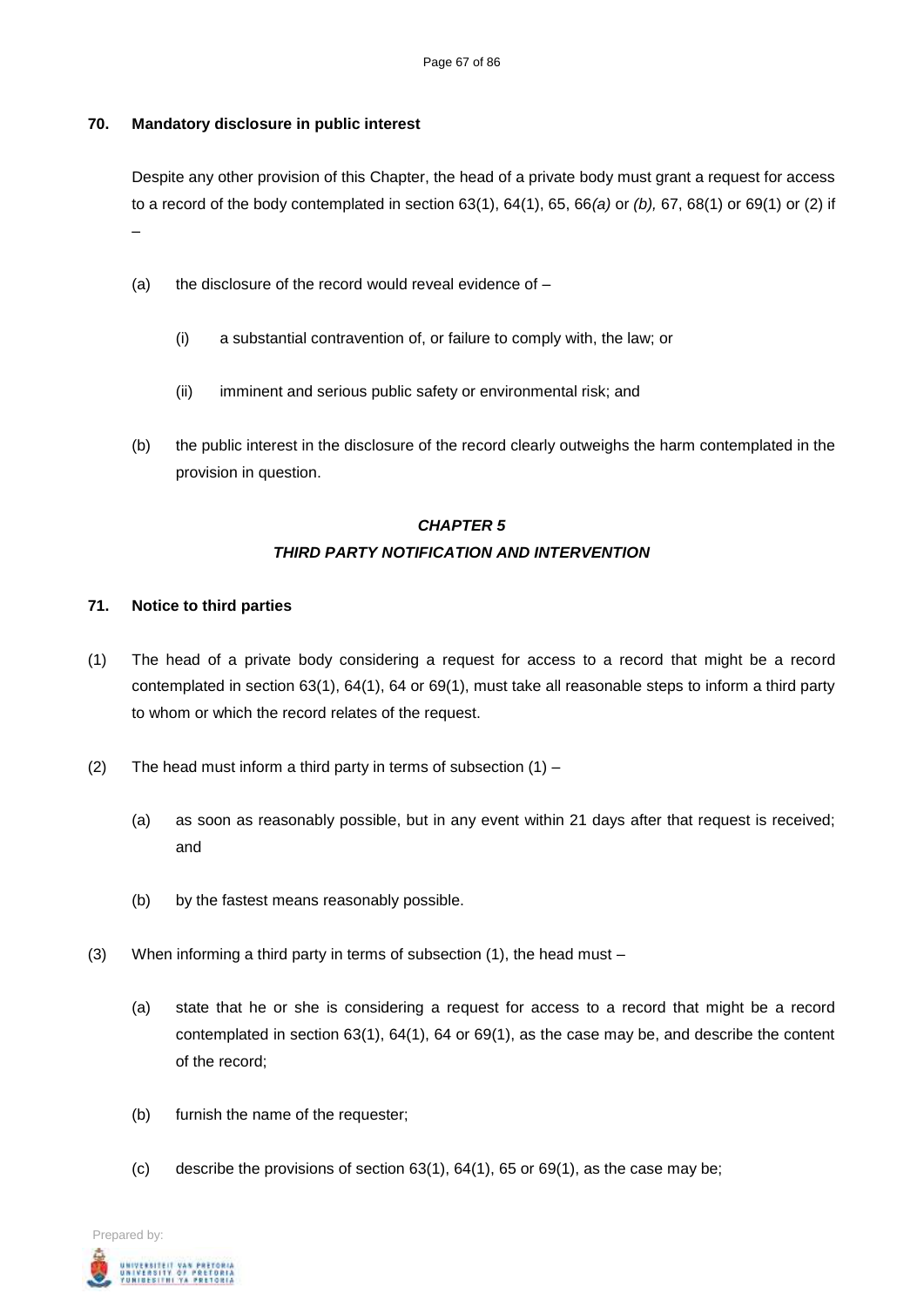**70. Mandatory disclosure in public interest**

Despite any other provision of this Chapter, the head of a private body must grant a request for access to a record of the body contemplated in section 63(1), 64(1), 65, 66*(a)* or *(b),* 67, 68(1) or 69(1) or (2) if –

(a) the disclosure of the record would reveal evidence of –

  (i) a substantial contravention of, or failure to comply with, the law; or

  (ii) imminent and serious public safety or environmental risk; and

(b) the public interest in the disclosure of the record clearly outweighs the harm contemplated in the provision in question.

## *CHAPTER 5*
## *THIRD PARTY NOTIFICATION AND INTERVENTION*

**71. Notice to third parties**

(1) The head of a private body considering a request for access to a record that might be a record contemplated in section 63(1), 64(1), 64 or 69(1), must take all reasonable steps to inform a third party to whom or which the record relates of the request.

(2) The head must inform a third party in terms of subsection (1) –

  (a) as soon as reasonably possible, but in any event within 21 days after that request is received; and

  (b) by the fastest means reasonably possible.

(3) When informing a third party in terms of subsection (1), the head must –

  (a) state that he or she is considering a request for access to a record that might be a record contemplated in section 63(1), 64(1), 64 or 69(1), as the case may be, and describe the content of the record;

  (b) furnish the name of the requester;

  (c) describe the provisions of section 63(1), 64(1), 65 or 69(1), as the case may be;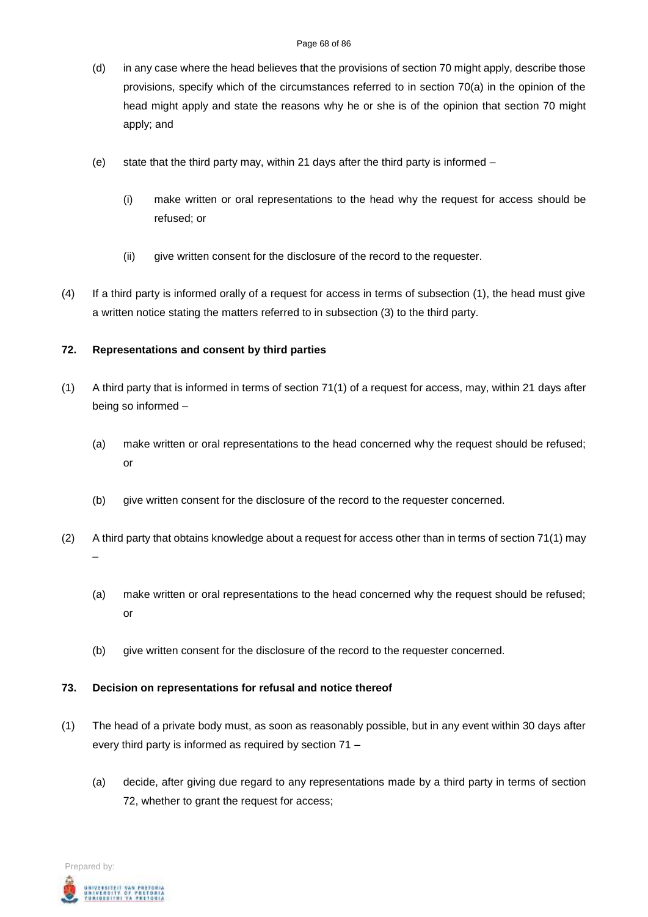(d) in any case where the head believes that the provisions of section 70 might apply, describe those provisions, specify which of the circumstances referred to in section 70(a) in the opinion of the head might apply and state the reasons why he or she is of the opinion that section 70 might apply; and

(e) state that the third party may, within 21 days after the third party is informed –

  (i) make written or oral representations to the head why the request for access should be refused; or

  (ii) give written consent for the disclosure of the record to the requester.

(4) If a third party is informed orally of a request for access in terms of subsection (1), the head must give a written notice stating the matters referred to in subsection (3) to the third party.

**72. Representations and consent by third parties**

(1) A third party that is informed in terms of section 71(1) of a request for access, may, within 21 days after being so informed –

  (a) make written or oral representations to the head concerned why the request should be refused; or

  (b) give written consent for the disclosure of the record to the requester concerned.

(2) A third party that obtains knowledge about a request for access other than in terms of section 71(1) may –

  (a) make written or oral representations to the head concerned why the request should be refused; or

  (b) give written consent for the disclosure of the record to the requester concerned.

**73. Decision on representations for refusal and notice thereof**

(1) The head of a private body must, as soon as reasonably possible, but in any event within 30 days after every third party is informed as required by section 71 –

  (a) decide, after giving due regard to any representations made by a third party in terms of section 72, whether to grant the request for access;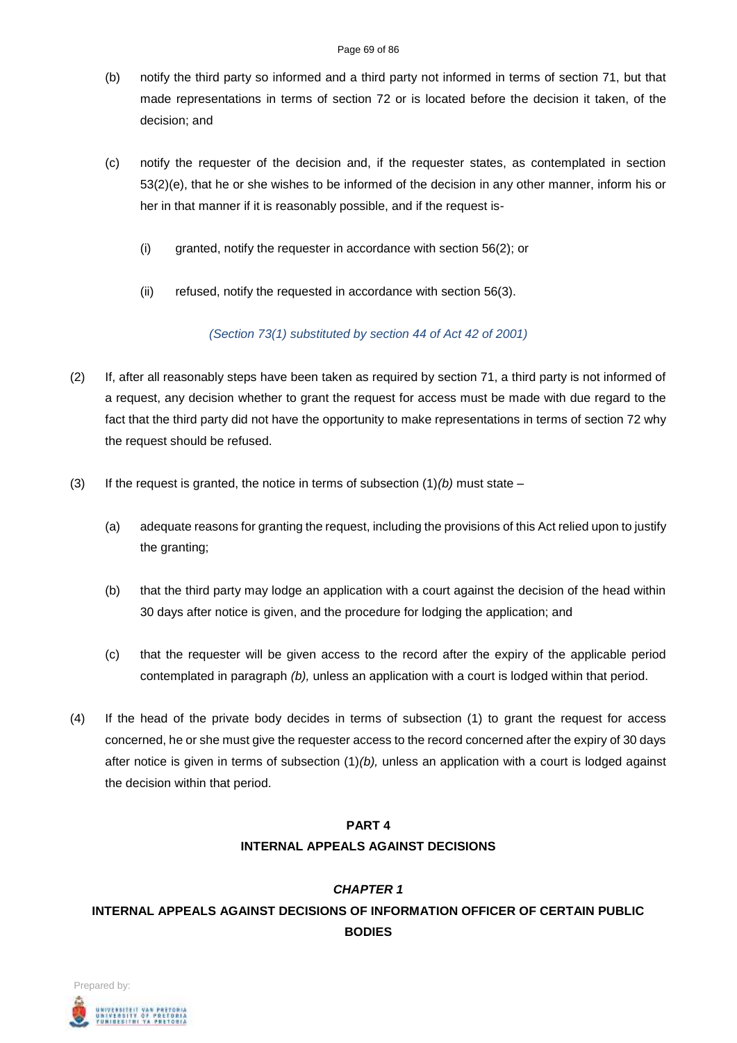(b) notify the third party so informed and a third party not informed in terms of section 71, but that made representations in terms of section 72 or is located before the decision it taken, of the decision; and

(c) notify the requester of the decision and, if the requester states, as contemplated in section 53(2)(e), that he or she wishes to be informed of the decision in any other manner, inform his or her in that manner if it is reasonably possible, and if the request is-

(i) granted, notify the requester in accordance with section 56(2); or

(ii) refused, notify the requested in accordance with section 56(3).

*(Section 73(1) substituted by section 44 of Act 42 of 2001)*

(2) If, after all reasonably steps have been taken as required by section 71, a third party is not informed of a request, any decision whether to grant the request for access must be made with due regard to the fact that the third party did not have the opportunity to make representations in terms of section 72 why the request should be refused.

(3) If the request is granted, the notice in terms of subsection (1)*(b)* must state –

(a) adequate reasons for granting the request, including the provisions of this Act relied upon to justify the granting;

(b) that the third party may lodge an application with a court against the decision of the head within 30 days after notice is given, and the procedure for lodging the application; and

(c) that the requester will be given access to the record after the expiry of the applicable period contemplated in paragraph *(b),* unless an application with a court is lodged within that period.

(4) If the head of the private body decides in terms of subsection (1) to grant the request for access concerned, he or she must give the requester access to the record concerned after the expiry of 30 days after notice is given in terms of subsection (1)*(b),* unless an application with a court is lodged against the decision within that period.

## PART 4
## INTERNAL APPEALS AGAINST DECISIONS

### *CHAPTER 1*
### INTERNAL APPEALS AGAINST DECISIONS OF INFORMATION OFFICER OF CERTAIN PUBLIC BODIES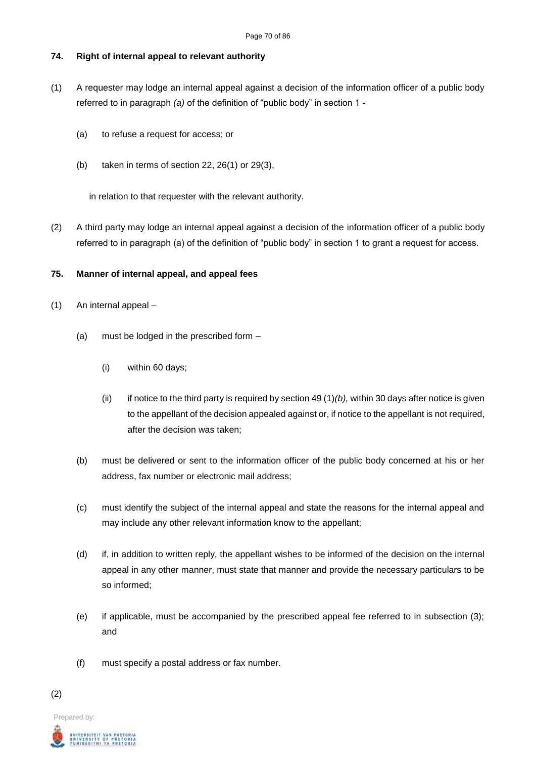**74. Right of internal appeal to relevant authority**

(1) A requester may lodge an internal appeal against a decision of the information officer of a public body referred to in paragraph *(a)* of the definition of "public body" in section 1 -

(a) to refuse a request for access; or

(b) taken in terms of section 22, 26(1) or 29(3),

in relation to that requester with the relevant authority.

(2) A third party may lodge an internal appeal against a decision of the information officer of a public body referred to in paragraph (a) of the definition of "public body" in section 1 to grant a request for access.

**75. Manner of internal appeal, and appeal fees**

(1) An internal appeal –

(a) must be lodged in the prescribed form –

(i) within 60 days;

(ii) if notice to the third party is required by section 49 (1)*(b),* within 30 days after notice is given to the appellant of the decision appealed against or, if notice to the appellant is not required, after the decision was taken;

(b) must be delivered or sent to the information officer of the public body concerned at his or her address, fax number or electronic mail address;

(c) must identify the subject of the internal appeal and state the reasons for the internal appeal and may include any other relevant information know to the appellant;

(d) if, in addition to written reply, the appellant wishes to be informed of the decision on the internal appeal in any other manner, must state that manner and provide the necessary particulars to be so informed;

(e) if applicable, must be accompanied by the prescribed appeal fee referred to in subsection (3); and

(f) must specify a postal address or fax number.

(2)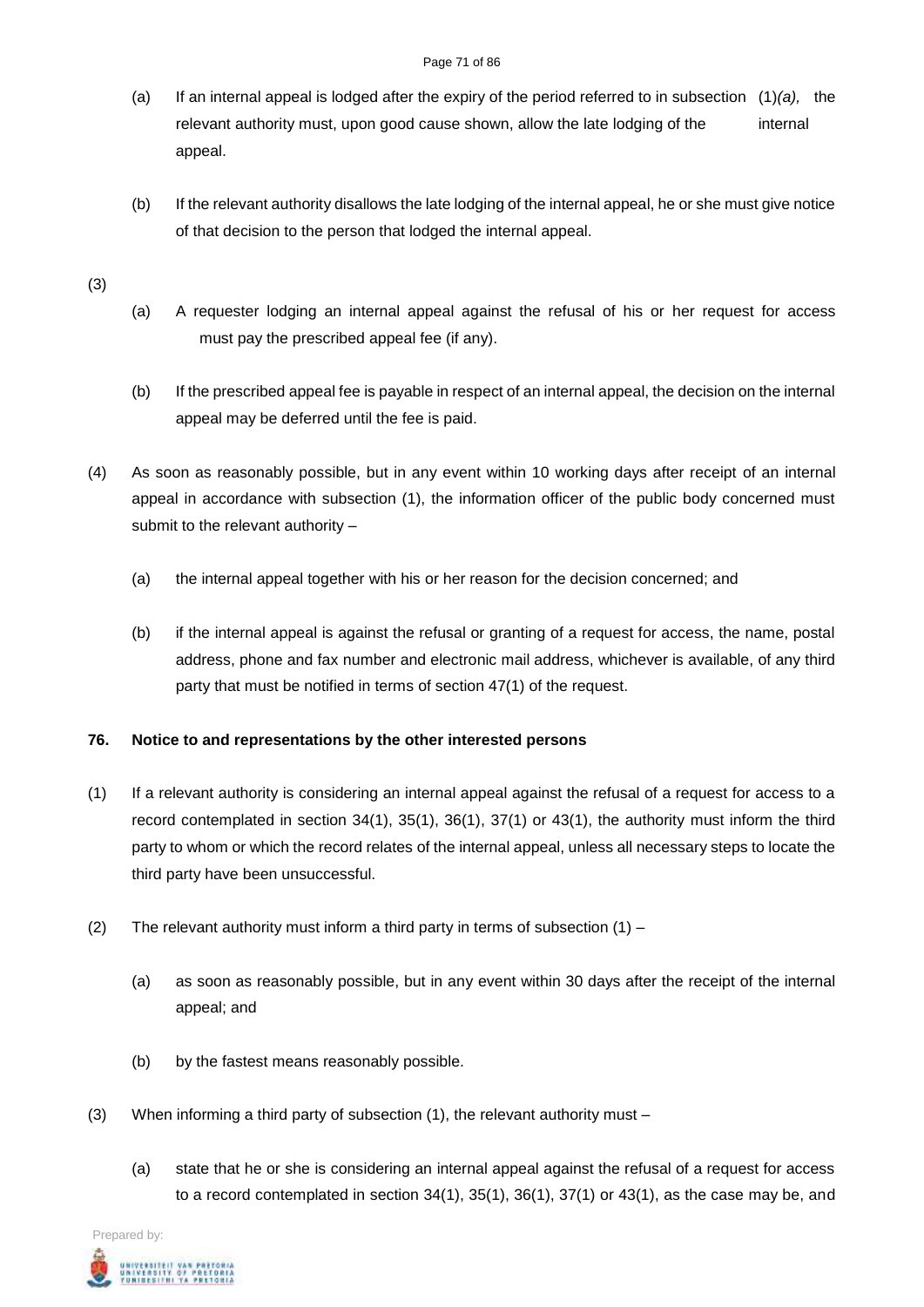(a) If an internal appeal is lodged after the expiry of the period referred to in subsection (1)*(a),* the relevant authority must, upon good cause shown, allow the late lodging of the internal appeal.

(b) If the relevant authority disallows the late lodging of the internal appeal, he or she must give notice of that decision to the person that lodged the internal appeal.

(3)

(a) A requester lodging an internal appeal against the refusal of his or her request for access must pay the prescribed appeal fee (if any).

(b) If the prescribed appeal fee is payable in respect of an internal appeal, the decision on the internal appeal may be deferred until the fee is paid.

(4) As soon as reasonably possible, but in any event within 10 working days after receipt of an internal appeal in accordance with subsection (1), the information officer of the public body concerned must submit to the relevant authority –

(a) the internal appeal together with his or her reason for the decision concerned; and

(b) if the internal appeal is against the refusal or granting of a request for access, the name, postal address, phone and fax number and electronic mail address, whichever is available, of any third party that must be notified in terms of section 47(1) of the request.

**76. Notice to and representations by the other interested persons**

(1) If a relevant authority is considering an internal appeal against the refusal of a request for access to a record contemplated in section 34(1), 35(1), 36(1), 37(1) or 43(1), the authority must inform the third party to whom or which the record relates of the internal appeal, unless all necessary steps to locate the third party have been unsuccessful.

(2) The relevant authority must inform a third party in terms of subsection (1) –

(a) as soon as reasonably possible, but in any event within 30 days after the receipt of the internal appeal; and

(b) by the fastest means reasonably possible.

(3) When informing a third party of subsection (1), the relevant authority must –

(a) state that he or she is considering an internal appeal against the refusal of a request for access to a record contemplated in section 34(1), 35(1), 36(1), 37(1) or 43(1), as the case may be, and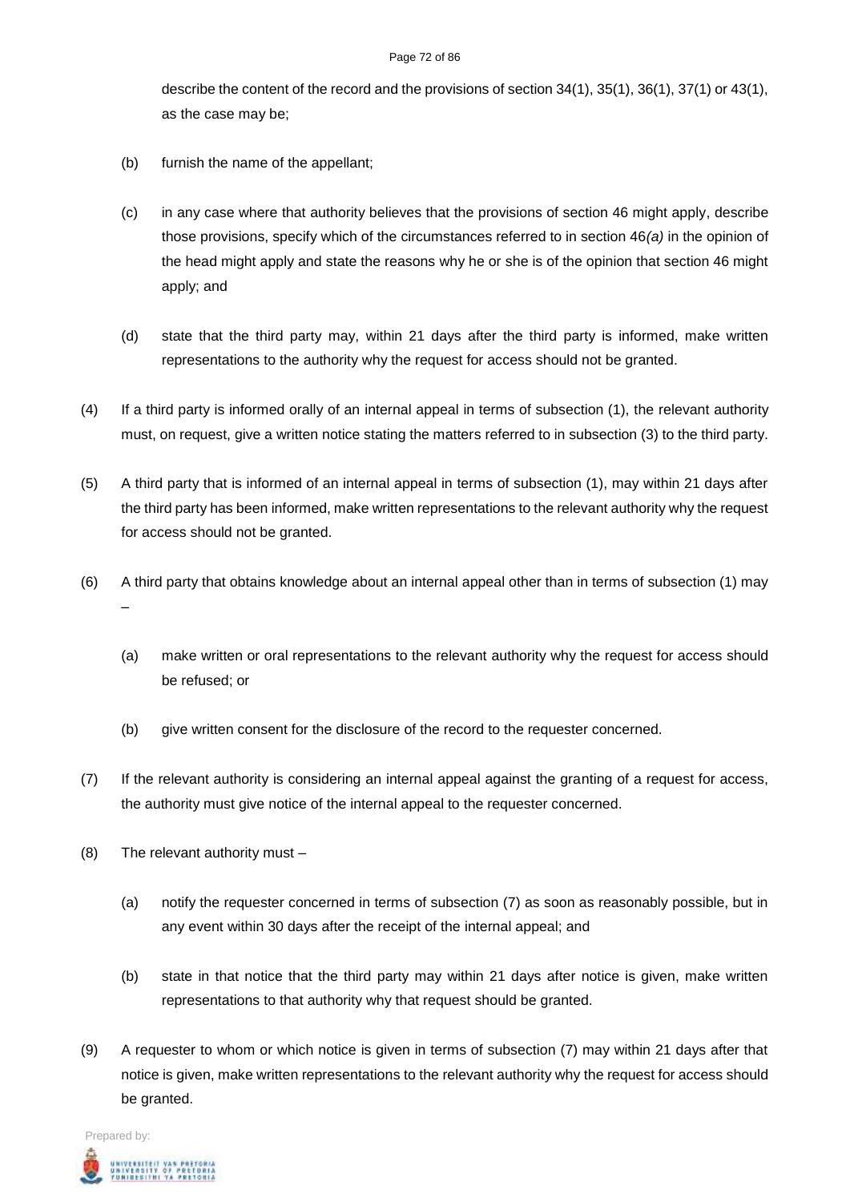describe the content of the record and the provisions of section 34(1), 35(1), 36(1), 37(1) or 43(1), as the case may be;

(b) furnish the name of the appellant;

(c) in any case where that authority believes that the provisions of section 46 might apply, describe those provisions, specify which of the circumstances referred to in section 46*(a)* in the opinion of the head might apply and state the reasons why he or she is of the opinion that section 46 might apply; and

(d) state that the third party may, within 21 days after the third party is informed, make written representations to the authority why the request for access should not be granted.

(4) If a third party is informed orally of an internal appeal in terms of subsection (1), the relevant authority must, on request, give a written notice stating the matters referred to in subsection (3) to the third party.

(5) A third party that is informed of an internal appeal in terms of subsection (1), may within 21 days after the third party has been informed, make written representations to the relevant authority why the request for access should not be granted.

(6) A third party that obtains knowledge about an internal appeal other than in terms of subsection (1) may –

(a) make written or oral representations to the relevant authority why the request for access should be refused; or

(b) give written consent for the disclosure of the record to the requester concerned.

(7) If the relevant authority is considering an internal appeal against the granting of a request for access, the authority must give notice of the internal appeal to the requester concerned.

(8) The relevant authority must –

(a) notify the requester concerned in terms of subsection (7) as soon as reasonably possible, but in any event within 30 days after the receipt of the internal appeal; and

(b) state in that notice that the third party may within 21 days after notice is given, make written representations to that authority why that request should be granted.

(9) A requester to whom or which notice is given in terms of subsection (7) may within 21 days after that notice is given, make written representations to the relevant authority why the request for access should be granted.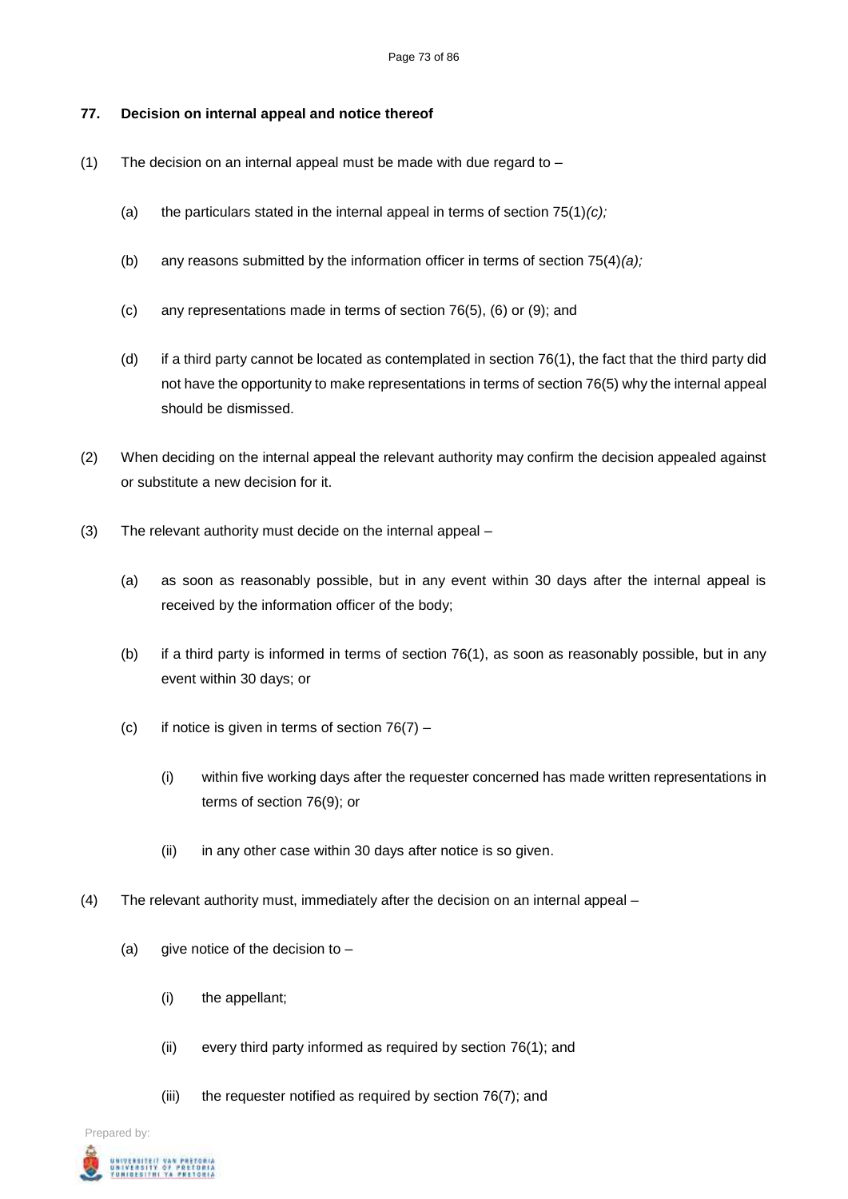**77. Decision on internal appeal and notice thereof**

(1) The decision on an internal appeal must be made with due regard to –

(a) the particulars stated in the internal appeal in terms of section 75(1)*(c);*

(b) any reasons submitted by the information officer in terms of section 75(4)*(a);*

(c) any representations made in terms of section 76(5), (6) or (9); and

(d) if a third party cannot be located as contemplated in section 76(1), the fact that the third party did not have the opportunity to make representations in terms of section 76(5) why the internal appeal should be dismissed.

(2) When deciding on the internal appeal the relevant authority may confirm the decision appealed against or substitute a new decision for it.

(3) The relevant authority must decide on the internal appeal –

(a) as soon as reasonably possible, but in any event within 30 days after the internal appeal is received by the information officer of the body;

(b) if a third party is informed in terms of section 76(1), as soon as reasonably possible, but in any event within 30 days; or

(c) if notice is given in terms of section 76(7) –

(i) within five working days after the requester concerned has made written representations in terms of section 76(9); or

(ii) in any other case within 30 days after notice is so given.

(4) The relevant authority must, immediately after the decision on an internal appeal –

(a) give notice of the decision to –

(i) the appellant;

(ii) every third party informed as required by section 76(1); and

(iii) the requester notified as required by section 76(7); and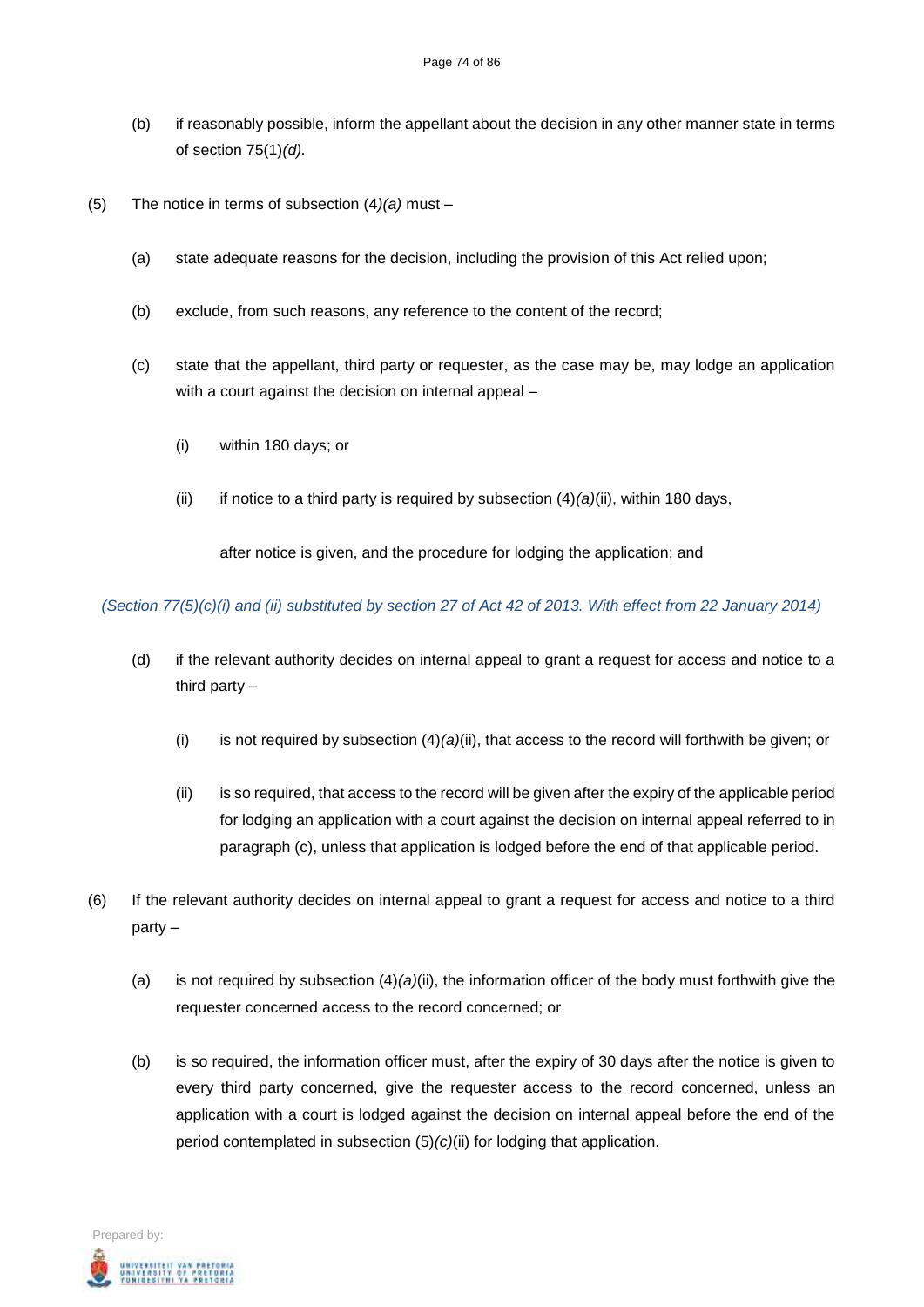(b) if reasonably possible, inform the appellant about the decision in any other manner state in terms of section 75(1)*(d).*

(5) The notice in terms of subsection (4*)(a)* must –

(a) state adequate reasons for the decision, including the provision of this Act relied upon;

(b) exclude, from such reasons, any reference to the content of the record;

(c) state that the appellant, third party or requester, as the case may be, may lodge an application with a court against the decision on internal appeal –

(i) within 180 days; or

(ii) if notice to a third party is required by subsection (4)*(a)*(ii), within 180 days,

after notice is given, and the procedure for lodging the application; and

*(Section 77(5)(c)(i) and (ii) substituted by section 27 of Act 42 of 2013. With effect from 22 January 2014)*

(d) if the relevant authority decides on internal appeal to grant a request for access and notice to a third party –

(i) is not required by subsection (4)*(a)*(ii), that access to the record will forthwith be given; or

(ii) is so required, that access to the record will be given after the expiry of the applicable period for lodging an application with a court against the decision on internal appeal referred to in paragraph (c), unless that application is lodged before the end of that applicable period.

(6) If the relevant authority decides on internal appeal to grant a request for access and notice to a third party –

(a) is not required by subsection (4)*(a)*(ii), the information officer of the body must forthwith give the requester concerned access to the record concerned; or

(b) is so required, the information officer must, after the expiry of 30 days after the notice is given to every third party concerned, give the requester access to the record concerned, unless an application with a court is lodged against the decision on internal appeal before the end of the period contemplated in subsection (5)*(c)*(ii) for lodging that application.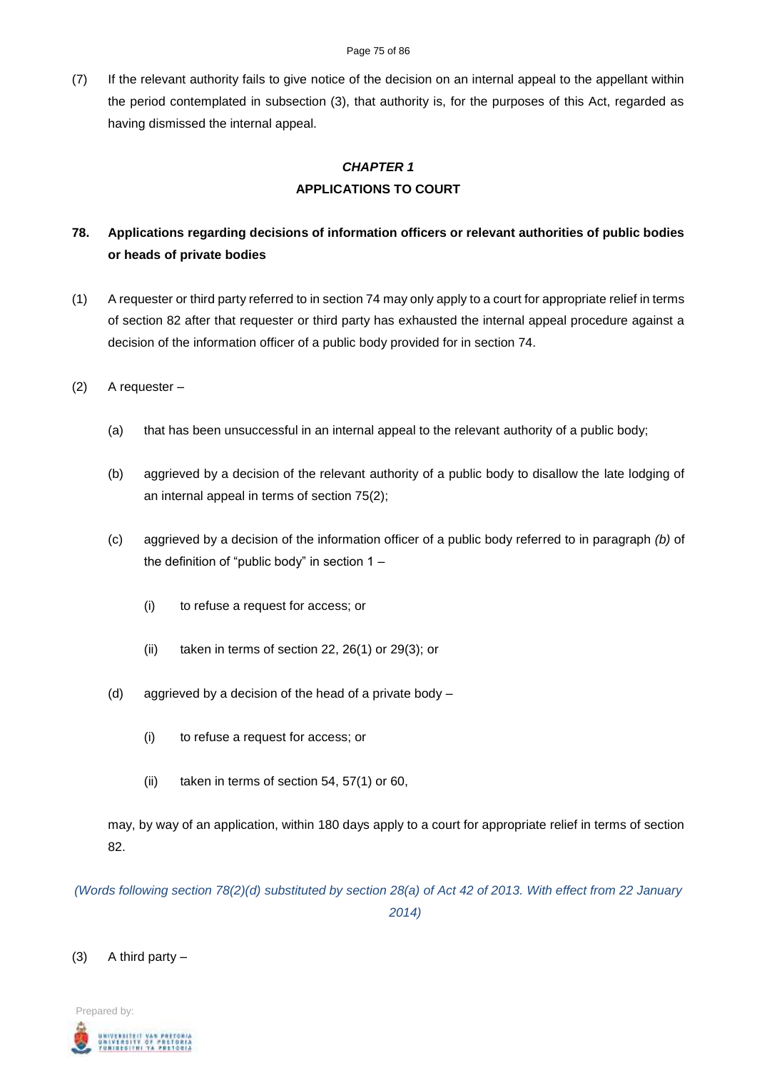(7) If the relevant authority fails to give notice of the decision on an internal appeal to the appellant within the period contemplated in subsection (3), that authority is, for the purposes of this Act, regarded as having dismissed the internal appeal.

## *CHAPTER 1*

## APPLICATIONS TO COURT

### 78. Applications regarding decisions of information officers or relevant authorities of public bodies or heads of private bodies

(1) A requester or third party referred to in section 74 may only apply to a court for appropriate relief in terms of section 82 after that requester or third party has exhausted the internal appeal procedure against a decision of the information officer of a public body provided for in section 74.

(2) A requester –

(a) that has been unsuccessful in an internal appeal to the relevant authority of a public body;

(b) aggrieved by a decision of the relevant authority of a public body to disallow the late lodging of an internal appeal in terms of section 75(2);

(c) aggrieved by a decision of the information officer of a public body referred to in paragraph *(b)* of the definition of "public body" in section 1 –

(i) to refuse a request for access; or

(ii) taken in terms of section 22, 26(1) or 29(3); or

(d) aggrieved by a decision of the head of a private body –

(i) to refuse a request for access; or

(ii) taken in terms of section 54, 57(1) or 60,

may, by way of an application, within 180 days apply to a court for appropriate relief in terms of section 82.

*(Words following section 78(2)(d) substituted by section 28(a) of Act 42 of 2013. With effect from 22 January 2014)*

(3) A third party –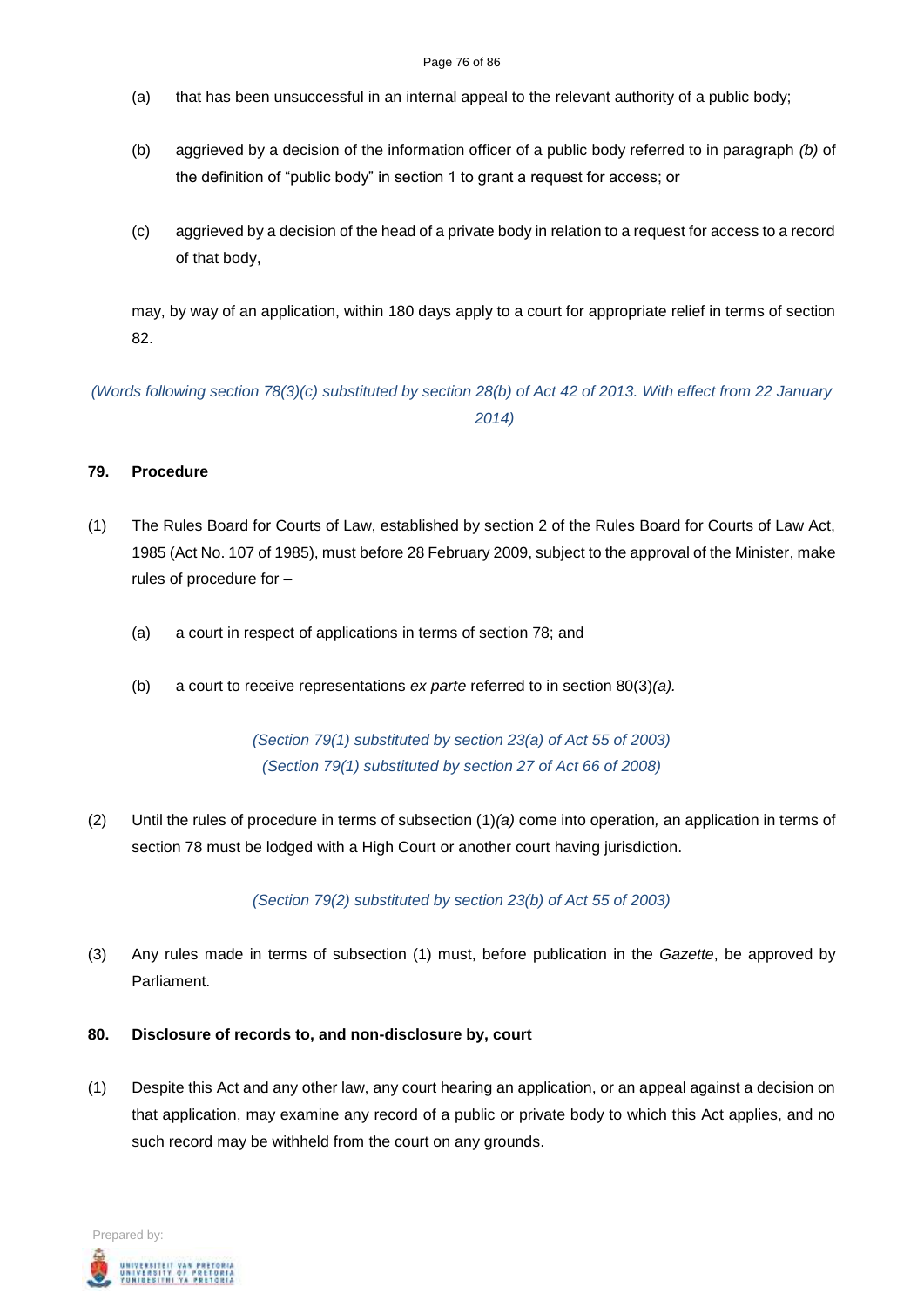(a) that has been unsuccessful in an internal appeal to the relevant authority of a public body;

(b) aggrieved by a decision of the information officer of a public body referred to in paragraph *(b)* of the definition of "public body" in section 1 to grant a request for access; or

(c) aggrieved by a decision of the head of a private body in relation to a request for access to a record of that body,

may, by way of an application, within 180 days apply to a court for appropriate relief in terms of section 82.

*(Words following section 78(3)(c) substituted by section 28(b) of Act 42 of 2013. With effect from 22 January 2014)*

**79. Procedure**

(1) The Rules Board for Courts of Law, established by section 2 of the Rules Board for Courts of Law Act, 1985 (Act No. 107 of 1985), must before 28 February 2009, subject to the approval of the Minister, make rules of procedure for –

(a) a court in respect of applications in terms of section 78; and

(b) a court to receive representations *ex parte* referred to in section 80(3)*(a).*

*(Section 79(1) substituted by section 23(a) of Act 55 of 2003)*
*(Section 79(1) substituted by section 27 of Act 66 of 2008)*

(2) Until the rules of procedure in terms of subsection (1)*(a)* come into operation, an application in terms of section 78 must be lodged with a High Court or another court having jurisdiction.

*(Section 79(2) substituted by section 23(b) of Act 55 of 2003)*

(3) Any rules made in terms of subsection (1) must, before publication in the *Gazette*, be approved by Parliament.

**80. Disclosure of records to, and non-disclosure by, court**

(1) Despite this Act and any other law, any court hearing an application, or an appeal against a decision on that application, may examine any record of a public or private body to which this Act applies, and no such record may be withheld from the court on any grounds.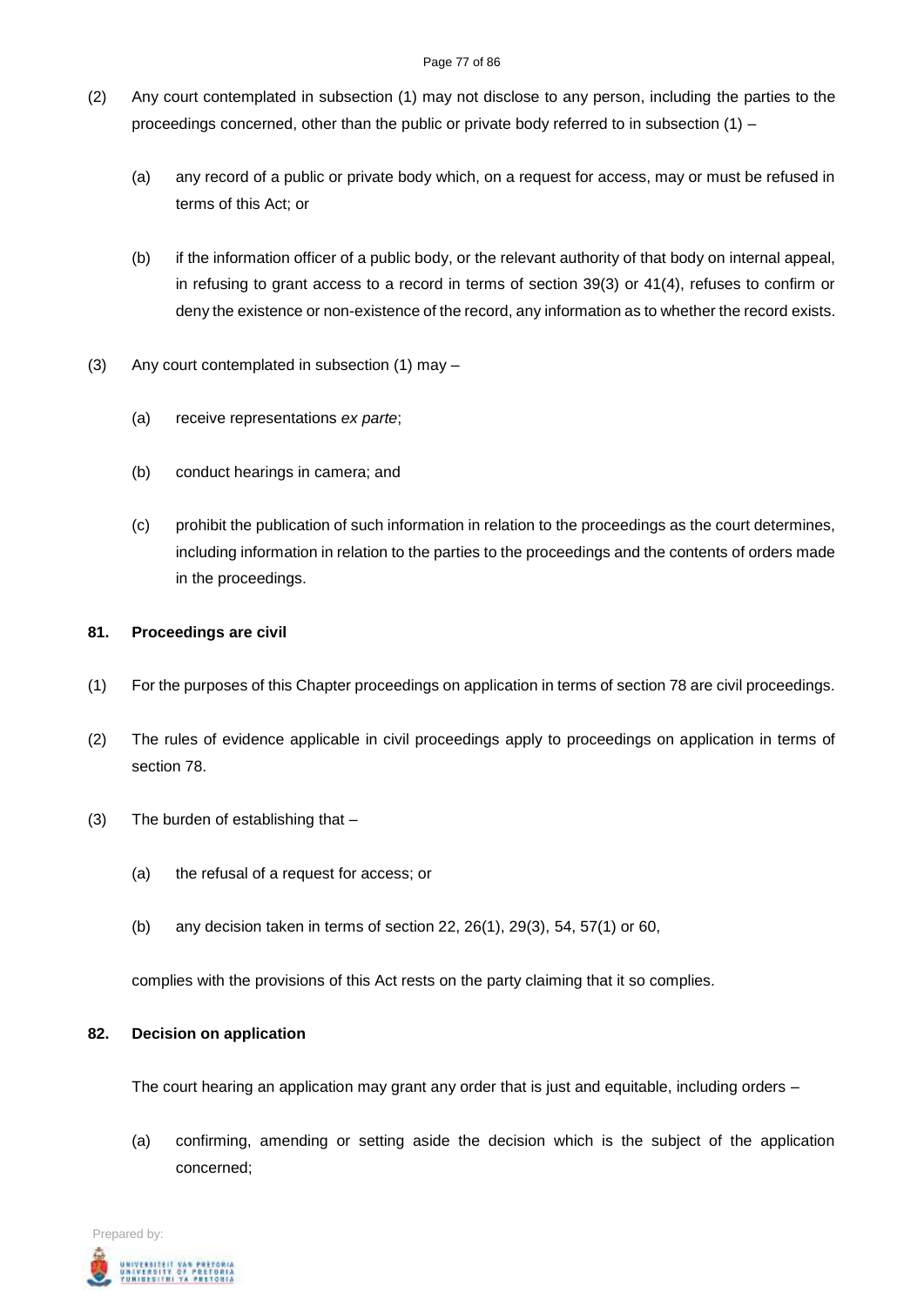(2) Any court contemplated in subsection (1) may not disclose to any person, including the parties to the proceedings concerned, other than the public or private body referred to in subsection (1) –

(a) any record of a public or private body which, on a request for access, may or must be refused in terms of this Act; or

(b) if the information officer of a public body, or the relevant authority of that body on internal appeal, in refusing to grant access to a record in terms of section 39(3) or 41(4), refuses to confirm or deny the existence or non-existence of the record, any information as to whether the record exists.

(3) Any court contemplated in subsection (1) may –

(a) receive representations *ex parte*;

(b) conduct hearings in camera; and

(c) prohibit the publication of such information in relation to the proceedings as the court determines, including information in relation to the parties to the proceedings and the contents of orders made in the proceedings.

**81. Proceedings are civil**

(1) For the purposes of this Chapter proceedings on application in terms of section 78 are civil proceedings.

(2) The rules of evidence applicable in civil proceedings apply to proceedings on application in terms of section 78.

(3) The burden of establishing that –

(a) the refusal of a request for access; or

(b) any decision taken in terms of section 22, 26(1), 29(3), 54, 57(1) or 60,

complies with the provisions of this Act rests on the party claiming that it so complies.

**82. Decision on application**

The court hearing an application may grant any order that is just and equitable, including orders –

(a) confirming, amending or setting aside the decision which is the subject of the application concerned;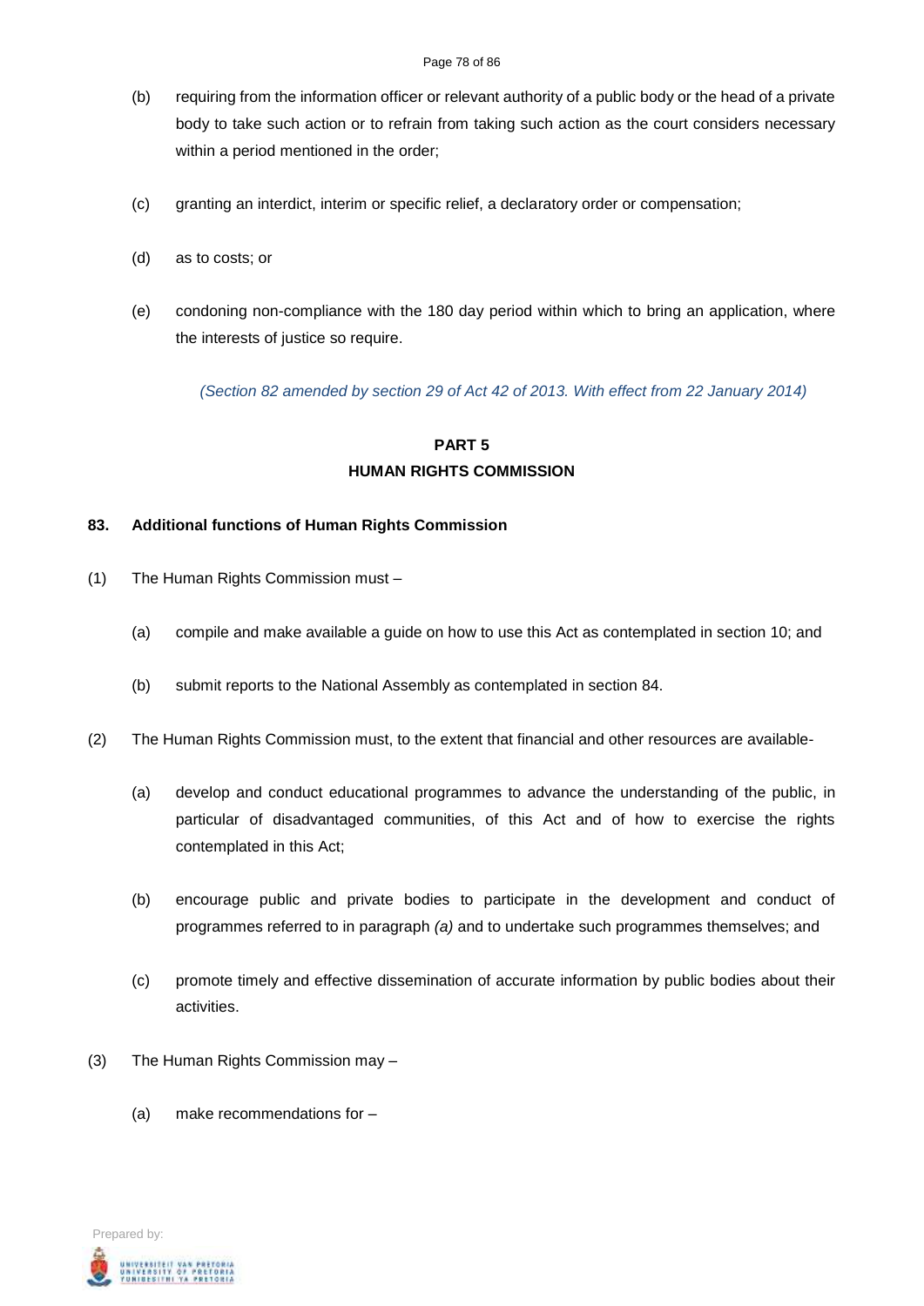(b) requiring from the information officer or relevant authority of a public body or the head of a private body to take such action or to refrain from taking such action as the court considers necessary within a period mentioned in the order;

(c) granting an interdict, interim or specific relief, a declaratory order or compensation;

(d) as to costs; or

(e) condoning non-compliance with the 180 day period within which to bring an application, where the interests of justice so require.

*(Section 82 amended by section 29 of Act 42 of 2013. With effect from 22 January 2014)*

## PART 5
## HUMAN RIGHTS COMMISSION

### 83. Additional functions of Human Rights Commission

(1) The Human Rights Commission must –

(a) compile and make available a guide on how to use this Act as contemplated in section 10; and

(b) submit reports to the National Assembly as contemplated in section 84.

(2) The Human Rights Commission must, to the extent that financial and other resources are available-

(a) develop and conduct educational programmes to advance the understanding of the public, in particular of disadvantaged communities, of this Act and of how to exercise the rights contemplated in this Act;

(b) encourage public and private bodies to participate in the development and conduct of programmes referred to in paragraph *(a)* and to undertake such programmes themselves; and

(c) promote timely and effective dissemination of accurate information by public bodies about their activities.

(3) The Human Rights Commission may –

(a) make recommendations for –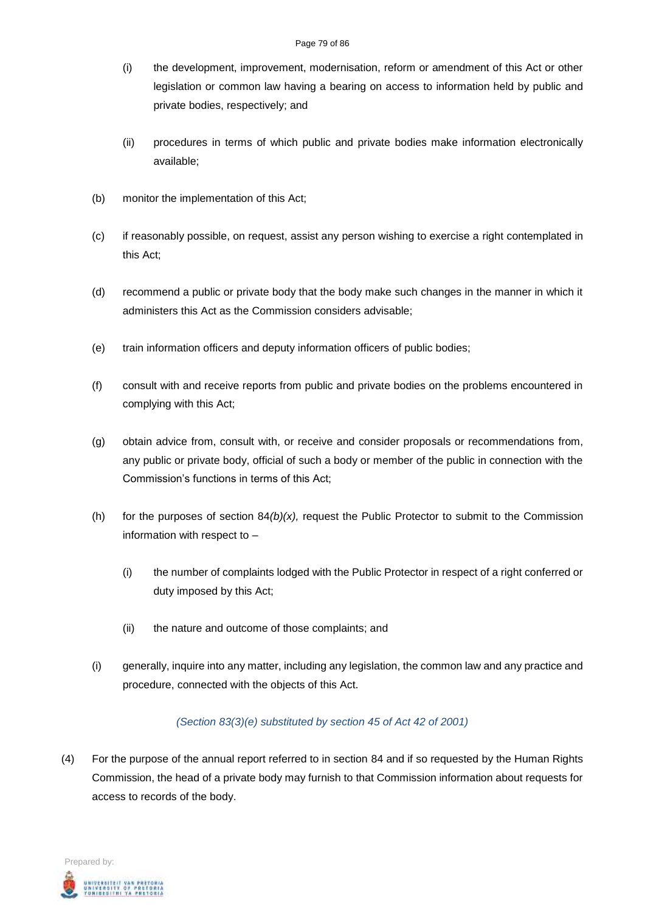(i) the development, improvement, modernisation, reform or amendment of this Act or other legislation or common law having a bearing on access to information held by public and private bodies, respectively; and

(ii) procedures in terms of which public and private bodies make information electronically available;

(b) monitor the implementation of this Act;

(c) if reasonably possible, on request, assist any person wishing to exercise a right contemplated in this Act;

(d) recommend a public or private body that the body make such changes in the manner in which it administers this Act as the Commission considers advisable;

(e) train information officers and deputy information officers of public bodies;

(f) consult with and receive reports from public and private bodies on the problems encountered in complying with this Act;

(g) obtain advice from, consult with, or receive and consider proposals or recommendations from, any public or private body, official of such a body or member of the public in connection with the Commission's functions in terms of this Act;

(h) for the purposes of section 84*(b)(x),* request the Public Protector to submit to the Commission information with respect to –

(i) the number of complaints lodged with the Public Protector in respect of a right conferred or duty imposed by this Act;

(ii) the nature and outcome of those complaints; and

(i) generally, inquire into any matter, including any legislation, the common law and any practice and procedure, connected with the objects of this Act.

*(Section 83(3)(e) substituted by section 45 of Act 42 of 2001)*

(4) For the purpose of the annual report referred to in section 84 and if so requested by the Human Rights Commission, the head of a private body may furnish to that Commission information about requests for access to records of the body.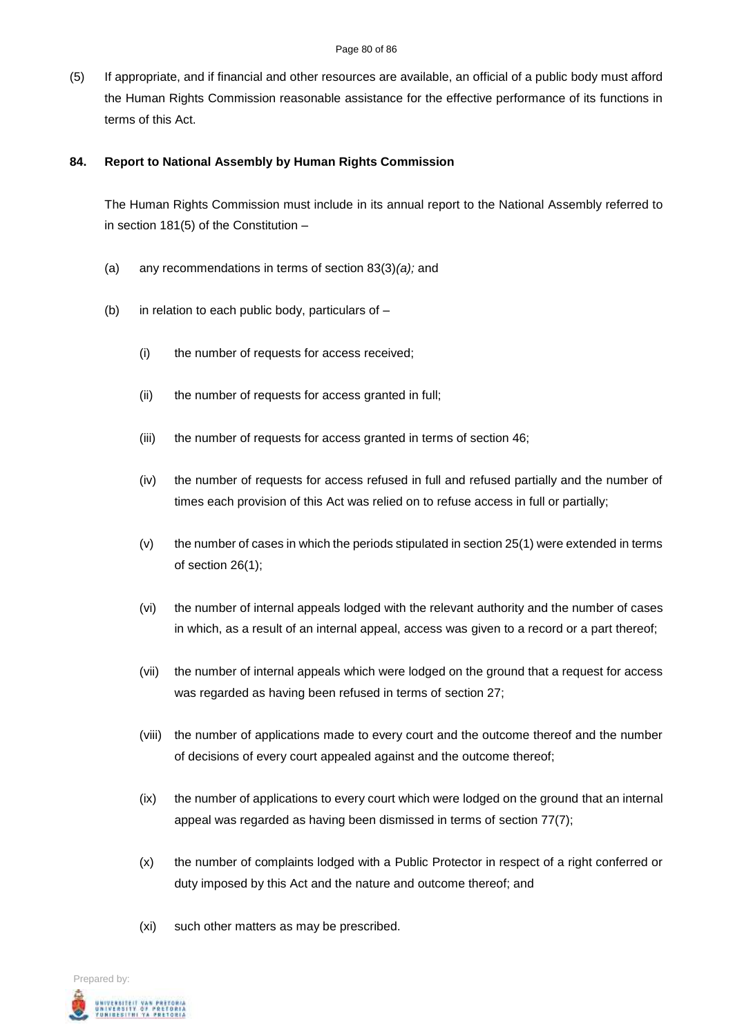(5) If appropriate, and if financial and other resources are available, an official of a public body must afford the Human Rights Commission reasonable assistance for the effective performance of its functions in terms of this Act.

**84. Report to National Assembly by Human Rights Commission**

The Human Rights Commission must include in its annual report to the National Assembly referred to in section 181(5) of the Constitution –

(a) any recommendations in terms of section 83(3)*(a);* and

(b) in relation to each public body, particulars of –

(i) the number of requests for access received;

(ii) the number of requests for access granted in full;

(iii) the number of requests for access granted in terms of section 46;

(iv) the number of requests for access refused in full and refused partially and the number of times each provision of this Act was relied on to refuse access in full or partially;

(v) the number of cases in which the periods stipulated in section 25(1) were extended in terms of section 26(1);

(vi) the number of internal appeals lodged with the relevant authority and the number of cases in which, as a result of an internal appeal, access was given to a record or a part thereof;

(vii) the number of internal appeals which were lodged on the ground that a request for access was regarded as having been refused in terms of section 27;

(viii) the number of applications made to every court and the outcome thereof and the number of decisions of every court appealed against and the outcome thereof;

(ix) the number of applications to every court which were lodged on the ground that an internal appeal was regarded as having been dismissed in terms of section 77(7);

(x) the number of complaints lodged with a Public Protector in respect of a right conferred or duty imposed by this Act and the nature and outcome thereof; and

(xi) such other matters as may be prescribed.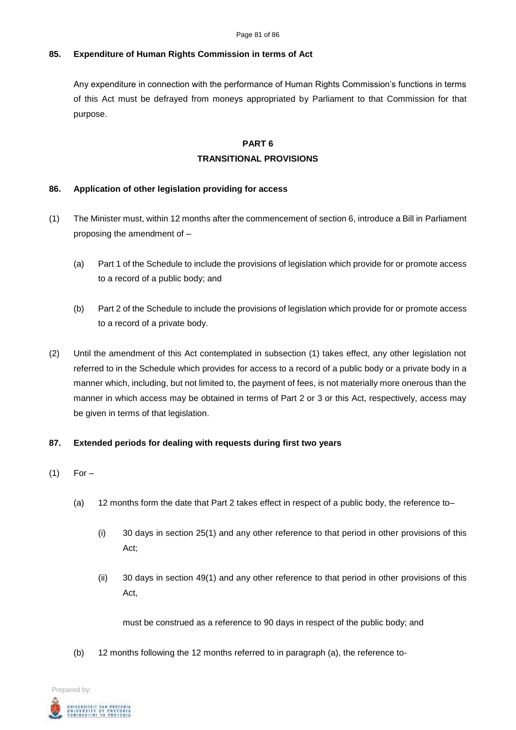**85. Expenditure of Human Rights Commission in terms of Act**

Any expenditure in connection with the performance of Human Rights Commission's functions in terms of this Act must be defrayed from moneys appropriated by Parliament to that Commission for that purpose.

## PART 6
## TRANSITIONAL PROVISIONS

**86. Application of other legislation providing for access**

(1) The Minister must, within 12 months after the commencement of section 6, introduce a Bill in Parliament proposing the amendment of –

(a) Part 1 of the Schedule to include the provisions of legislation which provide for or promote access to a record of a public body; and

(b) Part 2 of the Schedule to include the provisions of legislation which provide for or promote access to a record of a private body.

(2) Until the amendment of this Act contemplated in subsection (1) takes effect, any other legislation not referred to in the Schedule which provides for access to a record of a public body or a private body in a manner which, including, but not limited to, the payment of fees, is not materially more onerous than the manner in which access may be obtained in terms of Part 2 or 3 or this Act, respectively, access may be given in terms of that legislation.

**87. Extended periods for dealing with requests during first two years**

(1) For –

(a) 12 months form the date that Part 2 takes effect in respect of a public body, the reference to–

(i) 30 days in section 25(1) and any other reference to that period in other provisions of this Act;

(ii) 30 days in section 49(1) and any other reference to that period in other provisions of this Act,

must be construed as a reference to 90 days in respect of the public body; and

(b) 12 months following the 12 months referred to in paragraph (a), the reference to-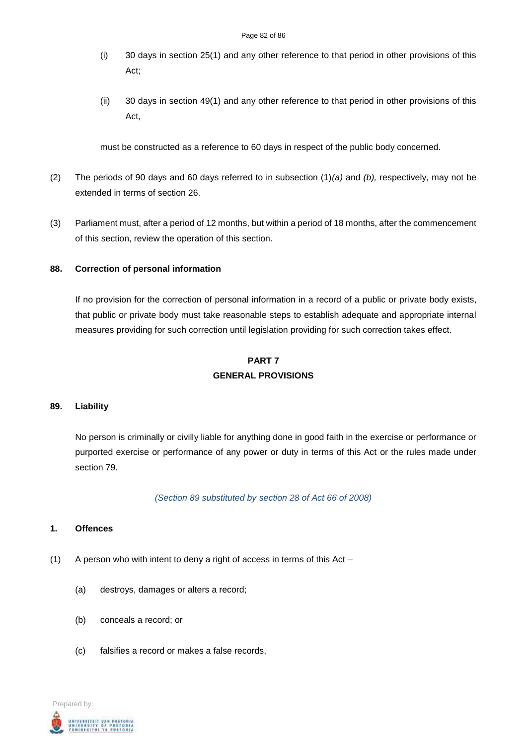(i) 30 days in section 25(1) and any other reference to that period in other provisions of this Act;

(ii) 30 days in section 49(1) and any other reference to that period in other provisions of this Act,

must be constructed as a reference to 60 days in respect of the public body concerned.

(2) The periods of 90 days and 60 days referred to in subsection (1)*(a)* and *(b),* respectively, may not be extended in terms of section 26.

(3) Parliament must, after a period of 12 months, but within a period of 18 months, after the commencement of this section, review the operation of this section.

**88. Correction of personal information**

If no provision for the correction of personal information in a record of a public or private body exists, that public or private body must take reasonable steps to establish adequate and appropriate internal measures providing for such correction until legislation providing for such correction takes effect.

## PART 7
## GENERAL PROVISIONS

**89. Liability**

No person is criminally or civilly liable for anything done in good faith in the exercise or performance or purported exercise or performance of any power or duty in terms of this Act or the rules made under section 79.

*(Section 89 substituted by section 28 of Act 66 of 2008)*

**1. Offences**

(1) A person who with intent to deny a right of access in terms of this Act –

(a) destroys, damages or alters a record;

(b) conceals a record; or

(c) falsifies a record or makes a false records,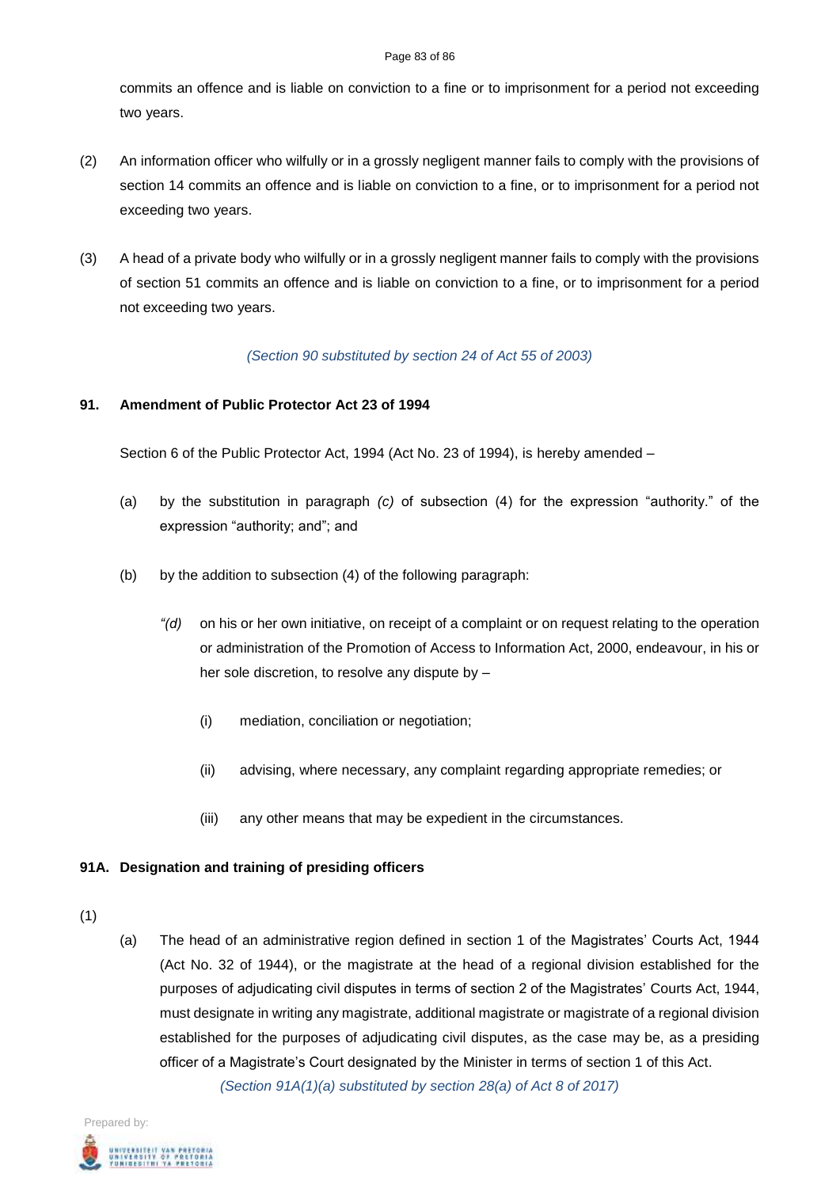commits an offence and is liable on conviction to a fine or to imprisonment for a period not exceeding two years.

(2) An information officer who wilfully or in a grossly negligent manner fails to comply with the provisions of section 14 commits an offence and is liable on conviction to a fine, or to imprisonment for a period not exceeding two years.

(3) A head of a private body who wilfully or in a grossly negligent manner fails to comply with the provisions of section 51 commits an offence and is liable on conviction to a fine, or to imprisonment for a period not exceeding two years.

*(Section 90 substituted by section 24 of Act 55 of 2003)*

**91. Amendment of Public Protector Act 23 of 1994**

Section 6 of the Public Protector Act, 1994 (Act No. 23 of 1994), is hereby amended –

(a) by the substitution in paragraph *(c)* of subsection (4) for the expression "authority." of the expression "authority; and"; and

(b) by the addition to subsection (4) of the following paragraph:

*"(d)* on his or her own initiative, on receipt of a complaint or on request relating to the operation or administration of the Promotion of Access to Information Act, 2000, endeavour, in his or her sole discretion, to resolve any dispute by –

(i) mediation, conciliation or negotiation;

(ii) advising, where necessary, any complaint regarding appropriate remedies; or

(iii) any other means that may be expedient in the circumstances.

**91A. Designation and training of presiding officers**

(1)

(a) The head of an administrative region defined in section 1 of the Magistrates' Courts Act, 1944 (Act No. 32 of 1944), or the magistrate at the head of a regional division established for the purposes of adjudicating civil disputes in terms of section 2 of the Magistrates' Courts Act, 1944, must designate in writing any magistrate, additional magistrate or magistrate of a regional division established for the purposes of adjudicating civil disputes, as the case may be, as a presiding officer of a Magistrate's Court designated by the Minister in terms of section 1 of this Act.

*(Section 91A(1)(a) substituted by section 28(a) of Act 8 of 2017)*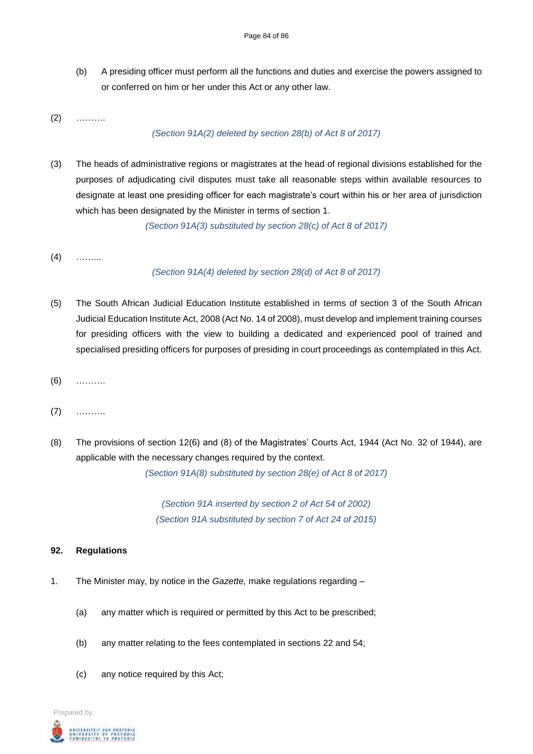(b) A presiding officer must perform all the functions and duties and exercise the powers assigned to or conferred on him or her under this Act or any other law.

(2) ……….

*(Section 91A(2) deleted by section 28(b) of Act 8 of 2017)*

(3) The heads of administrative regions or magistrates at the head of regional divisions established for the purposes of adjudicating civil disputes must take all reasonable steps within available resources to designate at least one presiding officer for each magistrate's court within his or her area of jurisdiction which has been designated by the Minister in terms of section 1.

*(Section 91A(3) substituted by section 28(c) of Act 8 of 2017)*

(4) ……...

*(Section 91A(4) deleted by section 28(d) of Act 8 of 2017)*

(5) The South African Judicial Education Institute established in terms of section 3 of the South African Judicial Education Institute Act, 2008 (Act No. 14 of 2008), must develop and implement training courses for presiding officers with the view to building a dedicated and experienced pool of trained and specialised presiding officers for purposes of presiding in court proceedings as contemplated in this Act.

(6) ……….

(7) ……….

(8) The provisions of section 12(6) and (8) of the Magistrates' Courts Act, 1944 (Act No. 32 of 1944), are applicable with the necessary changes required by the context.

*(Section 91A(8) substituted by section 28(e) of Act 8 of 2017)*

*(Section 91A inserted by section 2 of Act 54 of 2002)*
*(Section 91A substituted by section 7 of Act 24 of 2015)*

**92. Regulations**

1. The Minister may, by notice in the *Gazette,* make regulations regarding –

   (a) any matter which is required or permitted by this Act to be prescribed;

   (b) any matter relating to the fees contemplated in sections 22 and 54;

   (c) any notice required by this Act;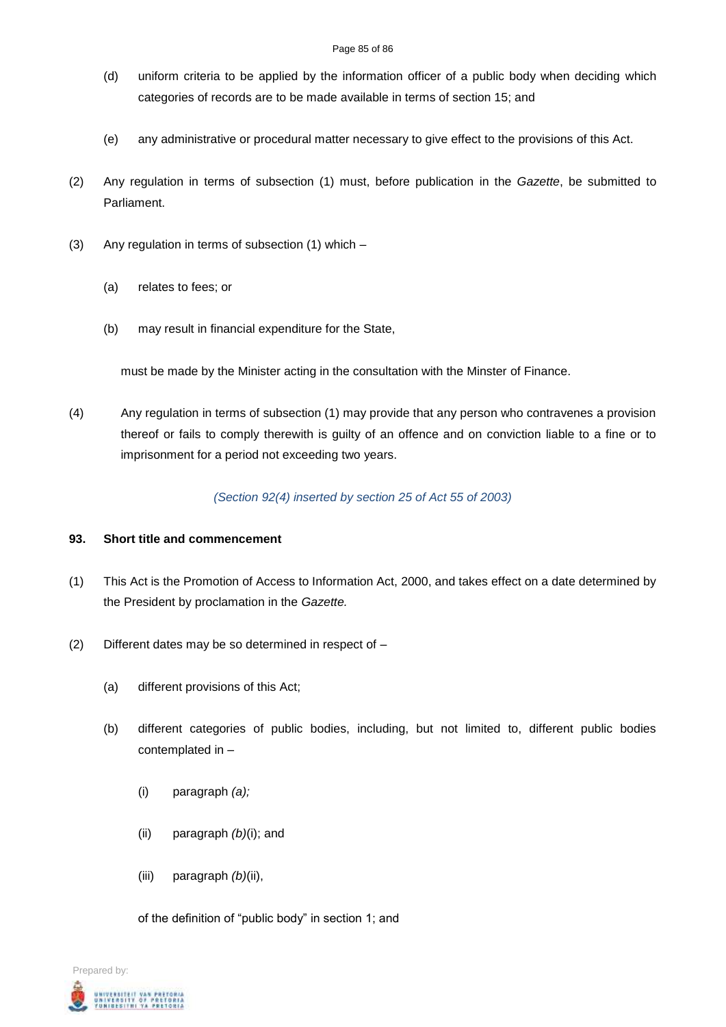(d) uniform criteria to be applied by the information officer of a public body when deciding which categories of records are to be made available in terms of section 15; and

(e) any administrative or procedural matter necessary to give effect to the provisions of this Act.

(2) Any regulation in terms of subsection (1) must, before publication in the *Gazette*, be submitted to Parliament.

(3) Any regulation in terms of subsection (1) which –

(a) relates to fees; or

(b) may result in financial expenditure for the State,

must be made by the Minister acting in the consultation with the Minster of Finance.

(4) Any regulation in terms of subsection (1) may provide that any person who contravenes a provision thereof or fails to comply therewith is guilty of an offence and on conviction liable to a fine or to imprisonment for a period not exceeding two years.

*(Section 92(4) inserted by section 25 of Act 55 of 2003)*

**93. Short title and commencement**

(1) This Act is the Promotion of Access to Information Act, 2000, and takes effect on a date determined by the President by proclamation in the *Gazette.*

(2) Different dates may be so determined in respect of –

(a) different provisions of this Act;

(b) different categories of public bodies, including, but not limited to, different public bodies contemplated in –

(i) paragraph *(a);*

(ii) paragraph *(b)*(i); and

(iii) paragraph *(b)*(ii),

of the definition of "public body" in section 1; and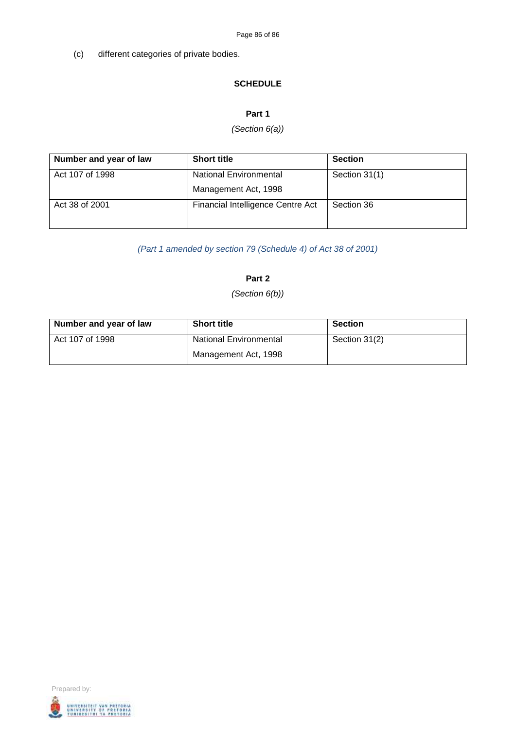(c) different categories of private bodies.

## SCHEDULE

### Part 1

*(Section 6(a))*

| Number and year of law | Short title | Section |
|---|---|---|
| Act 107 of 1998 | National Environmental Management Act, 1998 | Section 31(1) |
| Act 38 of 2001 | Financial Intelligence Centre Act | Section 36 |

*(Part 1 amended by section 79 (Schedule 4) of Act 38 of 2001)*

### Part 2

*(Section 6(b))*

| Number and year of law | Short title | Section |
|---|---|---|
| Act 107 of 1998 | National Environmental Management Act, 1998 | Section 31(2) |